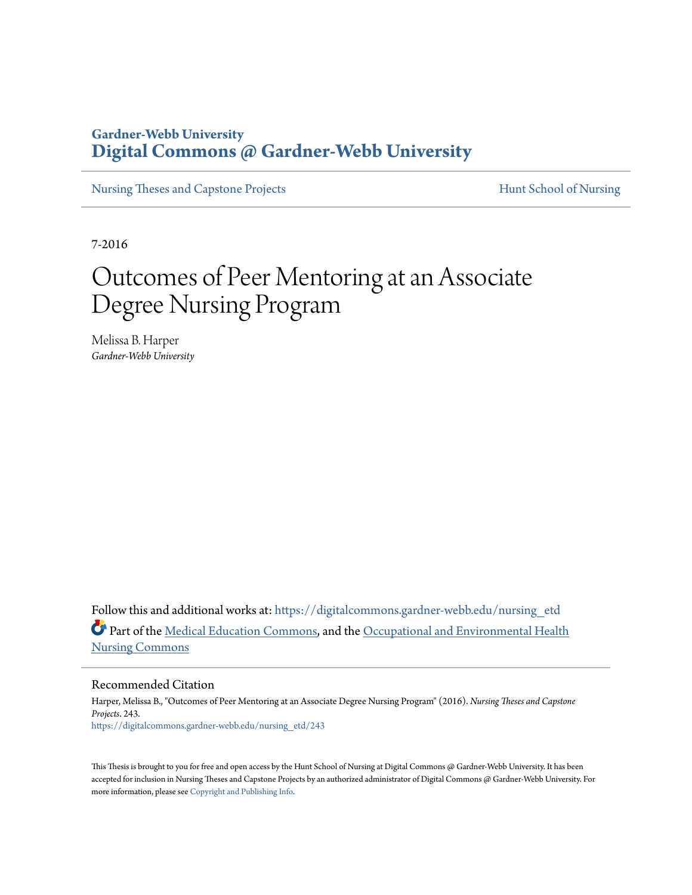Gardner-Webb University
**Digital Commons @ Gardner-Webb University**

Nursing Theses and Capstone Projects | Hunt School of Nursing

7-2016

# Outcomes of Peer Mentoring at an Associate Degree Nursing Program

Melissa B. Harper
*Gardner-Webb University*

Follow this and additional works at: https://digitalcommons.gardner-webb.edu/nursing_etd

Part of the Medical Education Commons, and the Occupational and Environmental Health Nursing Commons

## Recommended Citation

Harper, Melissa B., "Outcomes of Peer Mentoring at an Associate Degree Nursing Program" (2016). *Nursing Theses and Capstone Projects*. 243.
https://digitalcommons.gardner-webb.edu/nursing_etd/243

This Thesis is brought to you for free and open access by the Hunt School of Nursing at Digital Commons @ Gardner-Webb University. It has been accepted for inclusion in Nursing Theses and Capstone Projects by an authorized administrator of Digital Commons @ Gardner-Webb University. For more information, please see Copyright and Publishing Info.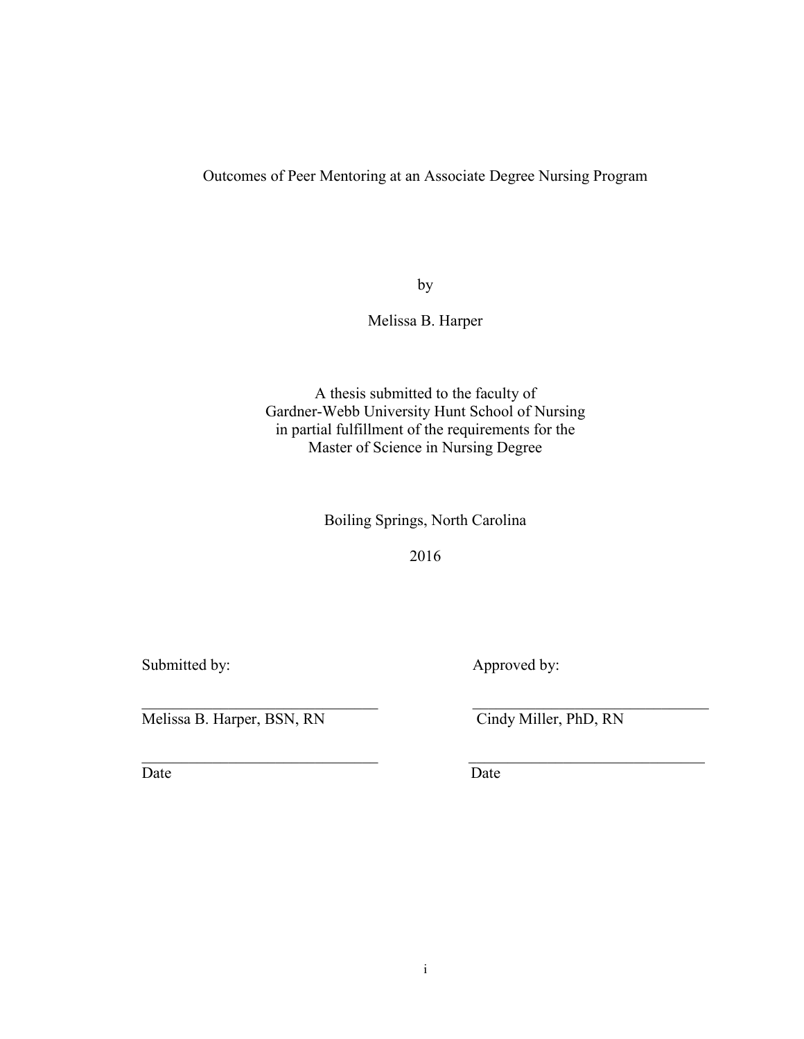# Outcomes of Peer Mentoring at an Associate Degree Nursing Program

by

Melissa B. Harper

A thesis submitted to the faculty of
Gardner-Webb University Hunt School of Nursing
in partial fulfillment of the requirements for the
Master of Science in Nursing Degree

Boiling Springs, North Carolina

2016

| Submitted by: | Approved by: |
|---|---|
| ______________________________ | ______________________________ |
| Melissa B. Harper, BSN, RN | Cindy Miller, PhD, RN |
| ______________________________ | ______________________________ |
| Date | Date |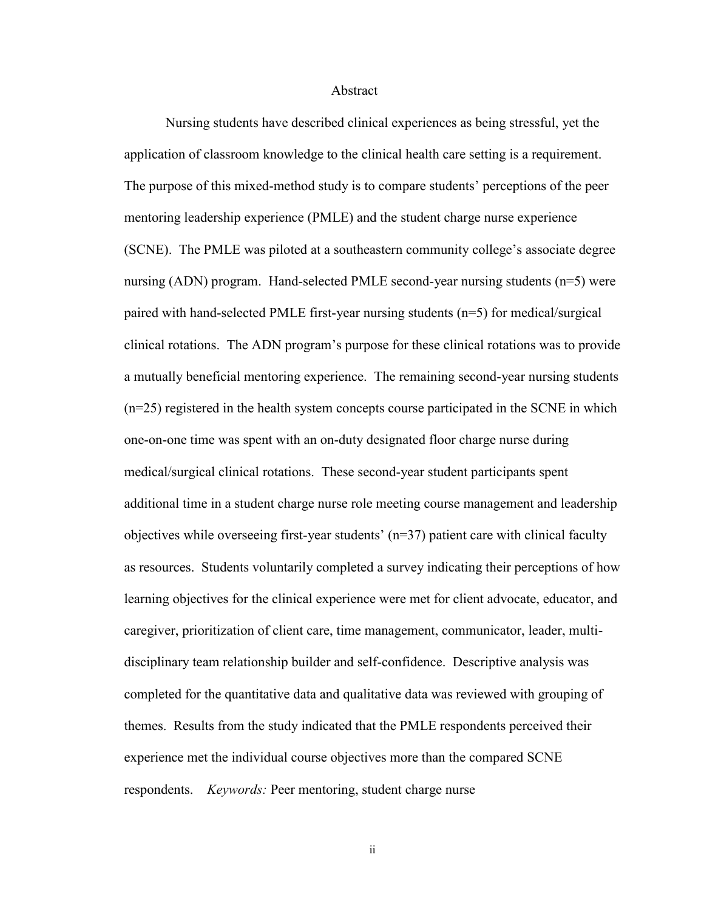# Abstract

Nursing students have described clinical experiences as being stressful, yet the application of classroom knowledge to the clinical health care setting is a requirement. The purpose of this mixed-method study is to compare students' perceptions of the peer mentoring leadership experience (PMLE) and the student charge nurse experience (SCNE). The PMLE was piloted at a southeastern community college's associate degree nursing (ADN) program. Hand-selected PMLE second-year nursing students (n=5) were paired with hand-selected PMLE first-year nursing students (n=5) for medical/surgical clinical rotations. The ADN program's purpose for these clinical rotations was to provide a mutually beneficial mentoring experience. The remaining second-year nursing students (n=25) registered in the health system concepts course participated in the SCNE in which one-on-one time was spent with an on-duty designated floor charge nurse during medical/surgical clinical rotations. These second-year student participants spent additional time in a student charge nurse role meeting course management and leadership objectives while overseeing first-year students' (n=37) patient care with clinical faculty as resources. Students voluntarily completed a survey indicating their perceptions of how learning objectives for the clinical experience were met for client advocate, educator, and caregiver, prioritization of client care, time management, communicator, leader, multi-disciplinary team relationship builder and self-confidence. Descriptive analysis was completed for the quantitative data and qualitative data was reviewed with grouping of themes. Results from the study indicated that the PMLE respondents perceived their experience met the individual course objectives more than the compared SCNE respondents. *Keywords:* Peer mentoring, student charge nurse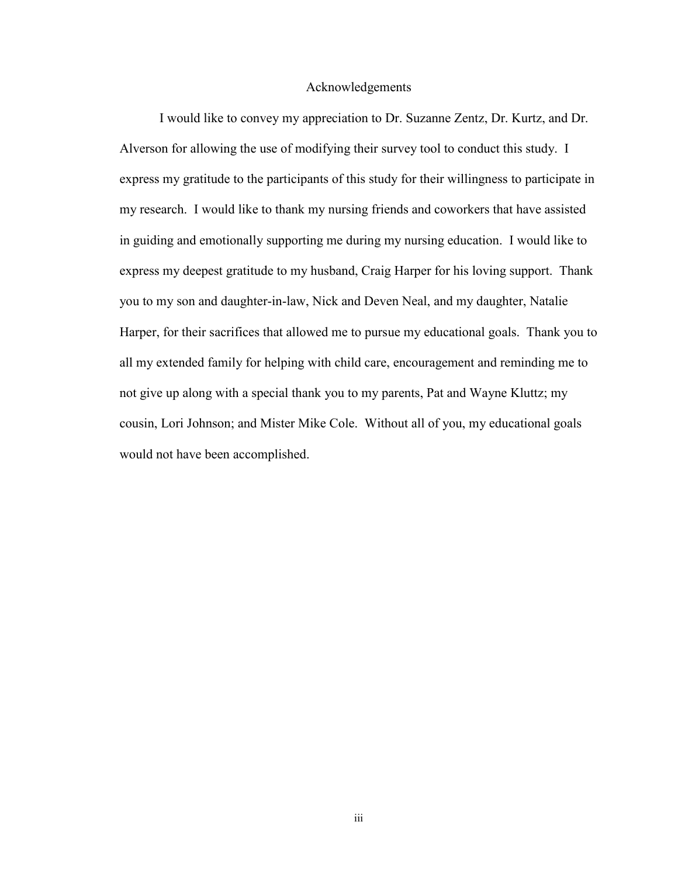# Acknowledgements

I would like to convey my appreciation to Dr. Suzanne Zentz, Dr. Kurtz, and Dr. Alverson for allowing the use of modifying their survey tool to conduct this study. I express my gratitude to the participants of this study for their willingness to participate in my research. I would like to thank my nursing friends and coworkers that have assisted in guiding and emotionally supporting me during my nursing education. I would like to express my deepest gratitude to my husband, Craig Harper for his loving support. Thank you to my son and daughter-in-law, Nick and Deven Neal, and my daughter, Natalie Harper, for their sacrifices that allowed me to pursue my educational goals. Thank you to all my extended family for helping with child care, encouragement and reminding me to not give up along with a special thank you to my parents, Pat and Wayne Kluttz; my cousin, Lori Johnson; and Mister Mike Cole. Without all of you, my educational goals would not have been accomplished.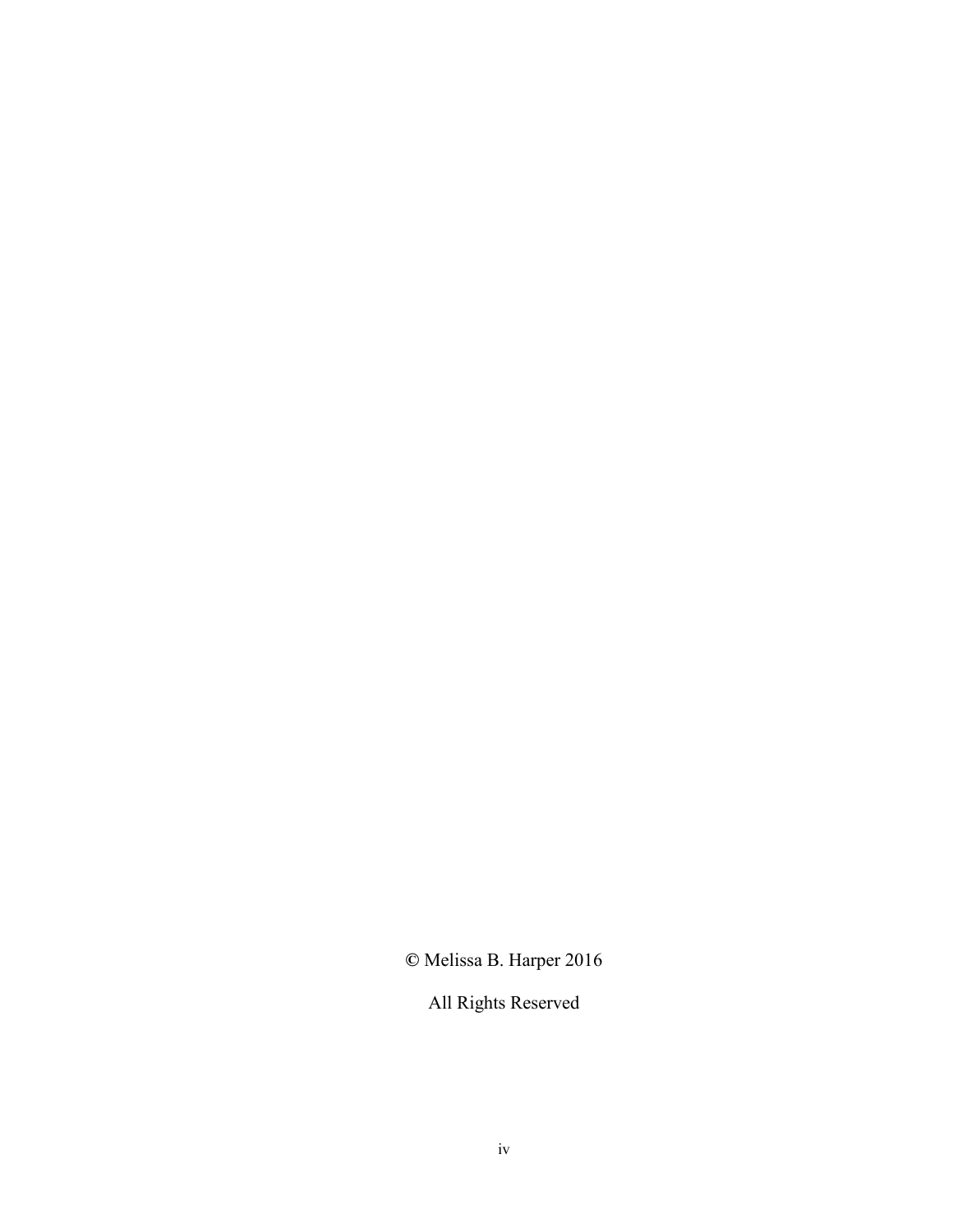© Melissa B. Harper 2016

All Rights Reserved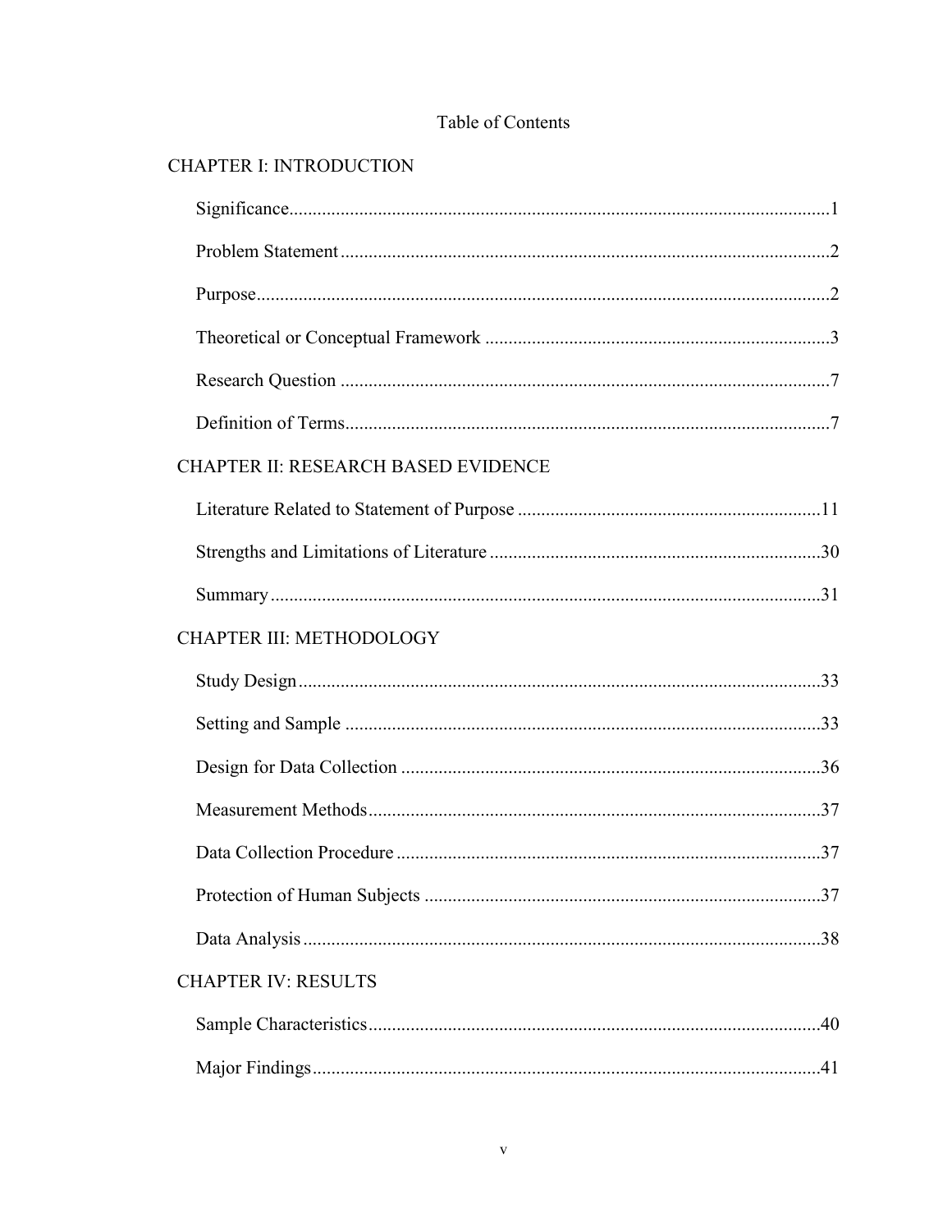# Table of Contents

CHAPTER I: INTRODUCTION

- Significance....................1
- Problem Statement....................2
- Purpose....................2
- Theoretical or Conceptual Framework....................3
- Research Question....................7
- Definition of Terms....................7

CHAPTER II: RESEARCH BASED EVIDENCE

- Literature Related to Statement of Purpose....................11
- Strengths and Limitations of Literature....................30
- Summary....................31

CHAPTER III: METHODOLOGY

- Study Design....................33
- Setting and Sample....................33
- Design for Data Collection....................36
- Measurement Methods....................37
- Data Collection Procedure....................37
- Protection of Human Subjects....................37
- Data Analysis....................38

CHAPTER IV: RESULTS

- Sample Characteristics....................40
- Major Findings....................41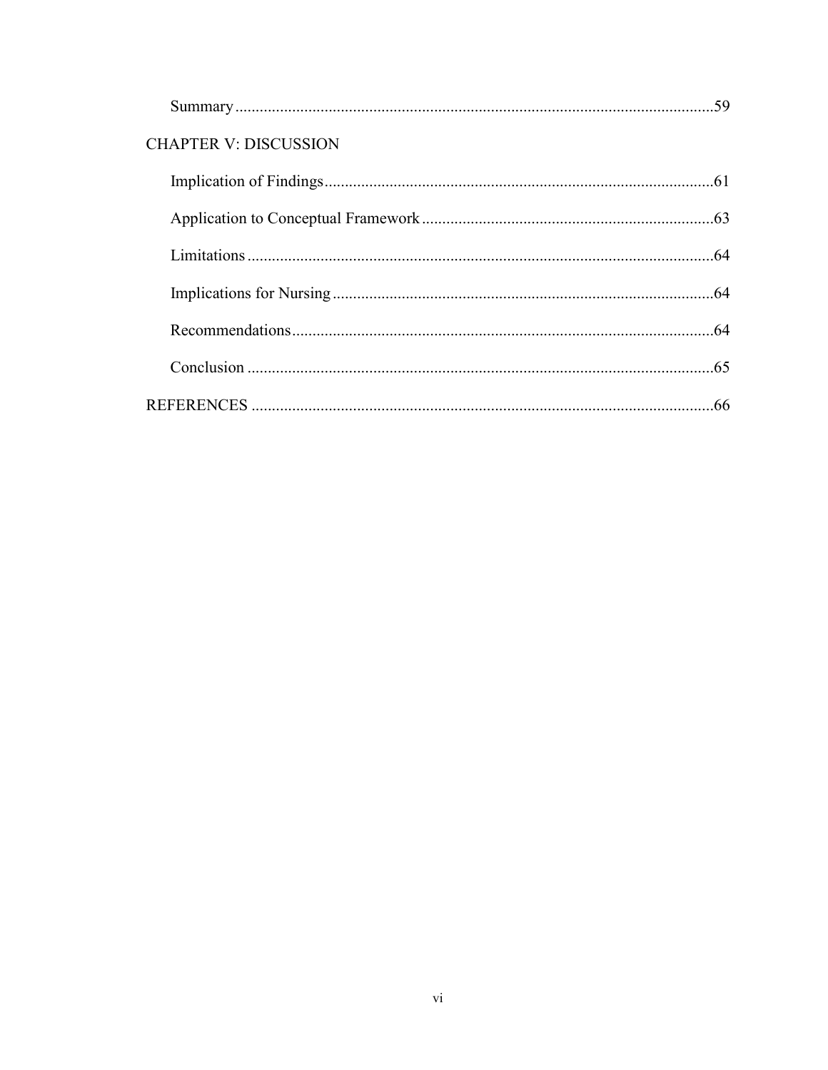Summary ....................................................................................................................59

CHAPTER V: DISCUSSION

Implication of Findings ..............................................................................................61

Application to Conceptual Framework .......................................................................63

Limitations .................................................................................................................64

Implications for Nursing ............................................................................................64

Recommendations ......................................................................................................64

Conclusion .................................................................................................................65

REFERENCES .................................................................................................................66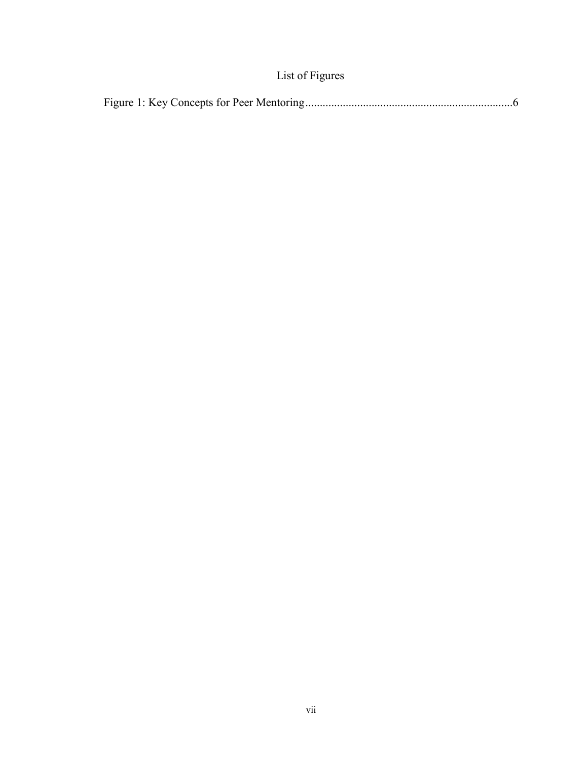# List of Figures

Figure 1: Key Concepts for Peer Mentoring.......................................................................6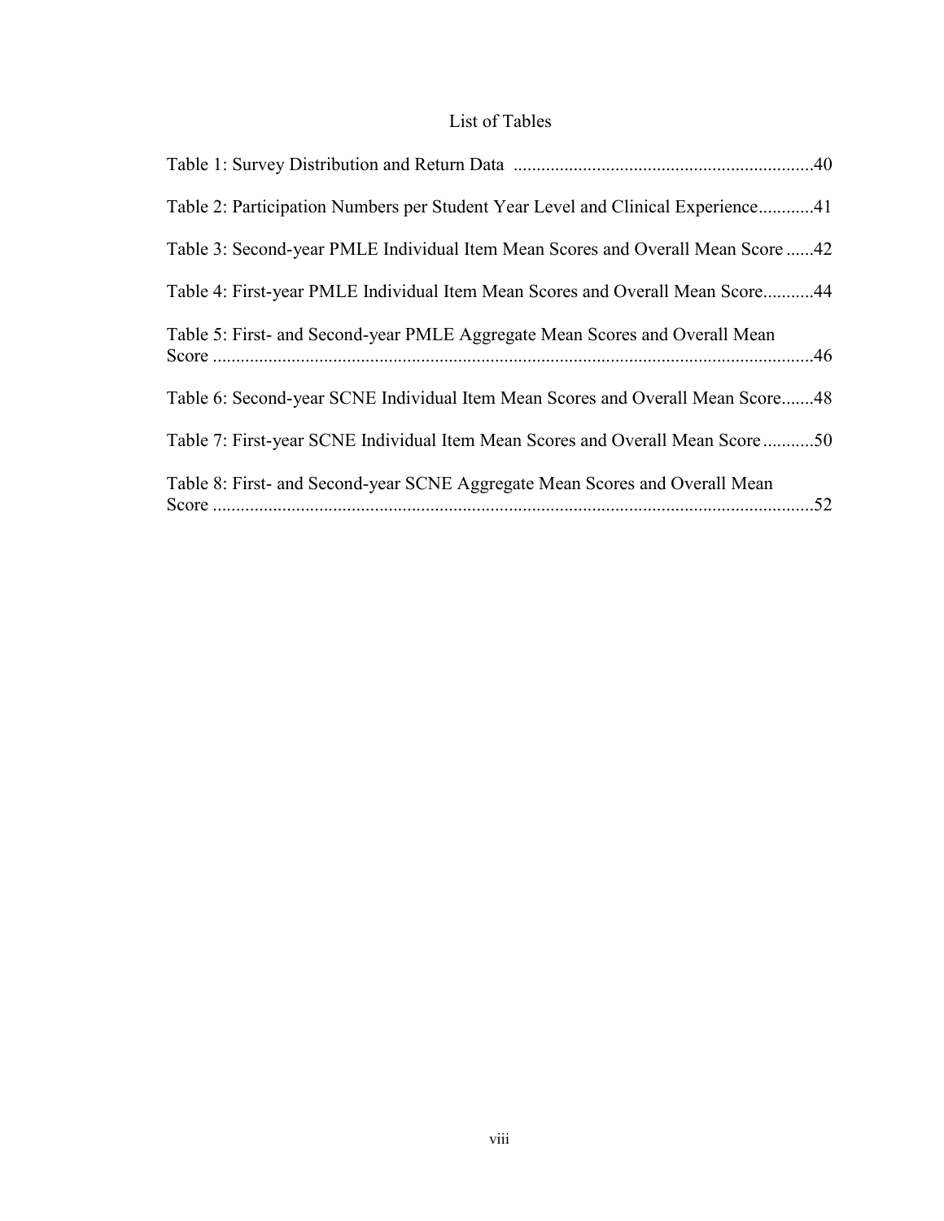# List of Tables

Table 1: Survey Distribution and Return Data ................................................................40

Table 2: Participation Numbers per Student Year Level and Clinical Experience............41

Table 3: Second-year PMLE Individual Item Mean Scores and Overall Mean Score ......42

Table 4: First-year PMLE Individual Item Mean Scores and Overall Mean Score...........44

Table 5: First- and Second-year PMLE Aggregate Mean Scores and Overall Mean Score ..................................................................................................................................46

Table 6: Second-year SCNE Individual Item Mean Scores and Overall Mean Score.......48

Table 7: First-year SCNE Individual Item Mean Scores and Overall Mean Score ...........50

Table 8: First- and Second-year SCNE Aggregate Mean Scores and Overall Mean Score ..................................................................................................................................52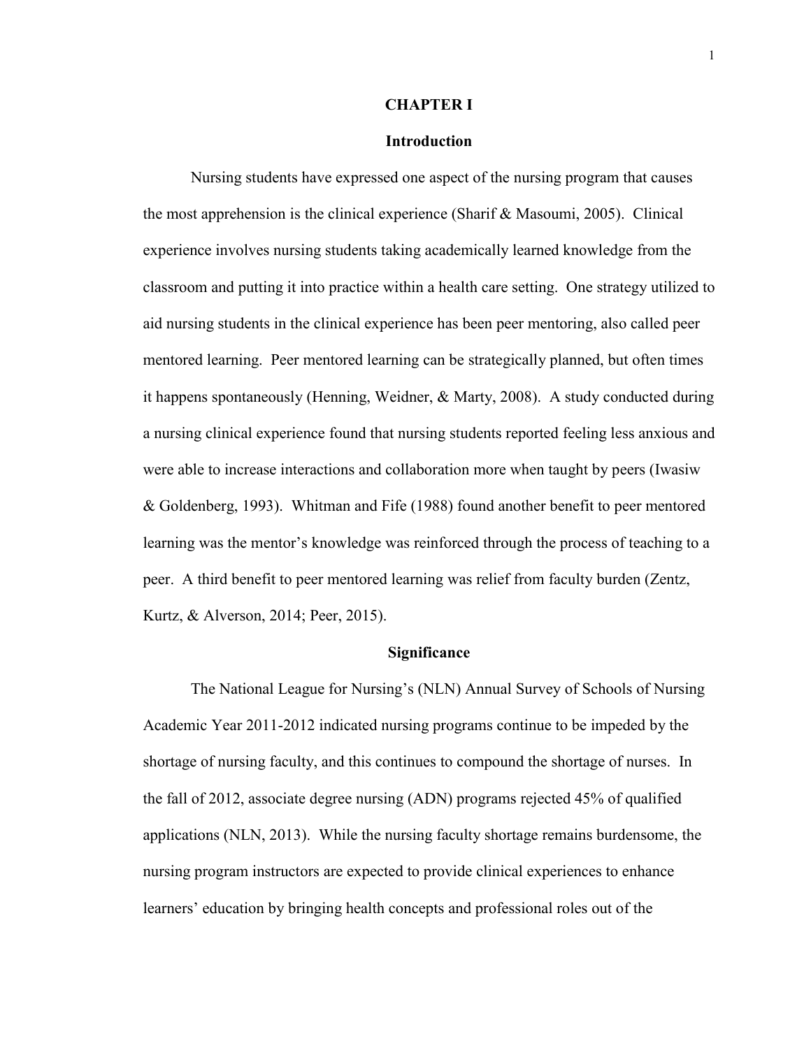# CHAPTER I

## Introduction

Nursing students have expressed one aspect of the nursing program that causes the most apprehension is the clinical experience (Sharif & Masoumi, 2005). Clinical experience involves nursing students taking academically learned knowledge from the classroom and putting it into practice within a health care setting. One strategy utilized to aid nursing students in the clinical experience has been peer mentoring, also called peer mentored learning. Peer mentored learning can be strategically planned, but often times it happens spontaneously (Henning, Weidner, & Marty, 2008). A study conducted during a nursing clinical experience found that nursing students reported feeling less anxious and were able to increase interactions and collaboration more when taught by peers (Iwasiw & Goldenberg, 1993). Whitman and Fife (1988) found another benefit to peer mentored learning was the mentor's knowledge was reinforced through the process of teaching to a peer. A third benefit to peer mentored learning was relief from faculty burden (Zentz, Kurtz, & Alverson, 2014; Peer, 2015).

## Significance

The National League for Nursing's (NLN) Annual Survey of Schools of Nursing Academic Year 2011-2012 indicated nursing programs continue to be impeded by the shortage of nursing faculty, and this continues to compound the shortage of nurses. In the fall of 2012, associate degree nursing (ADN) programs rejected 45% of qualified applications (NLN, 2013). While the nursing faculty shortage remains burdensome, the nursing program instructors are expected to provide clinical experiences to enhance learners' education by bringing health concepts and professional roles out of the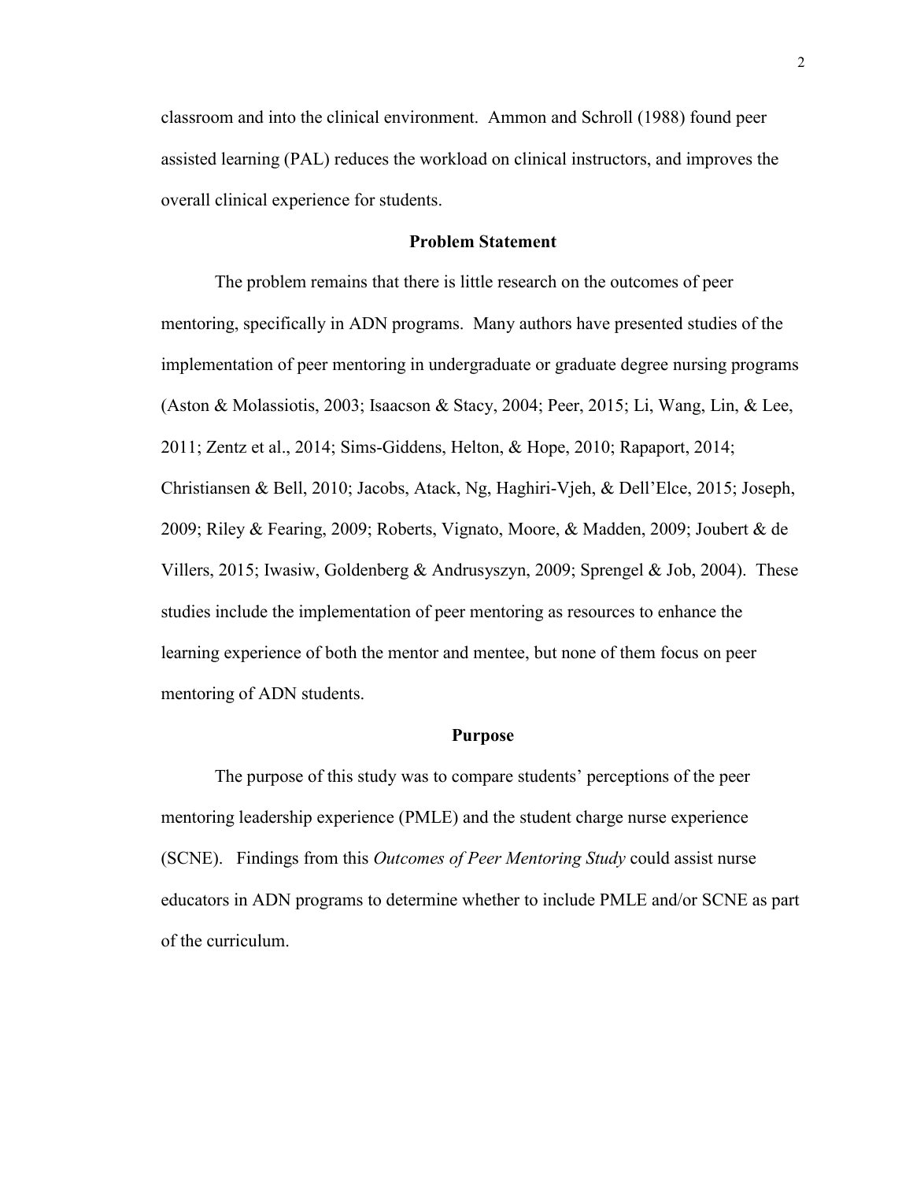classroom and into the clinical environment. Ammon and Schroll (1988) found peer assisted learning (PAL) reduces the workload on clinical instructors, and improves the overall clinical experience for students.

## Problem Statement

The problem remains that there is little research on the outcomes of peer mentoring, specifically in ADN programs. Many authors have presented studies of the implementation of peer mentoring in undergraduate or graduate degree nursing programs (Aston & Molassiotis, 2003; Isaacson & Stacy, 2004; Peer, 2015; Li, Wang, Lin, & Lee, 2011; Zentz et al., 2014; Sims-Giddens, Helton, & Hope, 2010; Rapaport, 2014; Christiansen & Bell, 2010; Jacobs, Atack, Ng, Haghiri-Vjeh, & Dell'Elce, 2015; Joseph, 2009; Riley & Fearing, 2009; Roberts, Vignato, Moore, & Madden, 2009; Joubert & de Villers, 2015; Iwasiw, Goldenberg & Andrusyszyn, 2009; Sprengel & Job, 2004). These studies include the implementation of peer mentoring as resources to enhance the learning experience of both the mentor and mentee, but none of them focus on peer mentoring of ADN students.

## Purpose

The purpose of this study was to compare students' perceptions of the peer mentoring leadership experience (PMLE) and the student charge nurse experience (SCNE). Findings from this *Outcomes of Peer Mentoring Study* could assist nurse educators in ADN programs to determine whether to include PMLE and/or SCNE as part of the curriculum.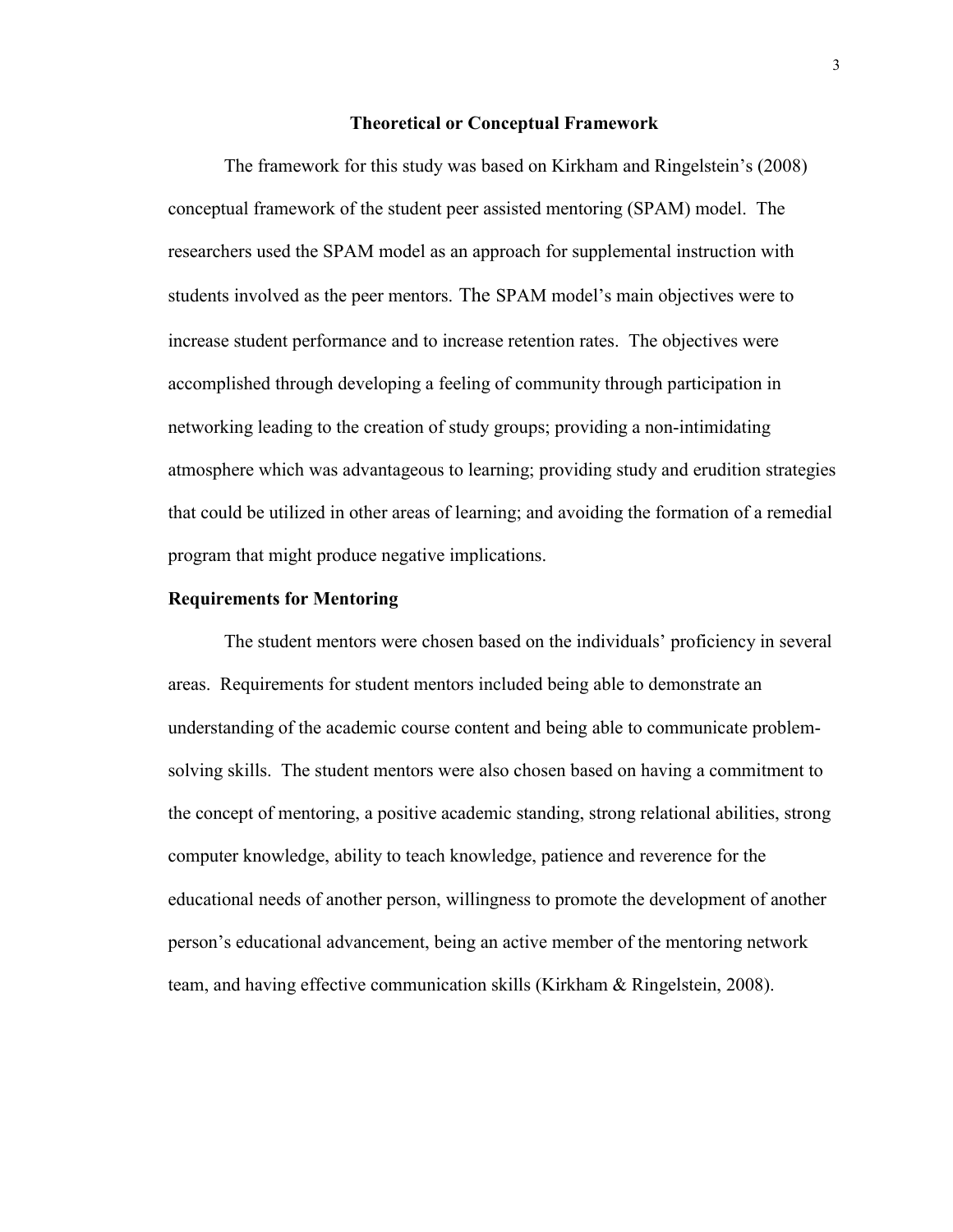## Theoretical or Conceptual Framework

The framework for this study was based on Kirkham and Ringelstein's (2008) conceptual framework of the student peer assisted mentoring (SPAM) model. The researchers used the SPAM model as an approach for supplemental instruction with students involved as the peer mentors. The SPAM model's main objectives were to increase student performance and to increase retention rates. The objectives were accomplished through developing a feeling of community through participation in networking leading to the creation of study groups; providing a non-intimidating atmosphere which was advantageous to learning; providing study and erudition strategies that could be utilized in other areas of learning; and avoiding the formation of a remedial program that might produce negative implications.

### Requirements for Mentoring

The student mentors were chosen based on the individuals' proficiency in several areas. Requirements for student mentors included being able to demonstrate an understanding of the academic course content and being able to communicate problem-solving skills. The student mentors were also chosen based on having a commitment to the concept of mentoring, a positive academic standing, strong relational abilities, strong computer knowledge, ability to teach knowledge, patience and reverence for the educational needs of another person, willingness to promote the development of another person's educational advancement, being an active member of the mentoring network team, and having effective communication skills (Kirkham & Ringelstein, 2008).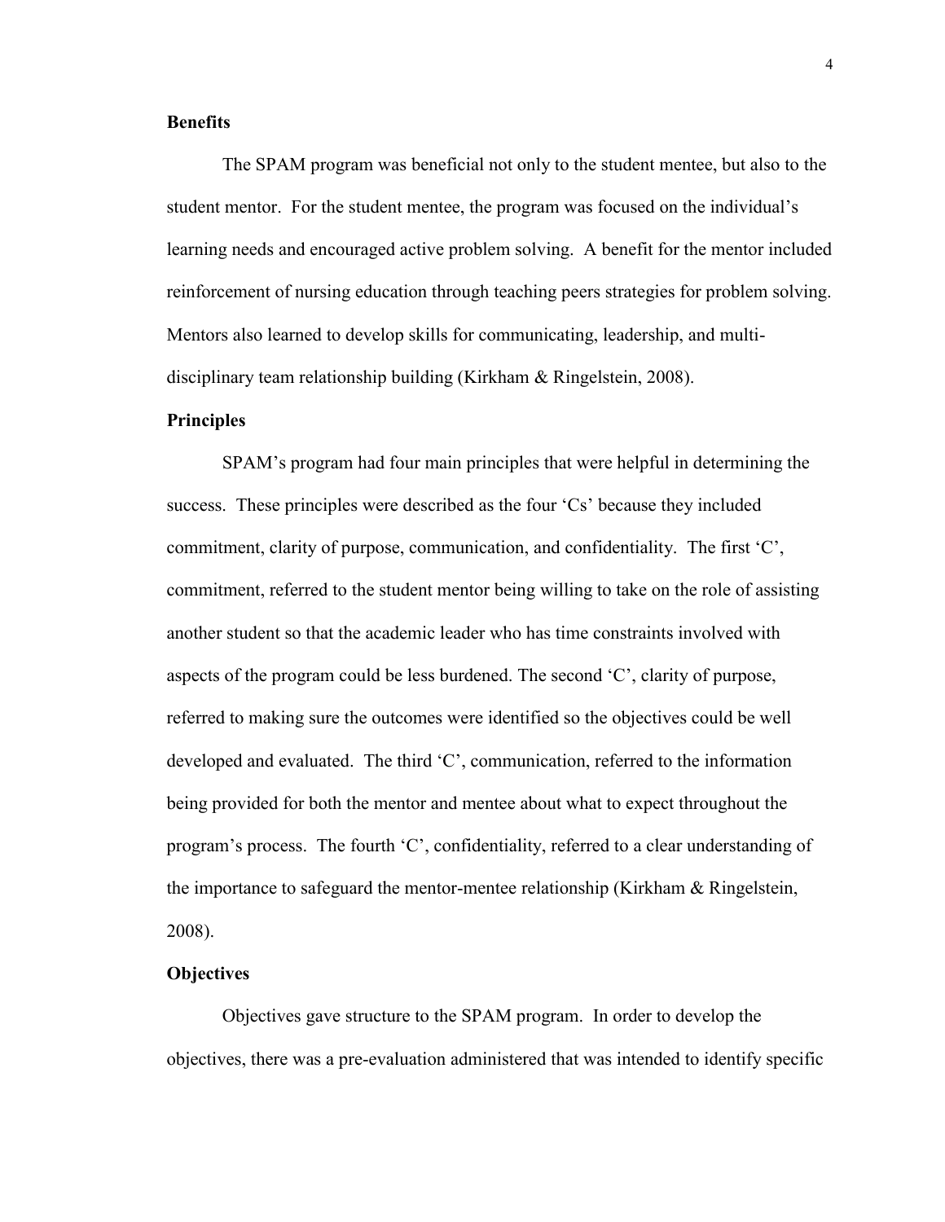**Benefits**

The SPAM program was beneficial not only to the student mentee, but also to the student mentor. For the student mentee, the program was focused on the individual's learning needs and encouraged active problem solving. A benefit for the mentor included reinforcement of nursing education through teaching peers strategies for problem solving. Mentors also learned to develop skills for communicating, leadership, and multi-disciplinary team relationship building (Kirkham & Ringelstein, 2008).

**Principles**

SPAM's program had four main principles that were helpful in determining the success. These principles were described as the four 'Cs' because they included commitment, clarity of purpose, communication, and confidentiality. The first 'C', commitment, referred to the student mentor being willing to take on the role of assisting another student so that the academic leader who has time constraints involved with aspects of the program could be less burdened. The second 'C', clarity of purpose, referred to making sure the outcomes were identified so the objectives could be well developed and evaluated. The third 'C', communication, referred to the information being provided for both the mentor and mentee about what to expect throughout the program's process. The fourth 'C', confidentiality, referred to a clear understanding of the importance to safeguard the mentor-mentee relationship (Kirkham & Ringelstein, 2008).

**Objectives**

Objectives gave structure to the SPAM program. In order to develop the objectives, there was a pre-evaluation administered that was intended to identify specific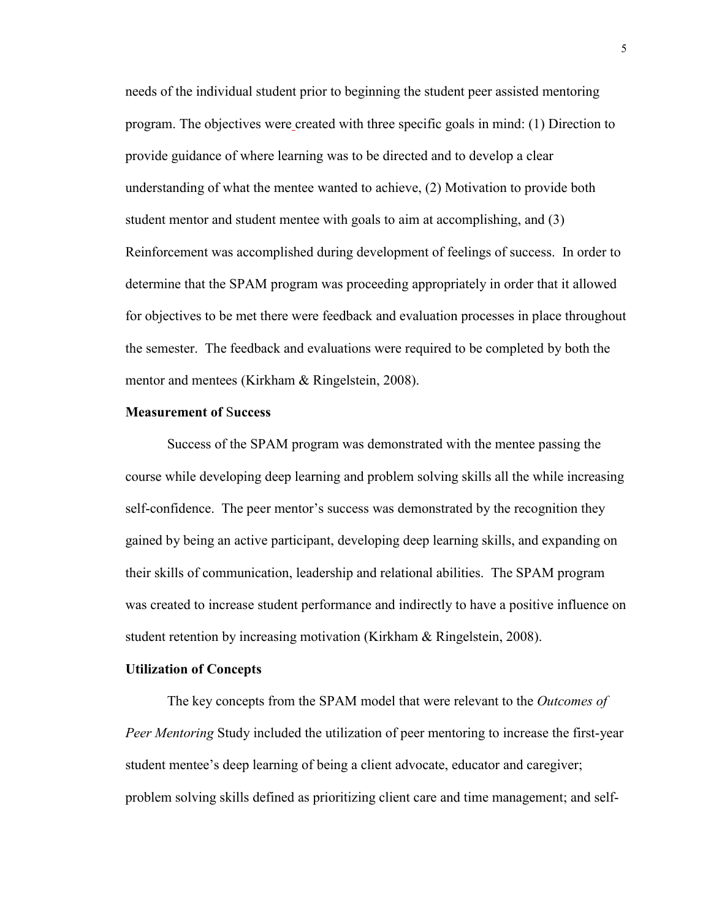needs of the individual student prior to beginning the student peer assisted mentoring program. The objectives were created with three specific goals in mind: (1) Direction to provide guidance of where learning was to be directed and to develop a clear understanding of what the mentee wanted to achieve, (2) Motivation to provide both student mentor and student mentee with goals to aim at accomplishing, and (3) Reinforcement was accomplished during development of feelings of success. In order to determine that the SPAM program was proceeding appropriately in order that it allowed for objectives to be met there were feedback and evaluation processes in place throughout the semester. The feedback and evaluations were required to be completed by both the mentor and mentees (Kirkham & Ringelstein, 2008).

**Measurement of Success**

Success of the SPAM program was demonstrated with the mentee passing the course while developing deep learning and problem solving skills all the while increasing self-confidence. The peer mentor's success was demonstrated by the recognition they gained by being an active participant, developing deep learning skills, and expanding on their skills of communication, leadership and relational abilities. The SPAM program was created to increase student performance and indirectly to have a positive influence on student retention by increasing motivation (Kirkham & Ringelstein, 2008).

**Utilization of Concepts**

The key concepts from the SPAM model that were relevant to the *Outcomes of Peer Mentoring* Study included the utilization of peer mentoring to increase the first-year student mentee's deep learning of being a client advocate, educator and caregiver; problem solving skills defined as prioritizing client care and time management; and self-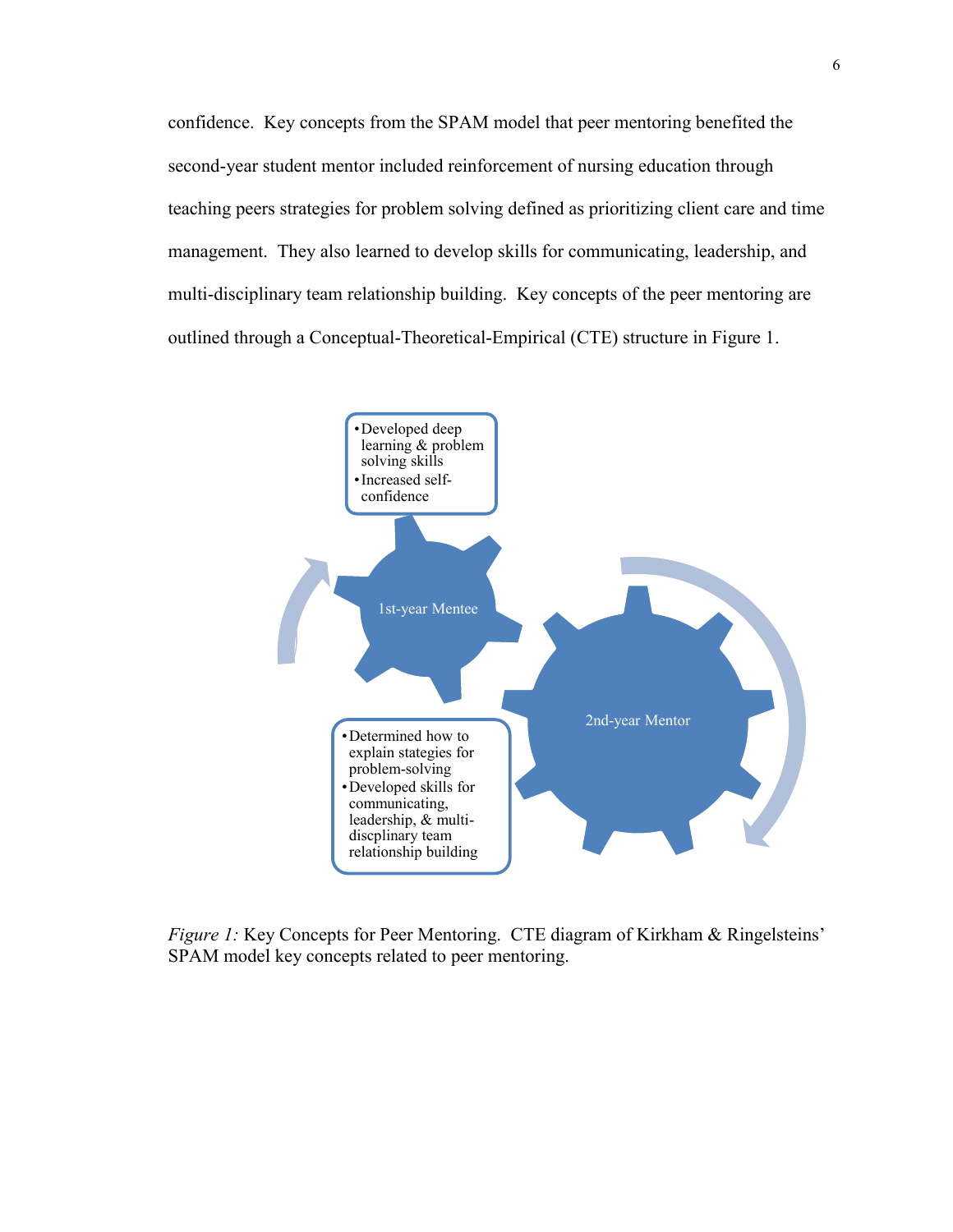confidence. Key concepts from the SPAM model that peer mentoring benefited the second-year student mentor included reinforcement of nursing education through teaching peers strategies for problem solving defined as prioritizing client care and time management. They also learned to develop skills for communicating, leadership, and multi-disciplinary team relationship building. Key concepts of the peer mentoring are outlined through a Conceptual-Theoretical-Empirical (CTE) structure in Figure 1.

- Developed deep learning & problem solving skills
- Increased self-confidence

1st-year Mentee

2nd-year Mentor

- Determined how to explain stategies for problem-solving
- Developed skills for communicating, leadership, & multi-discplinary team relationship building

*Figure 1:* Key Concepts for Peer Mentoring. CTE diagram of Kirkham & Ringelsteins' SPAM model key concepts related to peer mentoring.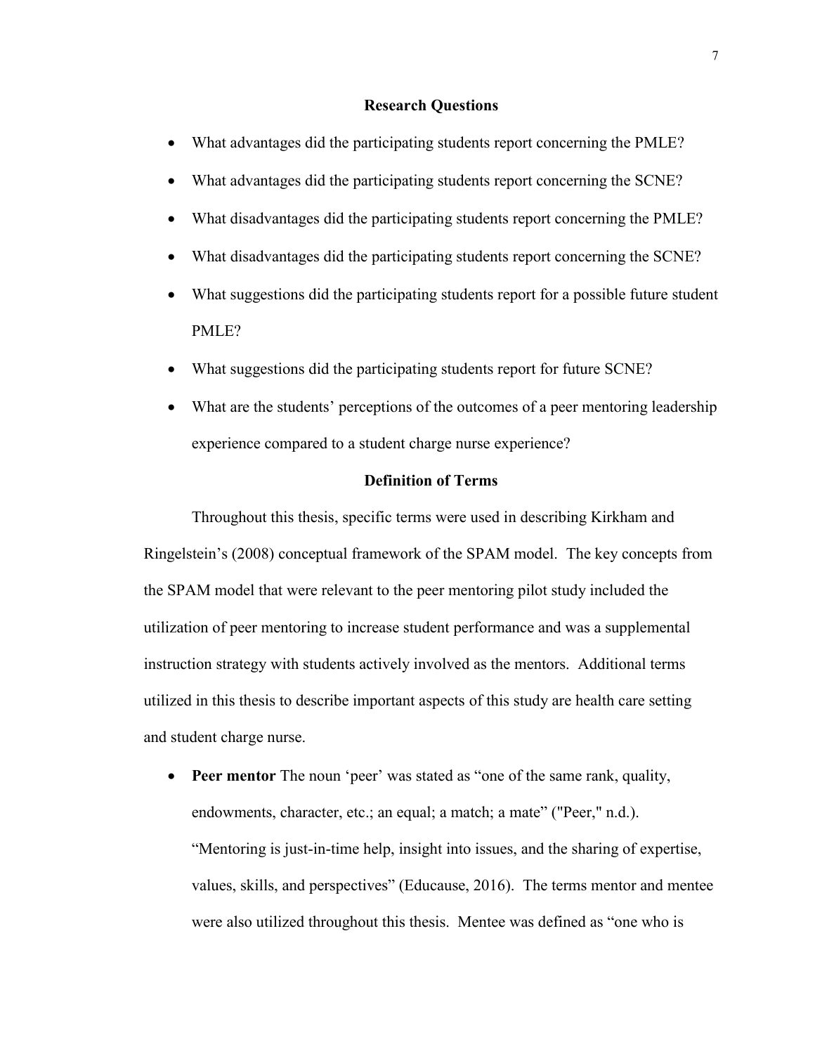## Research Questions

- What advantages did the participating students report concerning the PMLE?
- What advantages did the participating students report concerning the SCNE?
- What disadvantages did the participating students report concerning the PMLE?
- What disadvantages did the participating students report concerning the SCNE?
- What suggestions did the participating students report for a possible future student PMLE?
- What suggestions did the participating students report for future SCNE?
- What are the students' perceptions of the outcomes of a peer mentoring leadership experience compared to a student charge nurse experience?

## Definition of Terms

Throughout this thesis, specific terms were used in describing Kirkham and Ringelstein's (2008) conceptual framework of the SPAM model. The key concepts from the SPAM model that were relevant to the peer mentoring pilot study included the utilization of peer mentoring to increase student performance and was a supplemental instruction strategy with students actively involved as the mentors. Additional terms utilized in this thesis to describe important aspects of this study are health care setting and student charge nurse.

- **Peer mentor** The noun 'peer' was stated as "one of the same rank, quality, endowments, character, etc.; an equal; a match; a mate" ("Peer," n.d.). "Mentoring is just-in-time help, insight into issues, and the sharing of expertise, values, skills, and perspectives" (Educause, 2016). The terms mentor and mentee were also utilized throughout this thesis. Mentee was defined as "one who is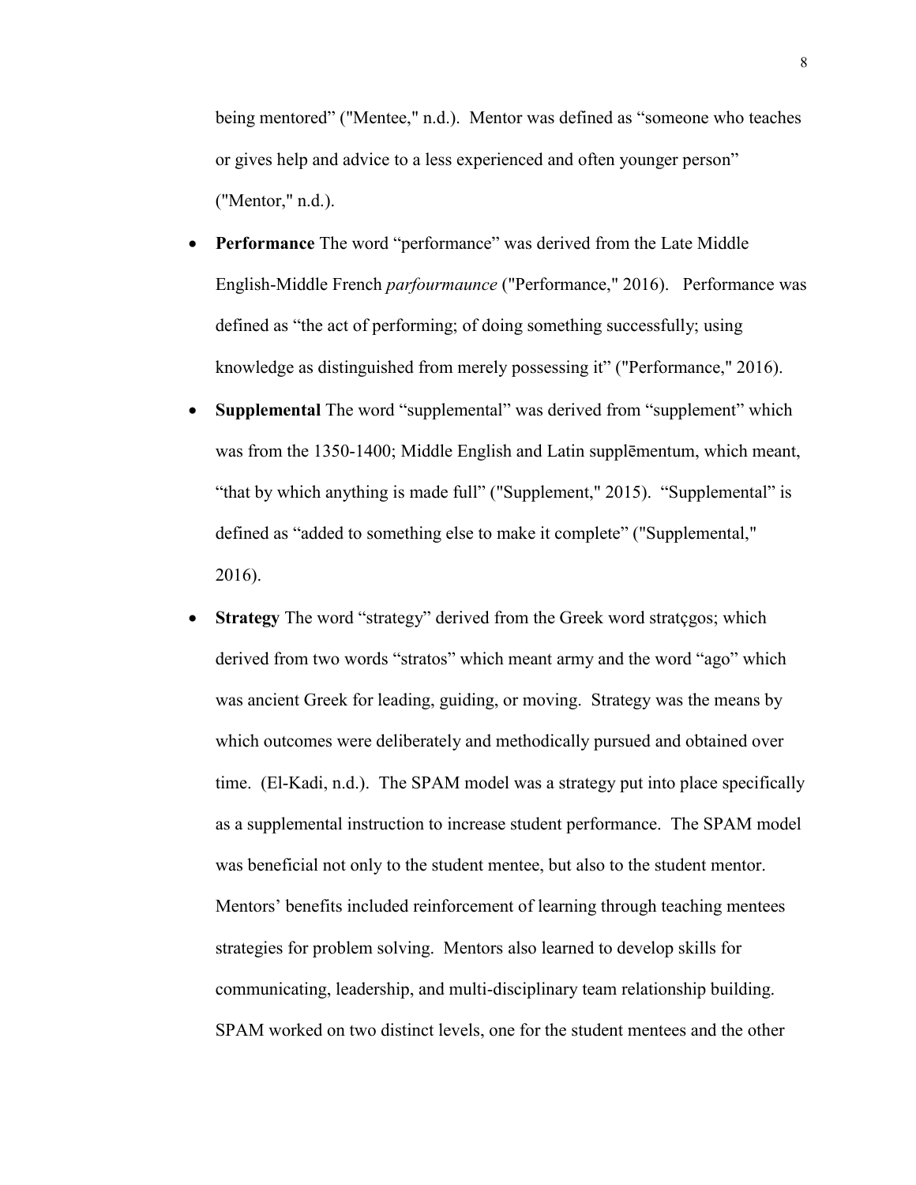being mentored" ("Mentee," n.d.). Mentor was defined as "someone who teaches or gives help and advice to a less experienced and often younger person" ("Mentor," n.d.).

- **Performance** The word "performance" was derived from the Late Middle English-Middle French *parfourmaunce* ("Performance," 2016). Performance was defined as "the act of performing; of doing something successfully; using knowledge as distinguished from merely possessing it" ("Performance," 2016).
- **Supplemental** The word "supplemental" was derived from "supplement" which was from the 1350-1400; Middle English and Latin supplēmentum, which meant, "that by which anything is made full" ("Supplement," 2015). "Supplemental" is defined as "added to something else to make it complete" ("Supplemental," 2016).
- **Strategy** The word "strategy" derived from the Greek word stratçgos; which derived from two words "stratos" which meant army and the word "ago" which was ancient Greek for leading, guiding, or moving. Strategy was the means by which outcomes were deliberately and methodically pursued and obtained over time. (El-Kadi, n.d.). The SPAM model was a strategy put into place specifically as a supplemental instruction to increase student performance. The SPAM model was beneficial not only to the student mentee, but also to the student mentor. Mentors' benefits included reinforcement of learning through teaching mentees strategies for problem solving. Mentors also learned to develop skills for communicating, leadership, and multi-disciplinary team relationship building. SPAM worked on two distinct levels, one for the student mentees and the other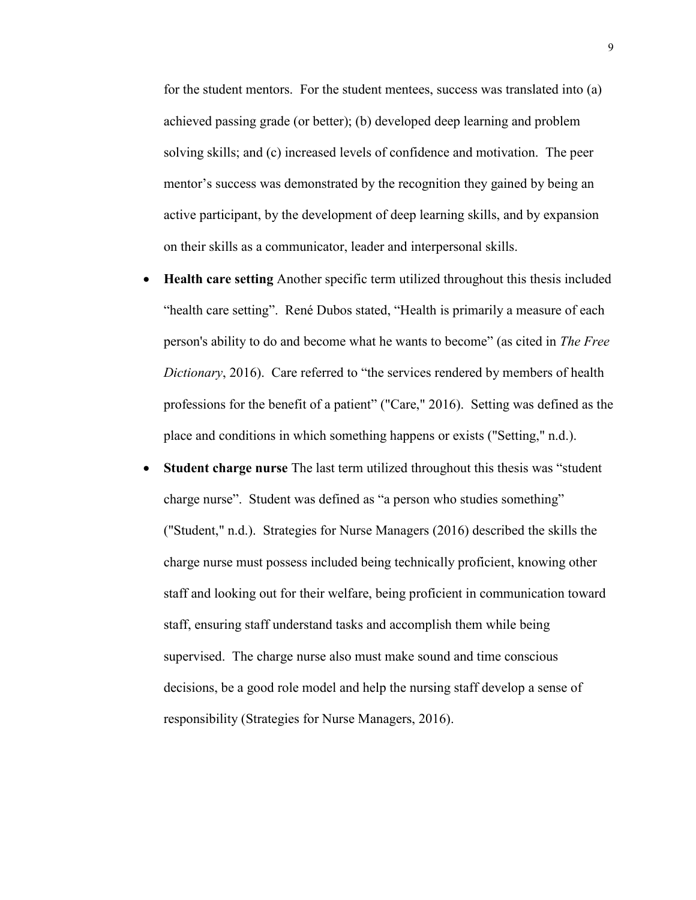for the student mentors. For the student mentees, success was translated into (a) achieved passing grade (or better); (b) developed deep learning and problem solving skills; and (c) increased levels of confidence and motivation. The peer mentor's success was demonstrated by the recognition they gained by being an active participant, by the development of deep learning skills, and by expansion on their skills as a communicator, leader and interpersonal skills.

- **Health care setting** Another specific term utilized throughout this thesis included "health care setting". René Dubos stated, "Health is primarily a measure of each person's ability to do and become what he wants to become" (as cited in *The Free Dictionary*, 2016). Care referred to "the services rendered by members of health professions for the benefit of a patient" ("Care," 2016). Setting was defined as the place and conditions in which something happens or exists ("Setting," n.d.).
- **Student charge nurse** The last term utilized throughout this thesis was "student charge nurse". Student was defined as "a person who studies something" ("Student," n.d.). Strategies for Nurse Managers (2016) described the skills the charge nurse must possess included being technically proficient, knowing other staff and looking out for their welfare, being proficient in communication toward staff, ensuring staff understand tasks and accomplish them while being supervised. The charge nurse also must make sound and time conscious decisions, be a good role model and help the nursing staff develop a sense of responsibility (Strategies for Nurse Managers, 2016).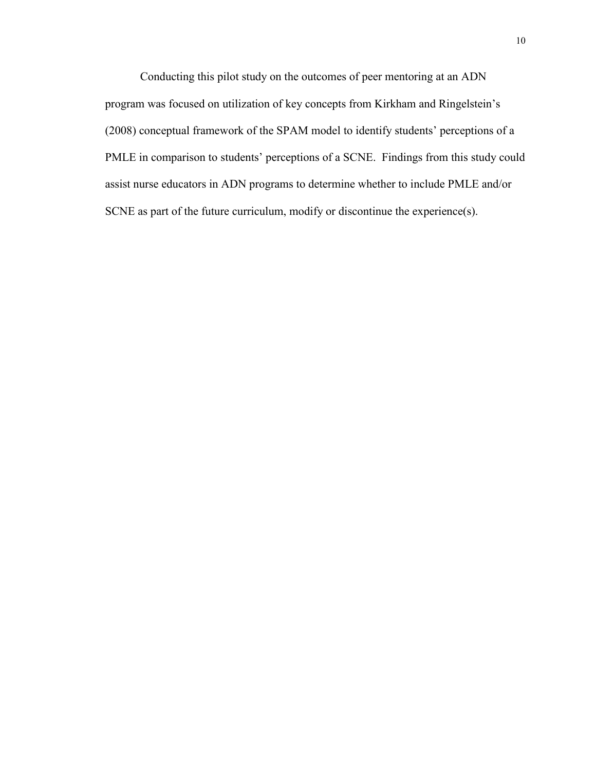Conducting this pilot study on the outcomes of peer mentoring at an ADN program was focused on utilization of key concepts from Kirkham and Ringelstein's (2008) conceptual framework of the SPAM model to identify students' perceptions of a PMLE in comparison to students' perceptions of a SCNE. Findings from this study could assist nurse educators in ADN programs to determine whether to include PMLE and/or SCNE as part of the future curriculum, modify or discontinue the experience(s).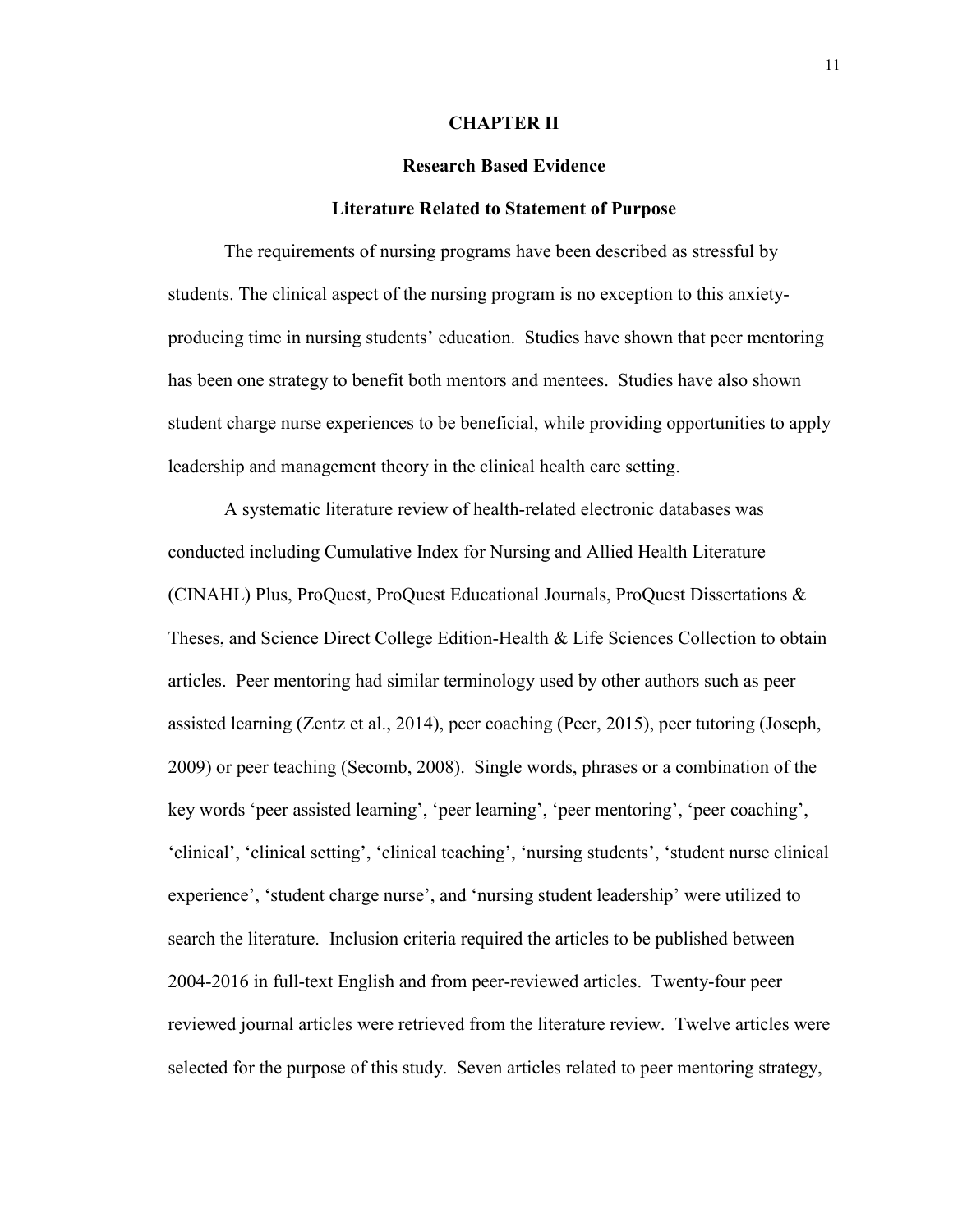# CHAPTER II

## Research Based Evidence

### Literature Related to Statement of Purpose

The requirements of nursing programs have been described as stressful by students. The clinical aspect of the nursing program is no exception to this anxiety-producing time in nursing students' education. Studies have shown that peer mentoring has been one strategy to benefit both mentors and mentees. Studies have also shown student charge nurse experiences to be beneficial, while providing opportunities to apply leadership and management theory in the clinical health care setting.

A systematic literature review of health-related electronic databases was conducted including Cumulative Index for Nursing and Allied Health Literature (CINAHL) Plus, ProQuest, ProQuest Educational Journals, ProQuest Dissertations & Theses, and Science Direct College Edition-Health & Life Sciences Collection to obtain articles. Peer mentoring had similar terminology used by other authors such as peer assisted learning (Zentz et al., 2014), peer coaching (Peer, 2015), peer tutoring (Joseph, 2009) or peer teaching (Secomb, 2008). Single words, phrases or a combination of the key words 'peer assisted learning', 'peer learning', 'peer mentoring', 'peer coaching', 'clinical', 'clinical setting', 'clinical teaching', 'nursing students', 'student nurse clinical experience', 'student charge nurse', and 'nursing student leadership' were utilized to search the literature. Inclusion criteria required the articles to be published between 2004-2016 in full-text English and from peer-reviewed articles. Twenty-four peer reviewed journal articles were retrieved from the literature review. Twelve articles were selected for the purpose of this study. Seven articles related to peer mentoring strategy,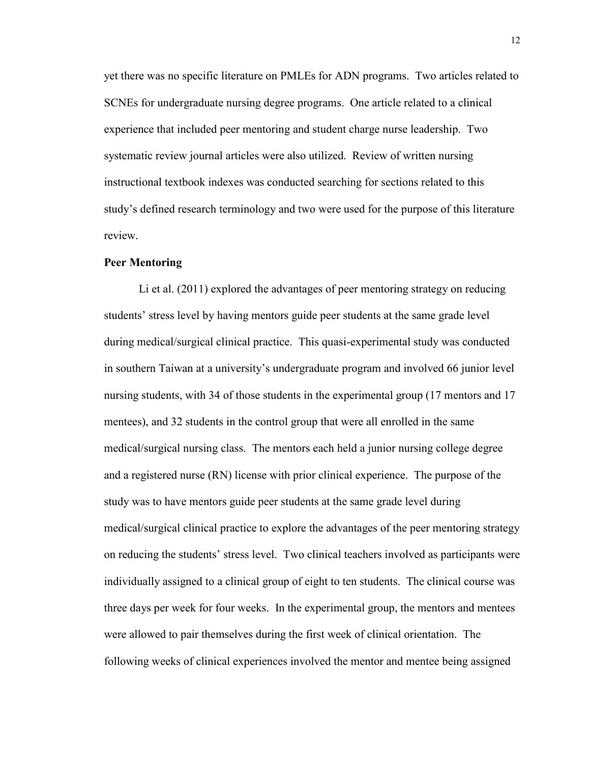yet there was no specific literature on PMLEs for ADN programs. Two articles related to SCNEs for undergraduate nursing degree programs. One article related to a clinical experience that included peer mentoring and student charge nurse leadership. Two systematic review journal articles were also utilized. Review of written nursing instructional textbook indexes was conducted searching for sections related to this study's defined research terminology and two were used for the purpose of this literature review.

**Peer Mentoring**

Li et al. (2011) explored the advantages of peer mentoring strategy on reducing students' stress level by having mentors guide peer students at the same grade level during medical/surgical clinical practice. This quasi-experimental study was conducted in southern Taiwan at a university's undergraduate program and involved 66 junior level nursing students, with 34 of those students in the experimental group (17 mentors and 17 mentees), and 32 students in the control group that were all enrolled in the same medical/surgical nursing class. The mentors each held a junior nursing college degree and a registered nurse (RN) license with prior clinical experience. The purpose of the study was to have mentors guide peer students at the same grade level during medical/surgical clinical practice to explore the advantages of the peer mentoring strategy on reducing the students' stress level. Two clinical teachers involved as participants were individually assigned to a clinical group of eight to ten students. The clinical course was three days per week for four weeks. In the experimental group, the mentors and mentees were allowed to pair themselves during the first week of clinical orientation. The following weeks of clinical experiences involved the mentor and mentee being assigned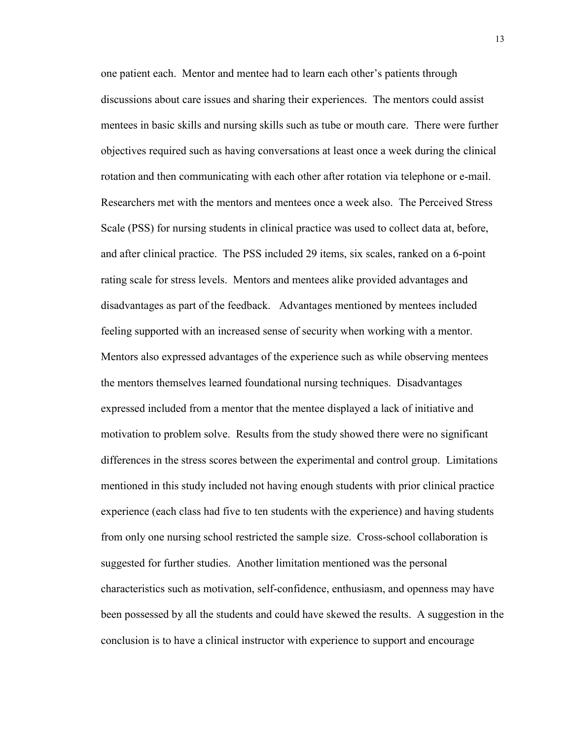one patient each. Mentor and mentee had to learn each other's patients through discussions about care issues and sharing their experiences. The mentors could assist mentees in basic skills and nursing skills such as tube or mouth care. There were further objectives required such as having conversations at least once a week during the clinical rotation and then communicating with each other after rotation via telephone or e-mail. Researchers met with the mentors and mentees once a week also. The Perceived Stress Scale (PSS) for nursing students in clinical practice was used to collect data at, before, and after clinical practice. The PSS included 29 items, six scales, ranked on a 6-point rating scale for stress levels. Mentors and mentees alike provided advantages and disadvantages as part of the feedback. Advantages mentioned by mentees included feeling supported with an increased sense of security when working with a mentor. Mentors also expressed advantages of the experience such as while observing mentees the mentors themselves learned foundational nursing techniques. Disadvantages expressed included from a mentor that the mentee displayed a lack of initiative and motivation to problem solve. Results from the study showed there were no significant differences in the stress scores between the experimental and control group. Limitations mentioned in this study included not having enough students with prior clinical practice experience (each class had five to ten students with the experience) and having students from only one nursing school restricted the sample size. Cross-school collaboration is suggested for further studies. Another limitation mentioned was the personal characteristics such as motivation, self-confidence, enthusiasm, and openness may have been possessed by all the students and could have skewed the results. A suggestion in the conclusion is to have a clinical instructor with experience to support and encourage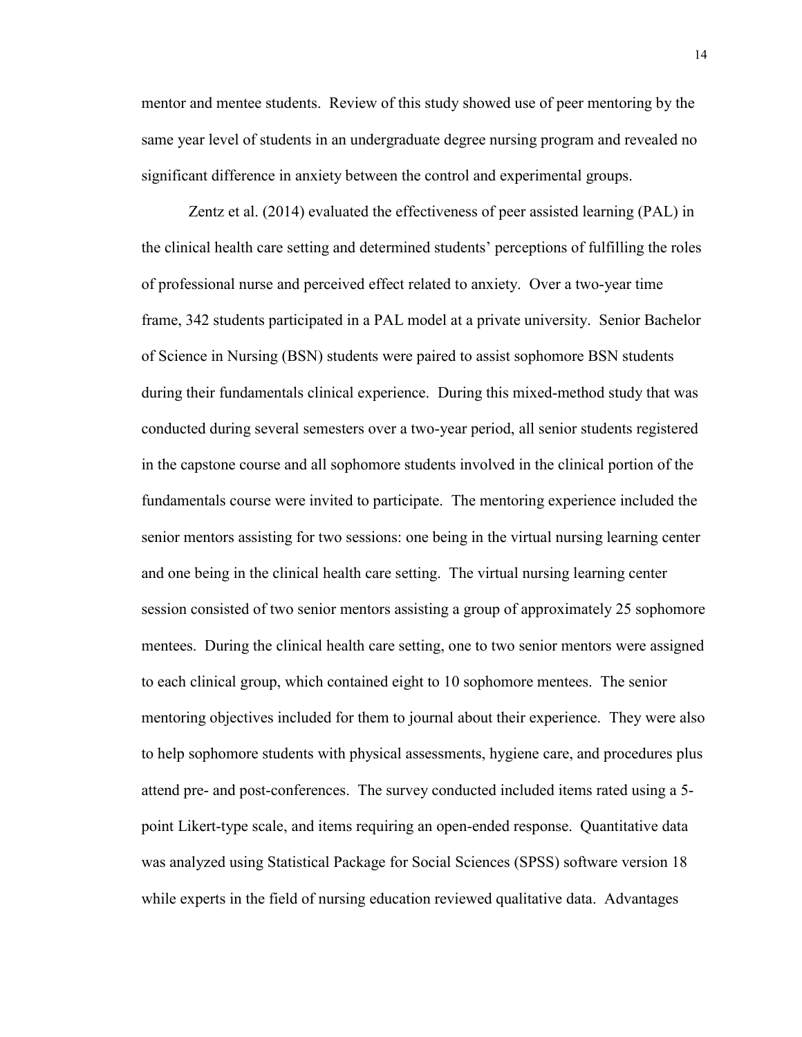mentor and mentee students. Review of this study showed use of peer mentoring by the same year level of students in an undergraduate degree nursing program and revealed no significant difference in anxiety between the control and experimental groups.

Zentz et al. (2014) evaluated the effectiveness of peer assisted learning (PAL) in the clinical health care setting and determined students' perceptions of fulfilling the roles of professional nurse and perceived effect related to anxiety. Over a two-year time frame, 342 students participated in a PAL model at a private university. Senior Bachelor of Science in Nursing (BSN) students were paired to assist sophomore BSN students during their fundamentals clinical experience. During this mixed-method study that was conducted during several semesters over a two-year period, all senior students registered in the capstone course and all sophomore students involved in the clinical portion of the fundamentals course were invited to participate. The mentoring experience included the senior mentors assisting for two sessions: one being in the virtual nursing learning center and one being in the clinical health care setting. The virtual nursing learning center session consisted of two senior mentors assisting a group of approximately 25 sophomore mentees. During the clinical health care setting, one to two senior mentors were assigned to each clinical group, which contained eight to 10 sophomore mentees. The senior mentoring objectives included for them to journal about their experience. They were also to help sophomore students with physical assessments, hygiene care, and procedures plus attend pre- and post-conferences. The survey conducted included items rated using a 5-point Likert-type scale, and items requiring an open-ended response. Quantitative data was analyzed using Statistical Package for Social Sciences (SPSS) software version 18 while experts in the field of nursing education reviewed qualitative data. Advantages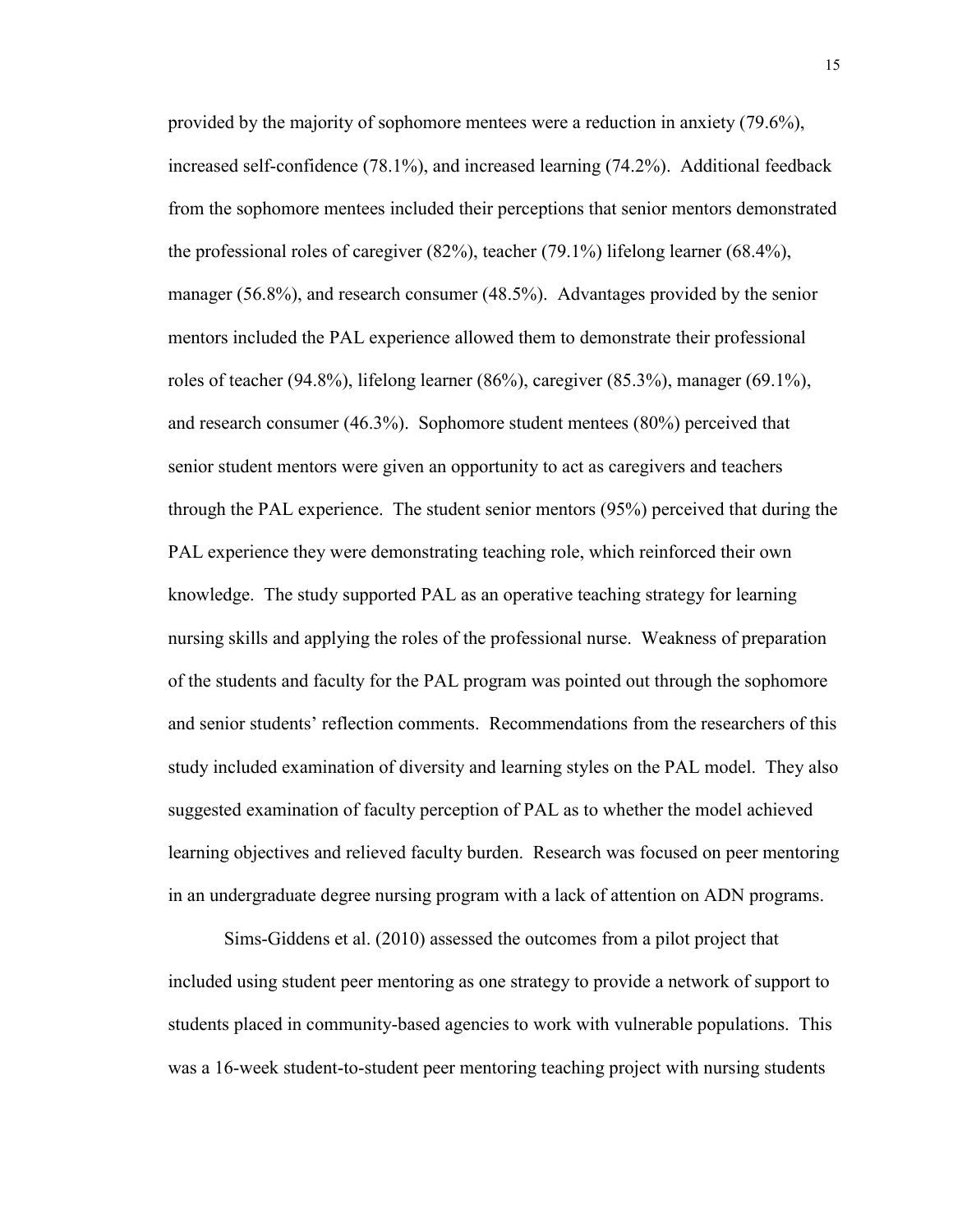provided by the majority of sophomore mentees were a reduction in anxiety (79.6%), increased self-confidence (78.1%), and increased learning (74.2%). Additional feedback from the sophomore mentees included their perceptions that senior mentors demonstrated the professional roles of caregiver (82%), teacher (79.1%) lifelong learner (68.4%), manager (56.8%), and research consumer (48.5%). Advantages provided by the senior mentors included the PAL experience allowed them to demonstrate their professional roles of teacher (94.8%), lifelong learner (86%), caregiver (85.3%), manager (69.1%), and research consumer (46.3%). Sophomore student mentees (80%) perceived that senior student mentors were given an opportunity to act as caregivers and teachers through the PAL experience. The student senior mentors (95%) perceived that during the PAL experience they were demonstrating teaching role, which reinforced their own knowledge. The study supported PAL as an operative teaching strategy for learning nursing skills and applying the roles of the professional nurse. Weakness of preparation of the students and faculty for the PAL program was pointed out through the sophomore and senior students' reflection comments. Recommendations from the researchers of this study included examination of diversity and learning styles on the PAL model. They also suggested examination of faculty perception of PAL as to whether the model achieved learning objectives and relieved faculty burden. Research was focused on peer mentoring in an undergraduate degree nursing program with a lack of attention on ADN programs.

Sims-Giddens et al. (2010) assessed the outcomes from a pilot project that included using student peer mentoring as one strategy to provide a network of support to students placed in community-based agencies to work with vulnerable populations. This was a 16-week student-to-student peer mentoring teaching project with nursing students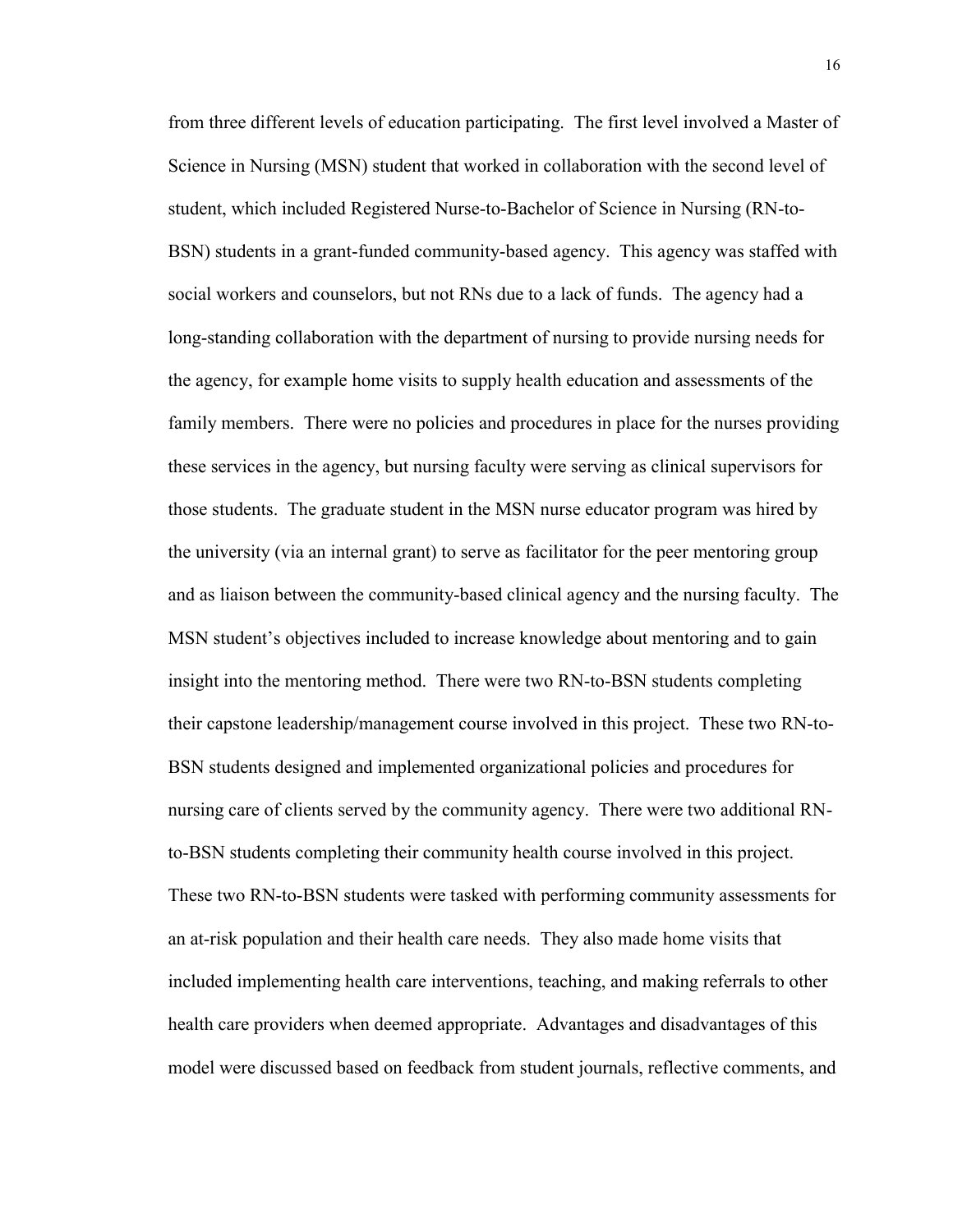from three different levels of education participating. The first level involved a Master of Science in Nursing (MSN) student that worked in collaboration with the second level of student, which included Registered Nurse-to-Bachelor of Science in Nursing (RN-to-BSN) students in a grant-funded community-based agency. This agency was staffed with social workers and counselors, but not RNs due to a lack of funds. The agency had a long-standing collaboration with the department of nursing to provide nursing needs for the agency, for example home visits to supply health education and assessments of the family members. There were no policies and procedures in place for the nurses providing these services in the agency, but nursing faculty were serving as clinical supervisors for those students. The graduate student in the MSN nurse educator program was hired by the university (via an internal grant) to serve as facilitator for the peer mentoring group and as liaison between the community-based clinical agency and the nursing faculty. The MSN student's objectives included to increase knowledge about mentoring and to gain insight into the mentoring method. There were two RN-to-BSN students completing their capstone leadership/management course involved in this project. These two RN-to-BSN students designed and implemented organizational policies and procedures for nursing care of clients served by the community agency. There were two additional RN-to-BSN students completing their community health course involved in this project. These two RN-to-BSN students were tasked with performing community assessments for an at-risk population and their health care needs. They also made home visits that included implementing health care interventions, teaching, and making referrals to other health care providers when deemed appropriate. Advantages and disadvantages of this model were discussed based on feedback from student journals, reflective comments, and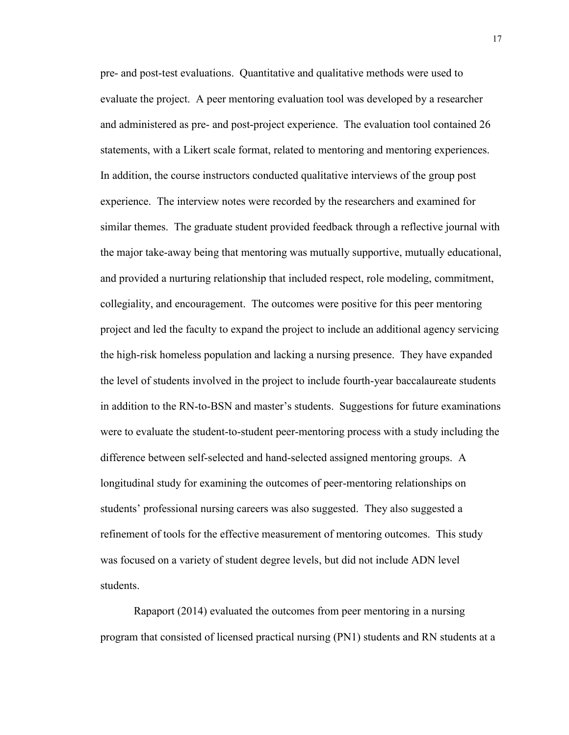pre- and post-test evaluations. Quantitative and qualitative methods were used to evaluate the project. A peer mentoring evaluation tool was developed by a researcher and administered as pre- and post-project experience. The evaluation tool contained 26 statements, with a Likert scale format, related to mentoring and mentoring experiences. In addition, the course instructors conducted qualitative interviews of the group post experience. The interview notes were recorded by the researchers and examined for similar themes. The graduate student provided feedback through a reflective journal with the major take-away being that mentoring was mutually supportive, mutually educational, and provided a nurturing relationship that included respect, role modeling, commitment, collegiality, and encouragement. The outcomes were positive for this peer mentoring project and led the faculty to expand the project to include an additional agency servicing the high-risk homeless population and lacking a nursing presence. They have expanded the level of students involved in the project to include fourth-year baccalaureate students in addition to the RN-to-BSN and master's students. Suggestions for future examinations were to evaluate the student-to-student peer-mentoring process with a study including the difference between self-selected and hand-selected assigned mentoring groups. A longitudinal study for examining the outcomes of peer-mentoring relationships on students' professional nursing careers was also suggested. They also suggested a refinement of tools for the effective measurement of mentoring outcomes. This study was focused on a variety of student degree levels, but did not include ADN level students.

Rapaport (2014) evaluated the outcomes from peer mentoring in a nursing program that consisted of licensed practical nursing (PN1) students and RN students at a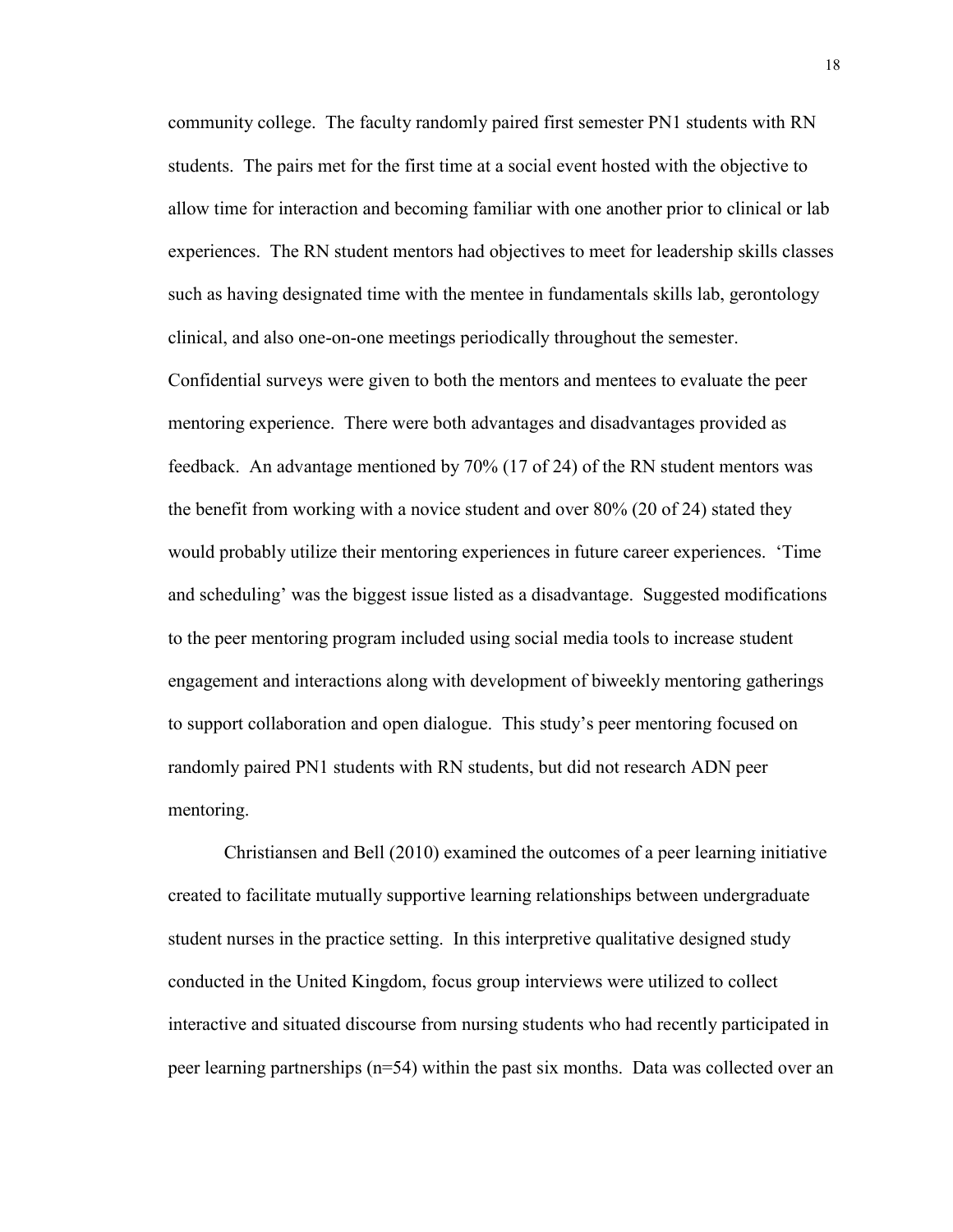community college. The faculty randomly paired first semester PN1 students with RN students. The pairs met for the first time at a social event hosted with the objective to allow time for interaction and becoming familiar with one another prior to clinical or lab experiences. The RN student mentors had objectives to meet for leadership skills classes such as having designated time with the mentee in fundamentals skills lab, gerontology clinical, and also one-on-one meetings periodically throughout the semester. Confidential surveys were given to both the mentors and mentees to evaluate the peer mentoring experience. There were both advantages and disadvantages provided as feedback. An advantage mentioned by 70% (17 of 24) of the RN student mentors was the benefit from working with a novice student and over 80% (20 of 24) stated they would probably utilize their mentoring experiences in future career experiences. 'Time and scheduling' was the biggest issue listed as a disadvantage. Suggested modifications to the peer mentoring program included using social media tools to increase student engagement and interactions along with development of biweekly mentoring gatherings to support collaboration and open dialogue. This study's peer mentoring focused on randomly paired PN1 students with RN students, but did not research ADN peer mentoring.

Christiansen and Bell (2010) examined the outcomes of a peer learning initiative created to facilitate mutually supportive learning relationships between undergraduate student nurses in the practice setting. In this interpretive qualitative designed study conducted in the United Kingdom, focus group interviews were utilized to collect interactive and situated discourse from nursing students who had recently participated in peer learning partnerships (n=54) within the past six months. Data was collected over an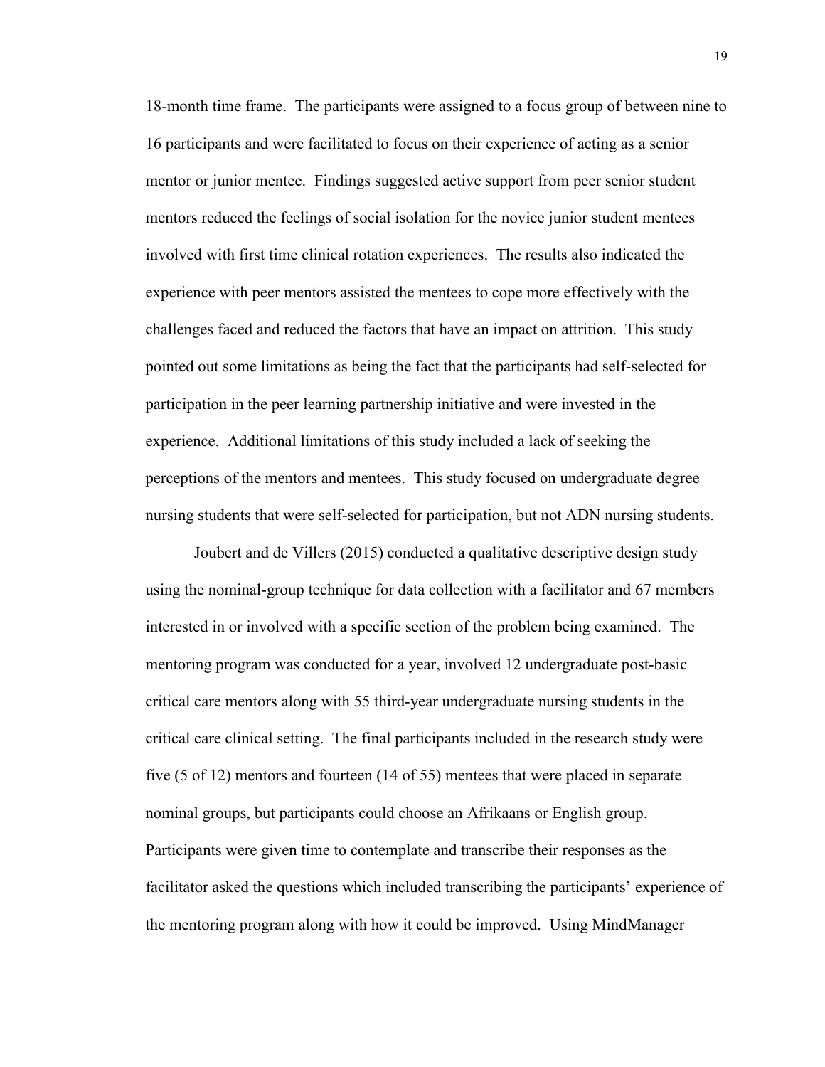18-month time frame. The participants were assigned to a focus group of between nine to 16 participants and were facilitated to focus on their experience of acting as a senior mentor or junior mentee. Findings suggested active support from peer senior student mentors reduced the feelings of social isolation for the novice junior student mentees involved with first time clinical rotation experiences. The results also indicated the experience with peer mentors assisted the mentees to cope more effectively with the challenges faced and reduced the factors that have an impact on attrition. This study pointed out some limitations as being the fact that the participants had self-selected for participation in the peer learning partnership initiative and were invested in the experience. Additional limitations of this study included a lack of seeking the perceptions of the mentors and mentees. This study focused on undergraduate degree nursing students that were self-selected for participation, but not ADN nursing students.

Joubert and de Villers (2015) conducted a qualitative descriptive design study using the nominal-group technique for data collection with a facilitator and 67 members interested in or involved with a specific section of the problem being examined. The mentoring program was conducted for a year, involved 12 undergraduate post-basic critical care mentors along with 55 third-year undergraduate nursing students in the critical care clinical setting. The final participants included in the research study were five (5 of 12) mentors and fourteen (14 of 55) mentees that were placed in separate nominal groups, but participants could choose an Afrikaans or English group. Participants were given time to contemplate and transcribe their responses as the facilitator asked the questions which included transcribing the participants' experience of the mentoring program along with how it could be improved. Using MindManager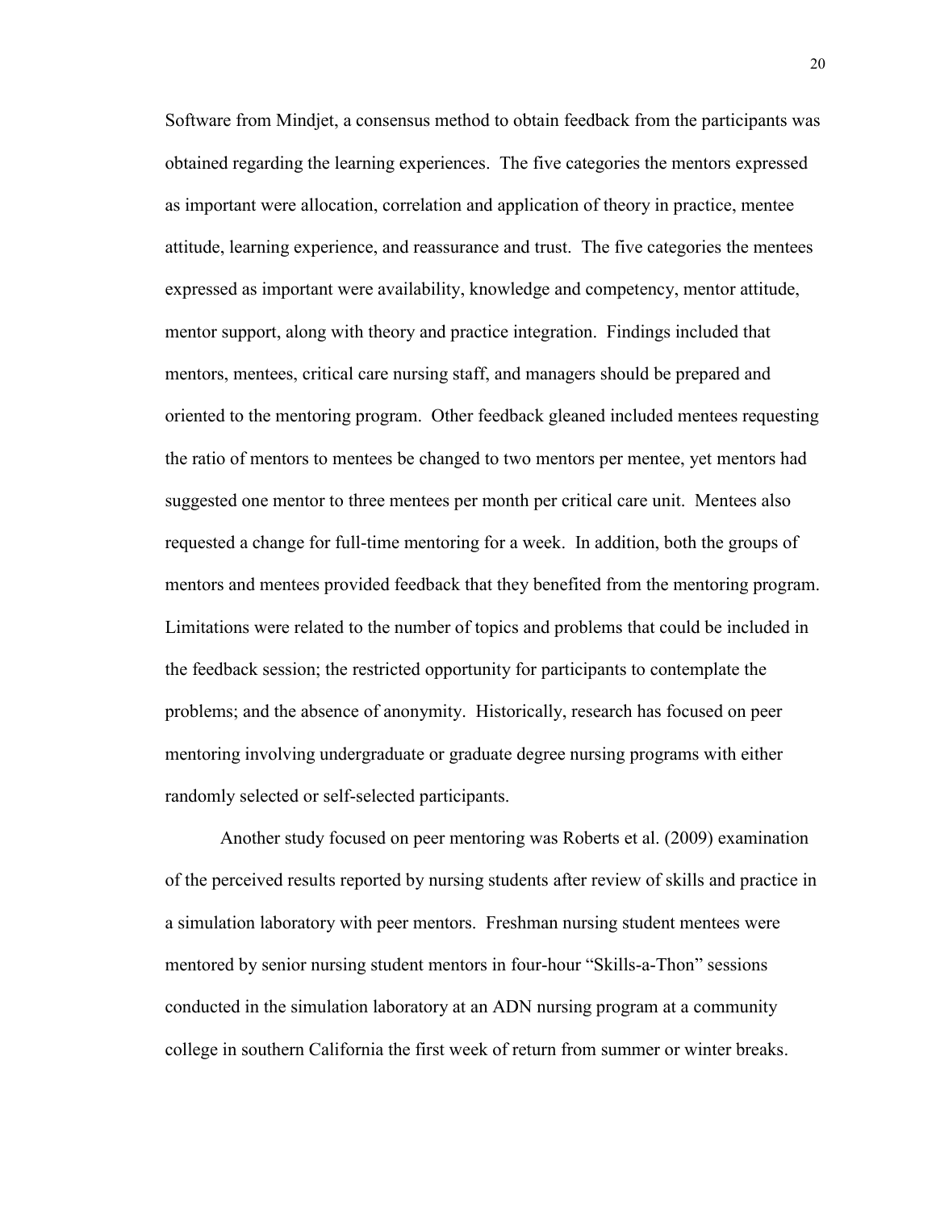Software from Mindjet, a consensus method to obtain feedback from the participants was obtained regarding the learning experiences. The five categories the mentors expressed as important were allocation, correlation and application of theory in practice, mentee attitude, learning experience, and reassurance and trust. The five categories the mentees expressed as important were availability, knowledge and competency, mentor attitude, mentor support, along with theory and practice integration. Findings included that mentors, mentees, critical care nursing staff, and managers should be prepared and oriented to the mentoring program. Other feedback gleaned included mentees requesting the ratio of mentors to mentees be changed to two mentors per mentee, yet mentors had suggested one mentor to three mentees per month per critical care unit. Mentees also requested a change for full-time mentoring for a week. In addition, both the groups of mentors and mentees provided feedback that they benefited from the mentoring program. Limitations were related to the number of topics and problems that could be included in the feedback session; the restricted opportunity for participants to contemplate the problems; and the absence of anonymity. Historically, research has focused on peer mentoring involving undergraduate or graduate degree nursing programs with either randomly selected or self-selected participants.

Another study focused on peer mentoring was Roberts et al. (2009) examination of the perceived results reported by nursing students after review of skills and practice in a simulation laboratory with peer mentors. Freshman nursing student mentees were mentored by senior nursing student mentors in four-hour "Skills-a-Thon" sessions conducted in the simulation laboratory at an ADN nursing program at a community college in southern California the first week of return from summer or winter breaks.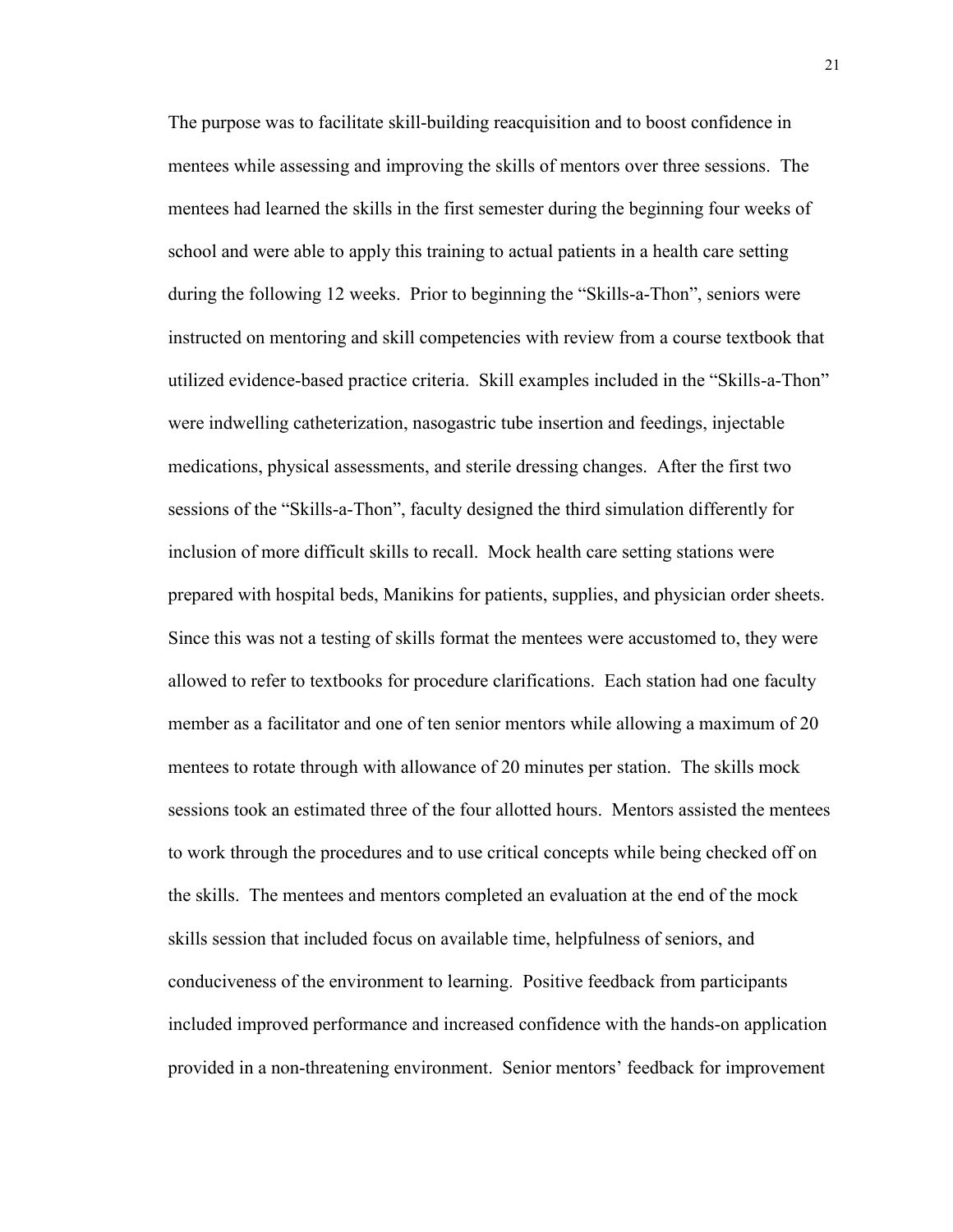The purpose was to facilitate skill-building reacquisition and to boost confidence in mentees while assessing and improving the skills of mentors over three sessions. The mentees had learned the skills in the first semester during the beginning four weeks of school and were able to apply this training to actual patients in a health care setting during the following 12 weeks. Prior to beginning the "Skills-a-Thon", seniors were instructed on mentoring and skill competencies with review from a course textbook that utilized evidence-based practice criteria. Skill examples included in the "Skills-a-Thon" were indwelling catheterization, nasogastric tube insertion and feedings, injectable medications, physical assessments, and sterile dressing changes. After the first two sessions of the "Skills-a-Thon", faculty designed the third simulation differently for inclusion of more difficult skills to recall. Mock health care setting stations were prepared with hospital beds, Manikins for patients, supplies, and physician order sheets. Since this was not a testing of skills format the mentees were accustomed to, they were allowed to refer to textbooks for procedure clarifications. Each station had one faculty member as a facilitator and one of ten senior mentors while allowing a maximum of 20 mentees to rotate through with allowance of 20 minutes per station. The skills mock sessions took an estimated three of the four allotted hours. Mentors assisted the mentees to work through the procedures and to use critical concepts while being checked off on the skills. The mentees and mentors completed an evaluation at the end of the mock skills session that included focus on available time, helpfulness of seniors, and conduciveness of the environment to learning. Positive feedback from participants included improved performance and increased confidence with the hands-on application provided in a non-threatening environment. Senior mentors' feedback for improvement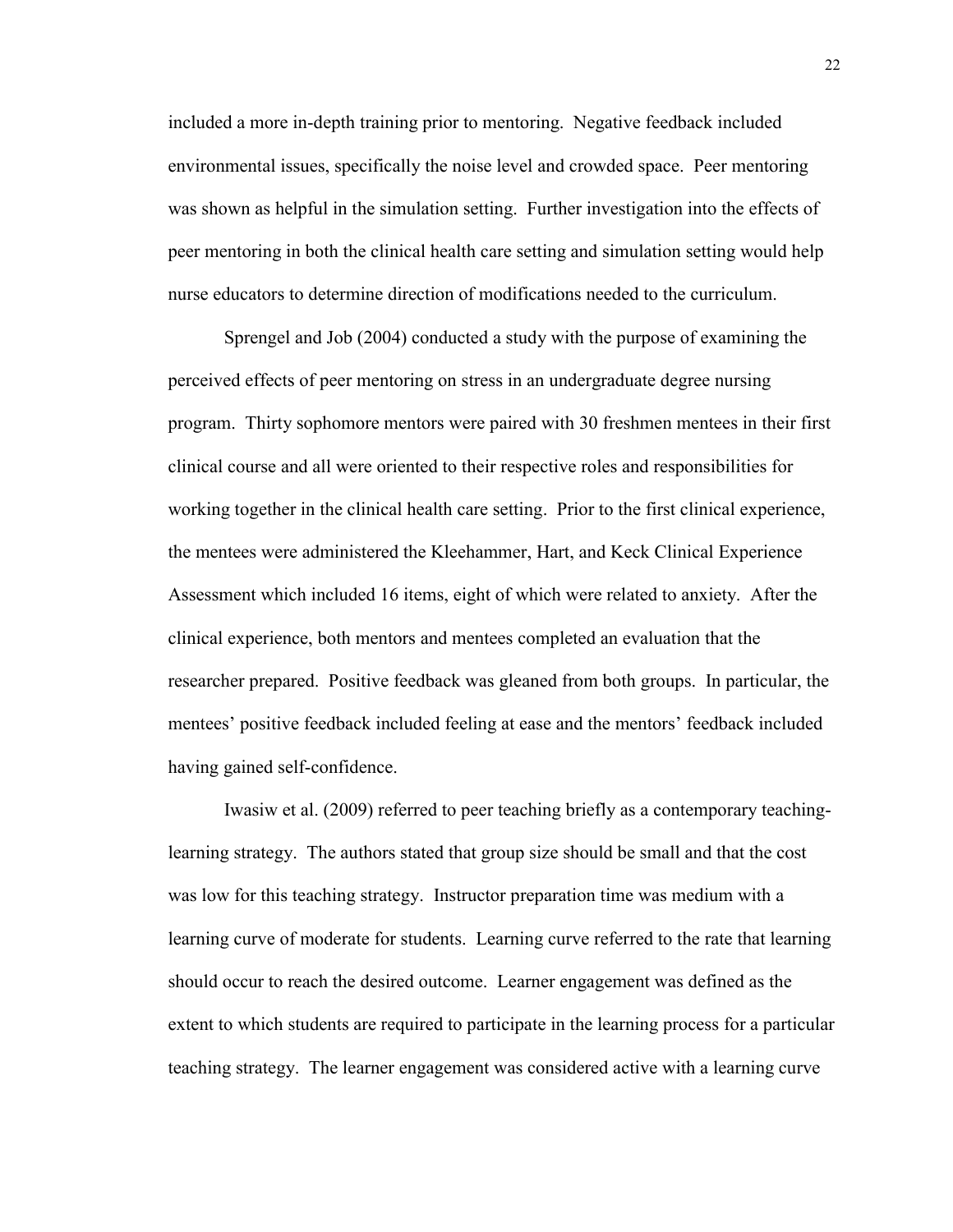included a more in-depth training prior to mentoring. Negative feedback included environmental issues, specifically the noise level and crowded space. Peer mentoring was shown as helpful in the simulation setting. Further investigation into the effects of peer mentoring in both the clinical health care setting and simulation setting would help nurse educators to determine direction of modifications needed to the curriculum.

Sprengel and Job (2004) conducted a study with the purpose of examining the perceived effects of peer mentoring on stress in an undergraduate degree nursing program. Thirty sophomore mentors were paired with 30 freshmen mentees in their first clinical course and all were oriented to their respective roles and responsibilities for working together in the clinical health care setting. Prior to the first clinical experience, the mentees were administered the Kleehammer, Hart, and Keck Clinical Experience Assessment which included 16 items, eight of which were related to anxiety. After the clinical experience, both mentors and mentees completed an evaluation that the researcher prepared. Positive feedback was gleaned from both groups. In particular, the mentees' positive feedback included feeling at ease and the mentors' feedback included having gained self-confidence.

Iwasiw et al. (2009) referred to peer teaching briefly as a contemporary teaching-learning strategy. The authors stated that group size should be small and that the cost was low for this teaching strategy. Instructor preparation time was medium with a learning curve of moderate for students. Learning curve referred to the rate that learning should occur to reach the desired outcome. Learner engagement was defined as the extent to which students are required to participate in the learning process for a particular teaching strategy. The learner engagement was considered active with a learning curve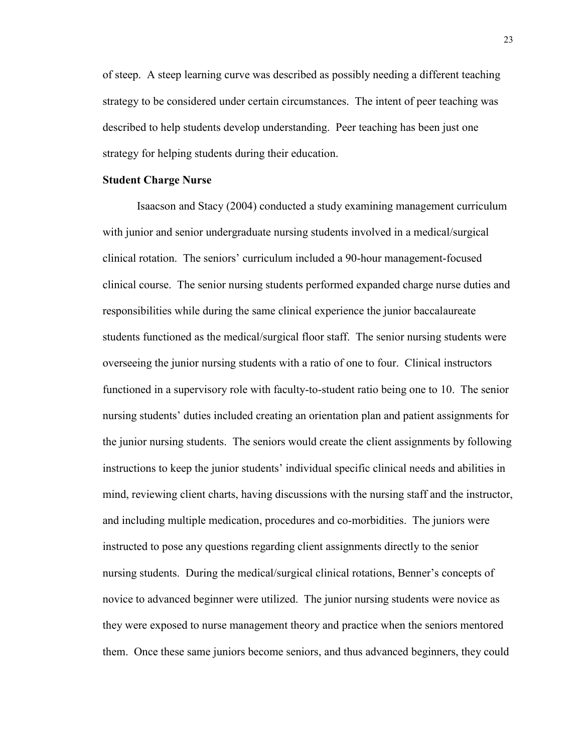of steep. A steep learning curve was described as possibly needing a different teaching strategy to be considered under certain circumstances. The intent of peer teaching was described to help students develop understanding. Peer teaching has been just one strategy for helping students during their education.

**Student Charge Nurse**

Isaacson and Stacy (2004) conducted a study examining management curriculum with junior and senior undergraduate nursing students involved in a medical/surgical clinical rotation. The seniors' curriculum included a 90-hour management-focused clinical course. The senior nursing students performed expanded charge nurse duties and responsibilities while during the same clinical experience the junior baccalaureate students functioned as the medical/surgical floor staff. The senior nursing students were overseeing the junior nursing students with a ratio of one to four. Clinical instructors functioned in a supervisory role with faculty-to-student ratio being one to 10. The senior nursing students' duties included creating an orientation plan and patient assignments for the junior nursing students. The seniors would create the client assignments by following instructions to keep the junior students' individual specific clinical needs and abilities in mind, reviewing client charts, having discussions with the nursing staff and the instructor, and including multiple medication, procedures and co-morbidities. The juniors were instructed to pose any questions regarding client assignments directly to the senior nursing students. During the medical/surgical clinical rotations, Benner's concepts of novice to advanced beginner were utilized. The junior nursing students were novice as they were exposed to nurse management theory and practice when the seniors mentored them. Once these same juniors become seniors, and thus advanced beginners, they could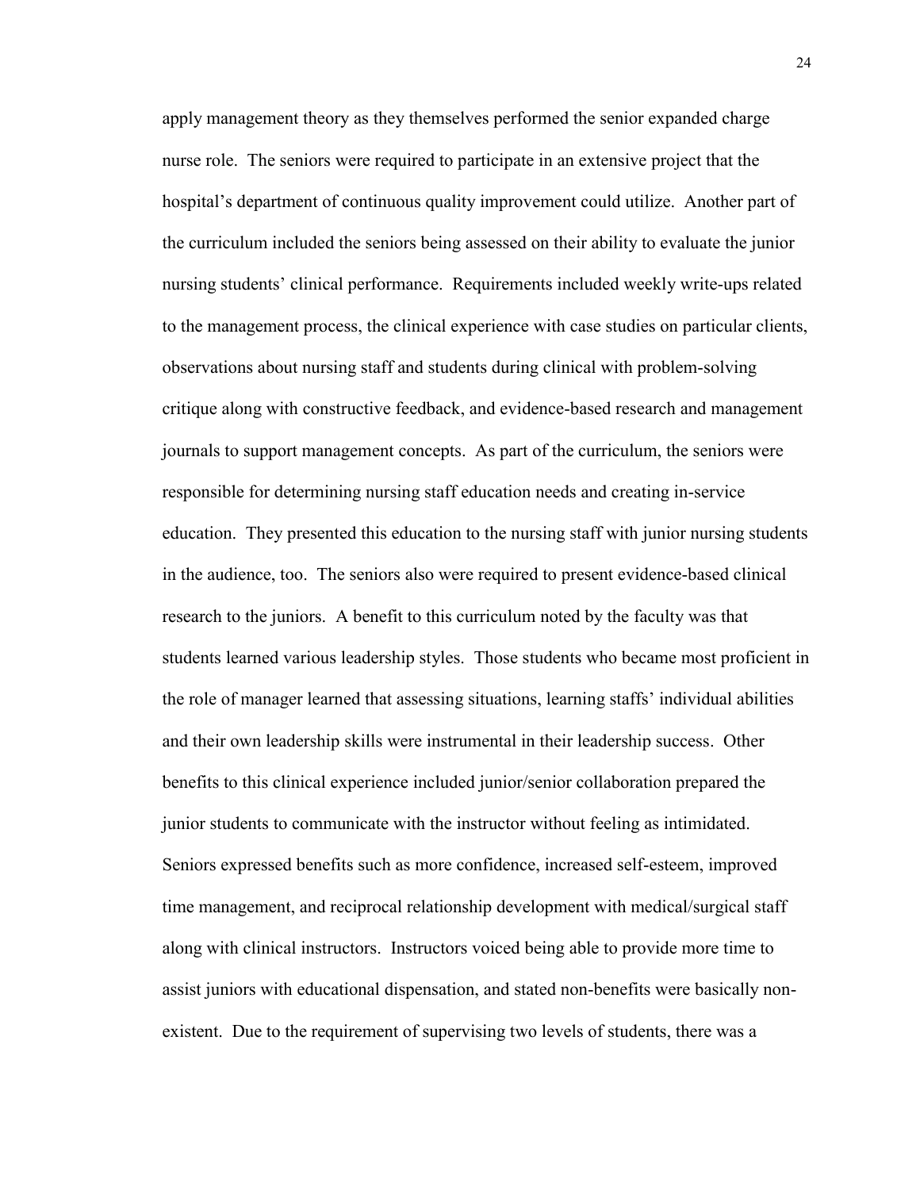apply management theory as they themselves performed the senior expanded charge nurse role. The seniors were required to participate in an extensive project that the hospital's department of continuous quality improvement could utilize. Another part of the curriculum included the seniors being assessed on their ability to evaluate the junior nursing students' clinical performance. Requirements included weekly write-ups related to the management process, the clinical experience with case studies on particular clients, observations about nursing staff and students during clinical with problem-solving critique along with constructive feedback, and evidence-based research and management journals to support management concepts. As part of the curriculum, the seniors were responsible for determining nursing staff education needs and creating in-service education. They presented this education to the nursing staff with junior nursing students in the audience, too. The seniors also were required to present evidence-based clinical research to the juniors. A benefit to this curriculum noted by the faculty was that students learned various leadership styles. Those students who became most proficient in the role of manager learned that assessing situations, learning staffs' individual abilities and their own leadership skills were instrumental in their leadership success. Other benefits to this clinical experience included junior/senior collaboration prepared the junior students to communicate with the instructor without feeling as intimidated. Seniors expressed benefits such as more confidence, increased self-esteem, improved time management, and reciprocal relationship development with medical/surgical staff along with clinical instructors. Instructors voiced being able to provide more time to assist juniors with educational dispensation, and stated non-benefits were basically non-existent. Due to the requirement of supervising two levels of students, there was a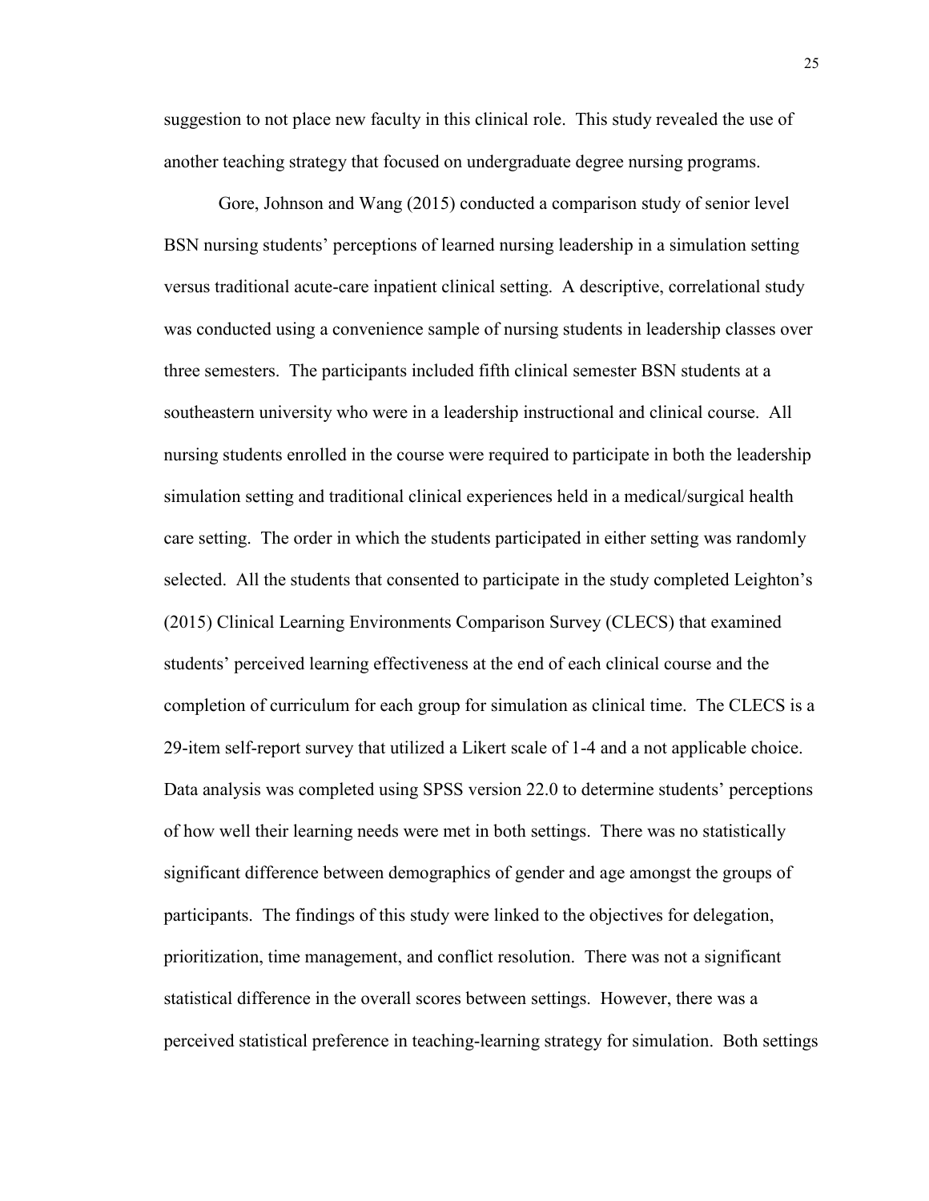suggestion to not place new faculty in this clinical role. This study revealed the use of another teaching strategy that focused on undergraduate degree nursing programs.

Gore, Johnson and Wang (2015) conducted a comparison study of senior level BSN nursing students' perceptions of learned nursing leadership in a simulation setting versus traditional acute-care inpatient clinical setting. A descriptive, correlational study was conducted using a convenience sample of nursing students in leadership classes over three semesters. The participants included fifth clinical semester BSN students at a southeastern university who were in a leadership instructional and clinical course. All nursing students enrolled in the course were required to participate in both the leadership simulation setting and traditional clinical experiences held in a medical/surgical health care setting. The order in which the students participated in either setting was randomly selected. All the students that consented to participate in the study completed Leighton's (2015) Clinical Learning Environments Comparison Survey (CLECS) that examined students' perceived learning effectiveness at the end of each clinical course and the completion of curriculum for each group for simulation as clinical time. The CLECS is a 29-item self-report survey that utilized a Likert scale of 1-4 and a not applicable choice. Data analysis was completed using SPSS version 22.0 to determine students' perceptions of how well their learning needs were met in both settings. There was no statistically significant difference between demographics of gender and age amongst the groups of participants. The findings of this study were linked to the objectives for delegation, prioritization, time management, and conflict resolution. There was not a significant statistical difference in the overall scores between settings. However, there was a perceived statistical preference in teaching-learning strategy for simulation. Both settings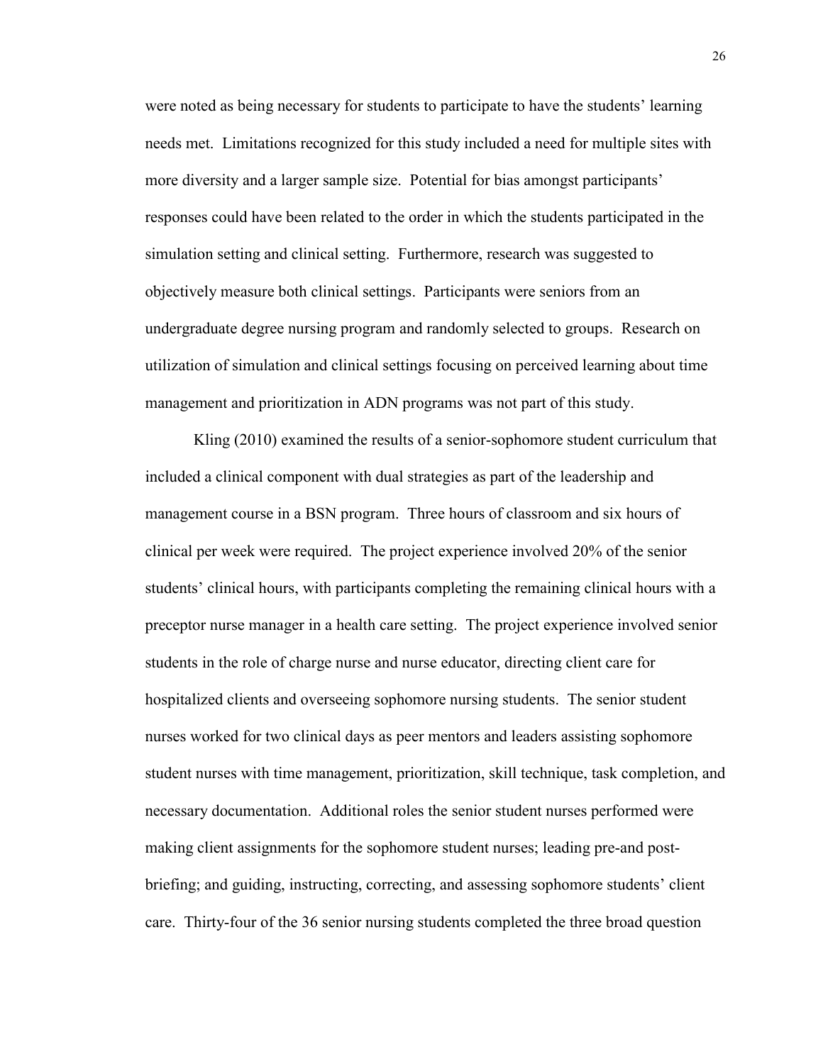were noted as being necessary for students to participate to have the students' learning needs met. Limitations recognized for this study included a need for multiple sites with more diversity and a larger sample size. Potential for bias amongst participants' responses could have been related to the order in which the students participated in the simulation setting and clinical setting. Furthermore, research was suggested to objectively measure both clinical settings. Participants were seniors from an undergraduate degree nursing program and randomly selected to groups. Research on utilization of simulation and clinical settings focusing on perceived learning about time management and prioritization in ADN programs was not part of this study.

Kling (2010) examined the results of a senior-sophomore student curriculum that included a clinical component with dual strategies as part of the leadership and management course in a BSN program. Three hours of classroom and six hours of clinical per week were required. The project experience involved 20% of the senior students' clinical hours, with participants completing the remaining clinical hours with a preceptor nurse manager in a health care setting. The project experience involved senior students in the role of charge nurse and nurse educator, directing client care for hospitalized clients and overseeing sophomore nursing students. The senior student nurses worked for two clinical days as peer mentors and leaders assisting sophomore student nurses with time management, prioritization, skill technique, task completion, and necessary documentation. Additional roles the senior student nurses performed were making client assignments for the sophomore student nurses; leading pre-and post-briefing; and guiding, instructing, correcting, and assessing sophomore students' client care. Thirty-four of the 36 senior nursing students completed the three broad question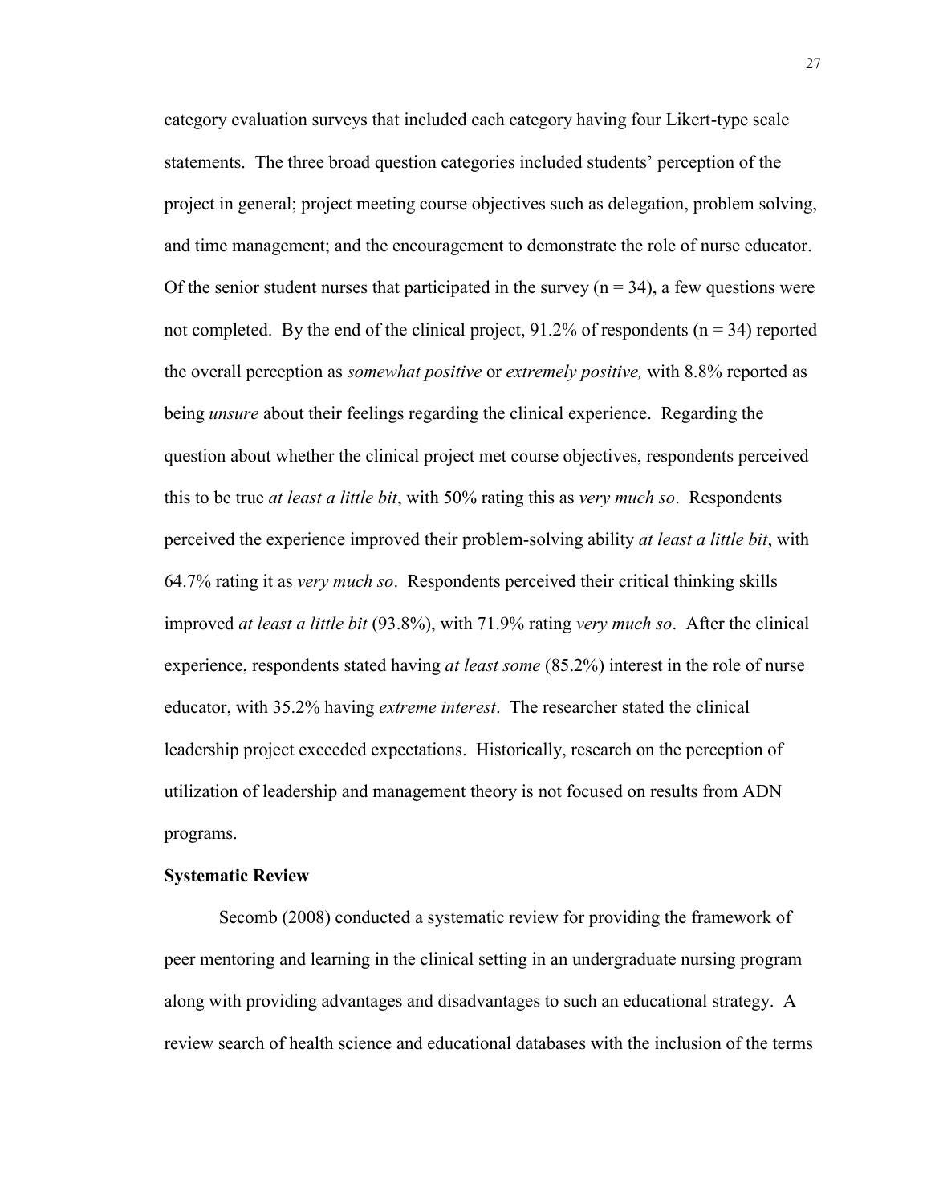category evaluation surveys that included each category having four Likert-type scale statements. The three broad question categories included students' perception of the project in general; project meeting course objectives such as delegation, problem solving, and time management; and the encouragement to demonstrate the role of nurse educator. Of the senior student nurses that participated in the survey ($n = 34$), a few questions were not completed. By the end of the clinical project, 91.2% of respondents ($n = 34$) reported the overall perception as *somewhat positive* or *extremely positive,* with 8.8% reported as being *unsure* about their feelings regarding the clinical experience. Regarding the question about whether the clinical project met course objectives, respondents perceived this to be true *at least a little bit*, with 50% rating this as *very much so*. Respondents perceived the experience improved their problem-solving ability *at least a little bit*, with 64.7% rating it as *very much so*. Respondents perceived their critical thinking skills improved *at least a little bit* (93.8%), with 71.9% rating *very much so*. After the clinical experience, respondents stated having *at least some* (85.2%) interest in the role of nurse educator, with 35.2% having *extreme interest*. The researcher stated the clinical leadership project exceeded expectations. Historically, research on the perception of utilization of leadership and management theory is not focused on results from ADN programs.

**Systematic Review**

Secomb (2008) conducted a systematic review for providing the framework of peer mentoring and learning in the clinical setting in an undergraduate nursing program along with providing advantages and disadvantages to such an educational strategy. A review search of health science and educational databases with the inclusion of the terms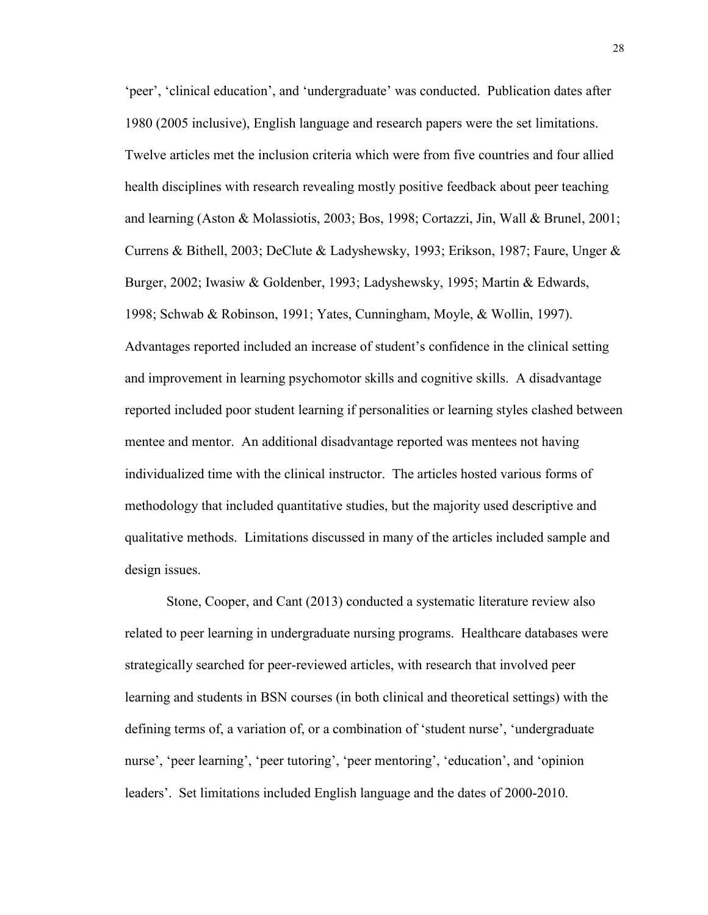'peer', 'clinical education', and 'undergraduate' was conducted. Publication dates after 1980 (2005 inclusive), English language and research papers were the set limitations. Twelve articles met the inclusion criteria which were from five countries and four allied health disciplines with research revealing mostly positive feedback about peer teaching and learning (Aston & Molassiotis, 2003; Bos, 1998; Cortazzi, Jin, Wall & Brunel, 2001; Currens & Bithell, 2003; DeClute & Ladyshewsky, 1993; Erikson, 1987; Faure, Unger & Burger, 2002; Iwasiw & Goldenber, 1993; Ladyshewsky, 1995; Martin & Edwards, 1998; Schwab & Robinson, 1991; Yates, Cunningham, Moyle, & Wollin, 1997). Advantages reported included an increase of student's confidence in the clinical setting and improvement in learning psychomotor skills and cognitive skills. A disadvantage reported included poor student learning if personalities or learning styles clashed between mentee and mentor. An additional disadvantage reported was mentees not having individualized time with the clinical instructor. The articles hosted various forms of methodology that included quantitative studies, but the majority used descriptive and qualitative methods. Limitations discussed in many of the articles included sample and design issues.

Stone, Cooper, and Cant (2013) conducted a systematic literature review also related to peer learning in undergraduate nursing programs. Healthcare databases were strategically searched for peer-reviewed articles, with research that involved peer learning and students in BSN courses (in both clinical and theoretical settings) with the defining terms of, a variation of, or a combination of 'student nurse', 'undergraduate nurse', 'peer learning', 'peer tutoring', 'peer mentoring', 'education', and 'opinion leaders'. Set limitations included English language and the dates of 2000-2010.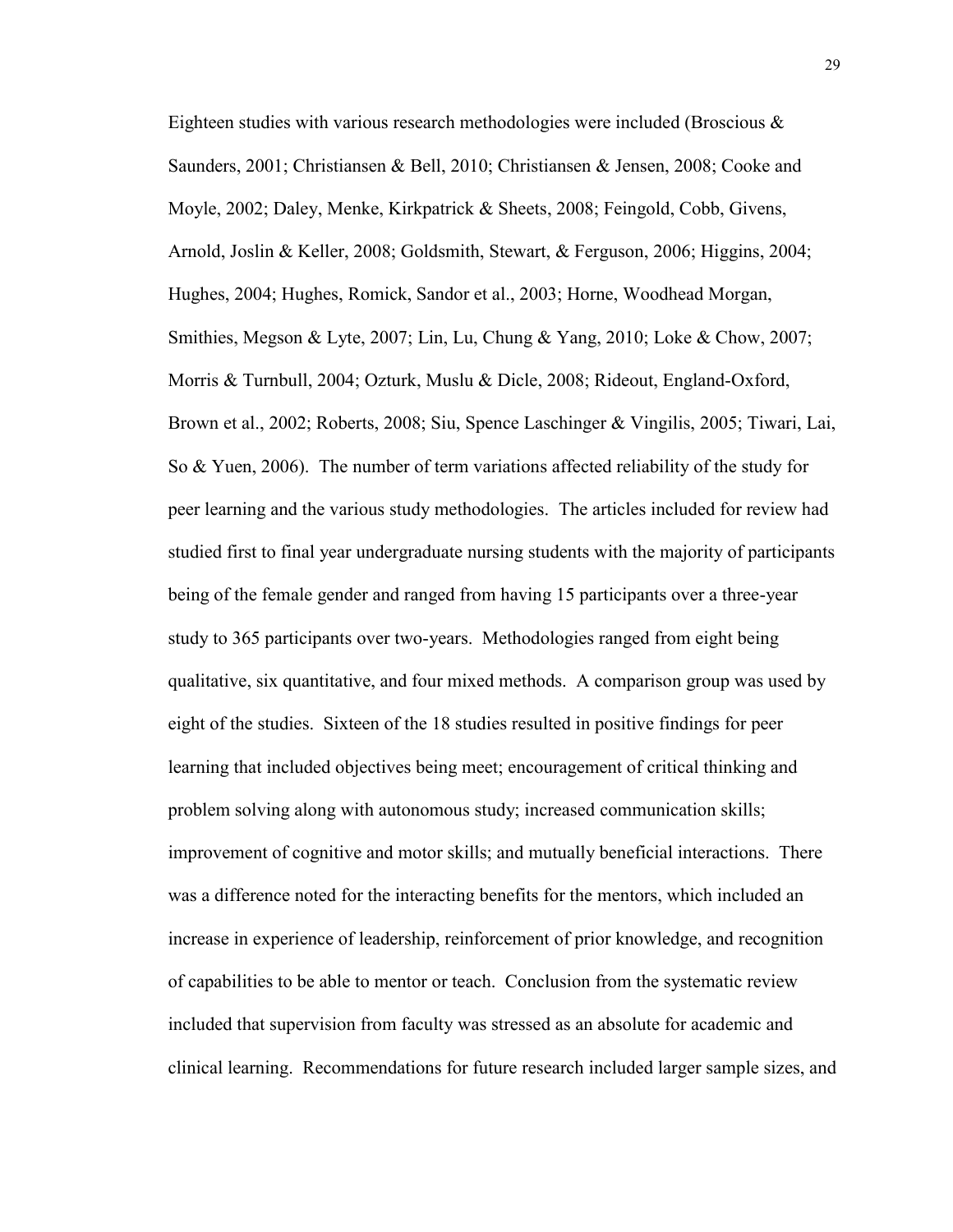Eighteen studies with various research methodologies were included (Broscious & Saunders, 2001; Christiansen & Bell, 2010; Christiansen & Jensen, 2008; Cooke and Moyle, 2002; Daley, Menke, Kirkpatrick & Sheets, 2008; Feingold, Cobb, Givens, Arnold, Joslin & Keller, 2008; Goldsmith, Stewart, & Ferguson, 2006; Higgins, 2004; Hughes, 2004; Hughes, Romick, Sandor et al., 2003; Horne, Woodhead Morgan, Smithies, Megson & Lyte, 2007; Lin, Lu, Chung & Yang, 2010; Loke & Chow, 2007; Morris & Turnbull, 2004; Ozturk, Muslu & Dicle, 2008; Rideout, England-Oxford, Brown et al., 2002; Roberts, 2008; Siu, Spence Laschinger & Vingilis, 2005; Tiwari, Lai, So & Yuen, 2006). The number of term variations affected reliability of the study for peer learning and the various study methodologies. The articles included for review had studied first to final year undergraduate nursing students with the majority of participants being of the female gender and ranged from having 15 participants over a three-year study to 365 participants over two-years. Methodologies ranged from eight being qualitative, six quantitative, and four mixed methods. A comparison group was used by eight of the studies. Sixteen of the 18 studies resulted in positive findings for peer learning that included objectives being meet; encouragement of critical thinking and problem solving along with autonomous study; increased communication skills; improvement of cognitive and motor skills; and mutually beneficial interactions. There was a difference noted for the interacting benefits for the mentors, which included an increase in experience of leadership, reinforcement of prior knowledge, and recognition of capabilities to be able to mentor or teach. Conclusion from the systematic review included that supervision from faculty was stressed as an absolute for academic and clinical learning. Recommendations for future research included larger sample sizes, and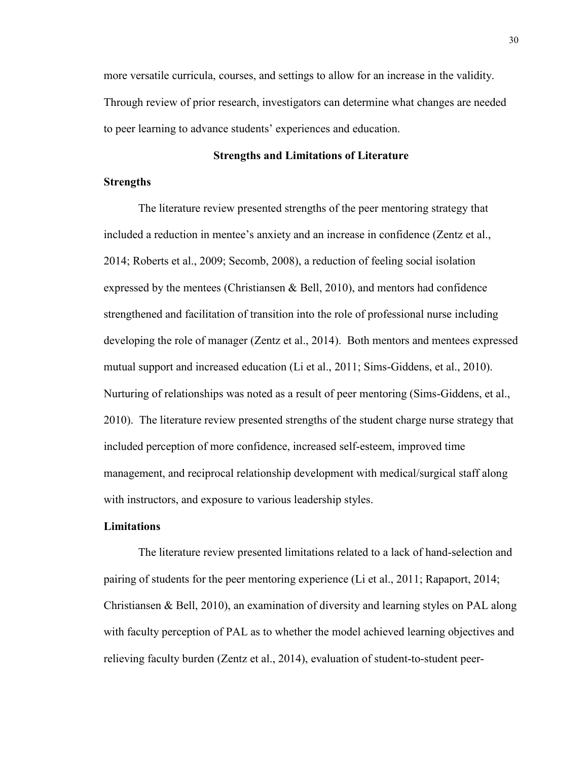more versatile curricula, courses, and settings to allow for an increase in the validity. Through review of prior research, investigators can determine what changes are needed to peer learning to advance students' experiences and education.

## Strengths and Limitations of Literature

### Strengths

The literature review presented strengths of the peer mentoring strategy that included a reduction in mentee's anxiety and an increase in confidence (Zentz et al., 2014; Roberts et al., 2009; Secomb, 2008), a reduction of feeling social isolation expressed by the mentees (Christiansen & Bell, 2010), and mentors had confidence strengthened and facilitation of transition into the role of professional nurse including developing the role of manager (Zentz et al., 2014). Both mentors and mentees expressed mutual support and increased education (Li et al., 2011; Sims-Giddens, et al., 2010). Nurturing of relationships was noted as a result of peer mentoring (Sims-Giddens, et al., 2010). The literature review presented strengths of the student charge nurse strategy that included perception of more confidence, increased self-esteem, improved time management, and reciprocal relationship development with medical/surgical staff along with instructors, and exposure to various leadership styles.

### Limitations

The literature review presented limitations related to a lack of hand-selection and pairing of students for the peer mentoring experience (Li et al., 2011; Rapaport, 2014; Christiansen & Bell, 2010), an examination of diversity and learning styles on PAL along with faculty perception of PAL as to whether the model achieved learning objectives and relieving faculty burden (Zentz et al., 2014), evaluation of student-to-student peer-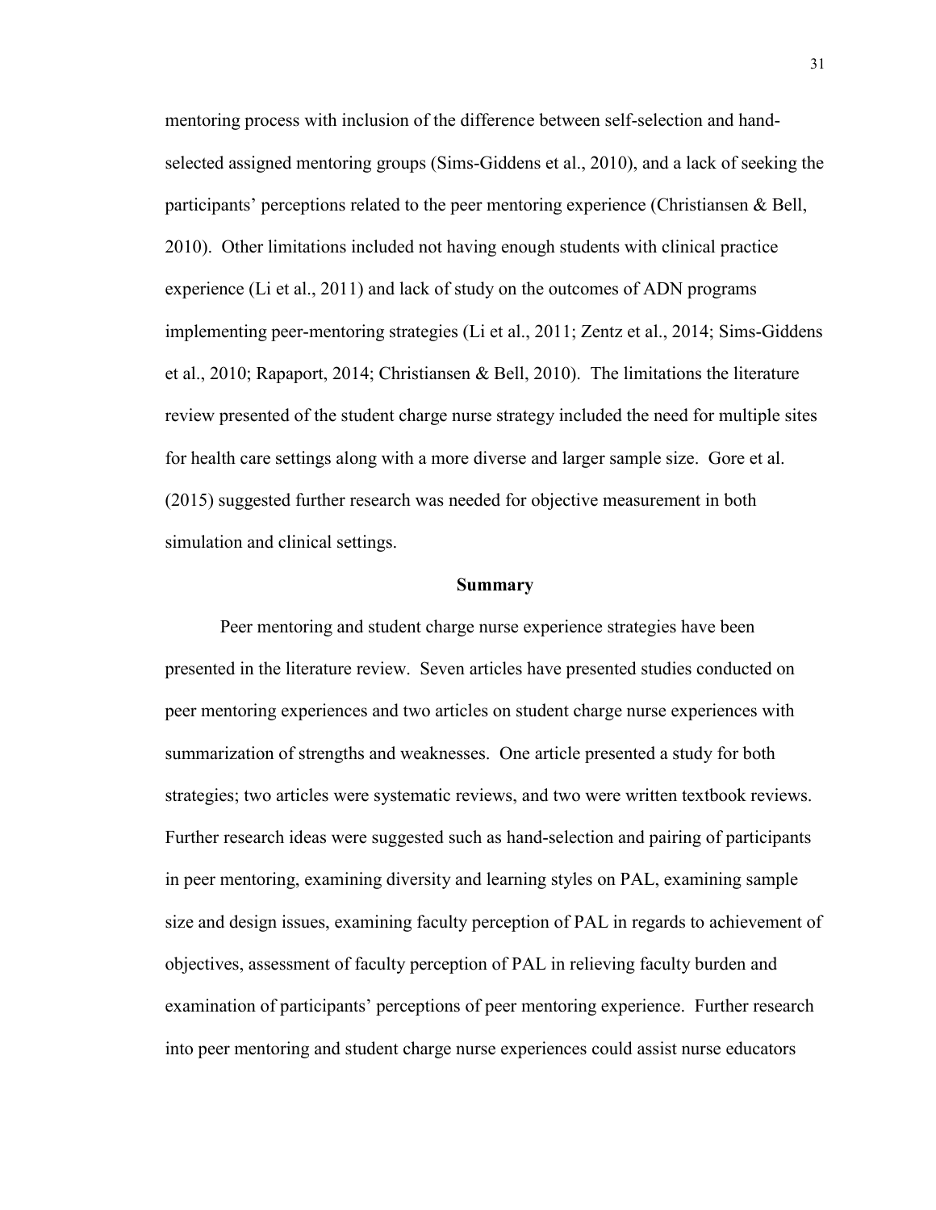mentoring process with inclusion of the difference between self-selection and hand-selected assigned mentoring groups (Sims-Giddens et al., 2010), and a lack of seeking the participants' perceptions related to the peer mentoring experience (Christiansen & Bell, 2010). Other limitations included not having enough students with clinical practice experience (Li et al., 2011) and lack of study on the outcomes of ADN programs implementing peer-mentoring strategies (Li et al., 2011; Zentz et al., 2014; Sims-Giddens et al., 2010; Rapaport, 2014; Christiansen & Bell, 2010). The limitations the literature review presented of the student charge nurse strategy included the need for multiple sites for health care settings along with a more diverse and larger sample size. Gore et al. (2015) suggested further research was needed for objective measurement in both simulation and clinical settings.

## Summary

Peer mentoring and student charge nurse experience strategies have been presented in the literature review. Seven articles have presented studies conducted on peer mentoring experiences and two articles on student charge nurse experiences with summarization of strengths and weaknesses. One article presented a study for both strategies; two articles were systematic reviews, and two were written textbook reviews. Further research ideas were suggested such as hand-selection and pairing of participants in peer mentoring, examining diversity and learning styles on PAL, examining sample size and design issues, examining faculty perception of PAL in regards to achievement of objectives, assessment of faculty perception of PAL in relieving faculty burden and examination of participants' perceptions of peer mentoring experience. Further research into peer mentoring and student charge nurse experiences could assist nurse educators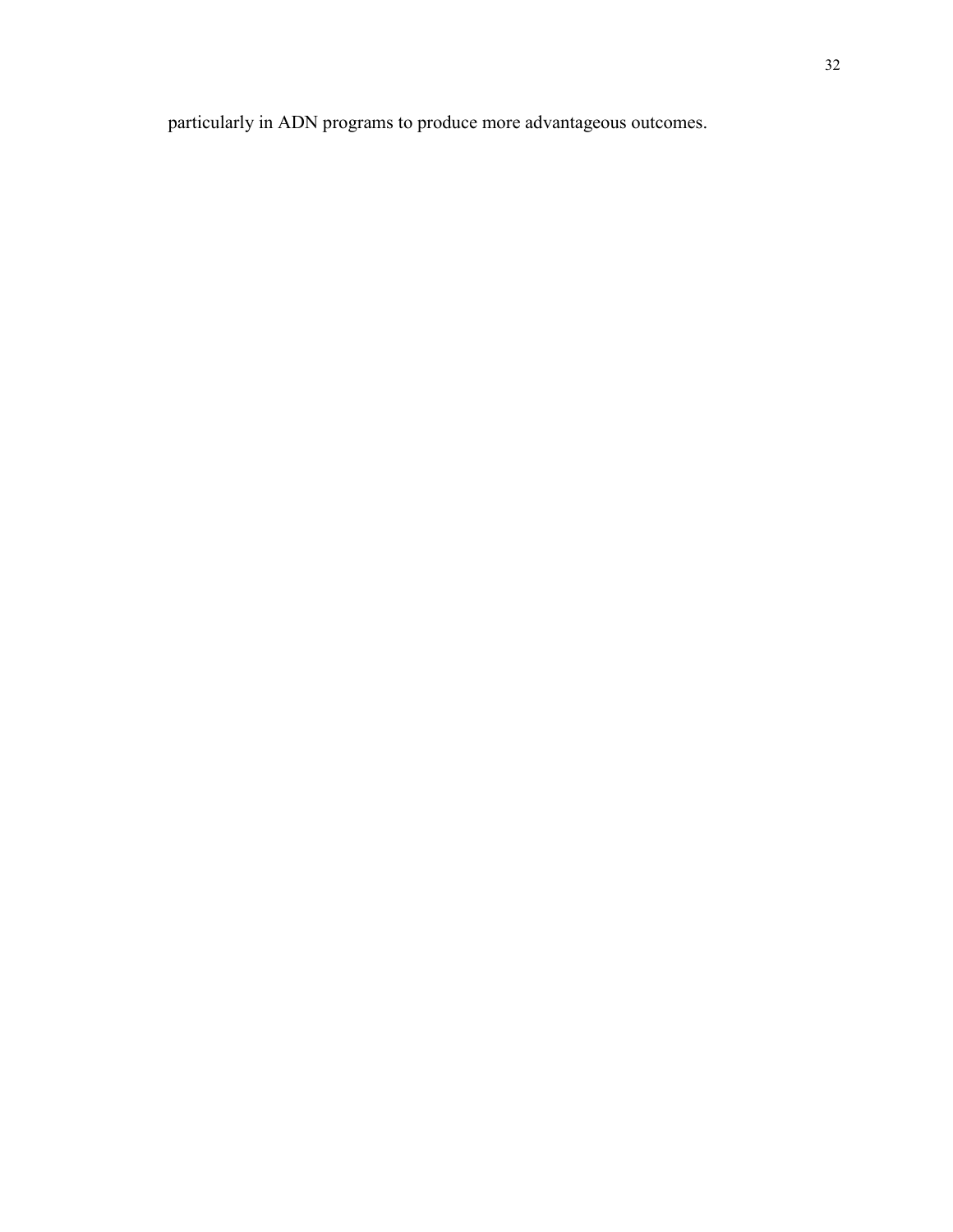particularly in ADN programs to produce more advantageous outcomes.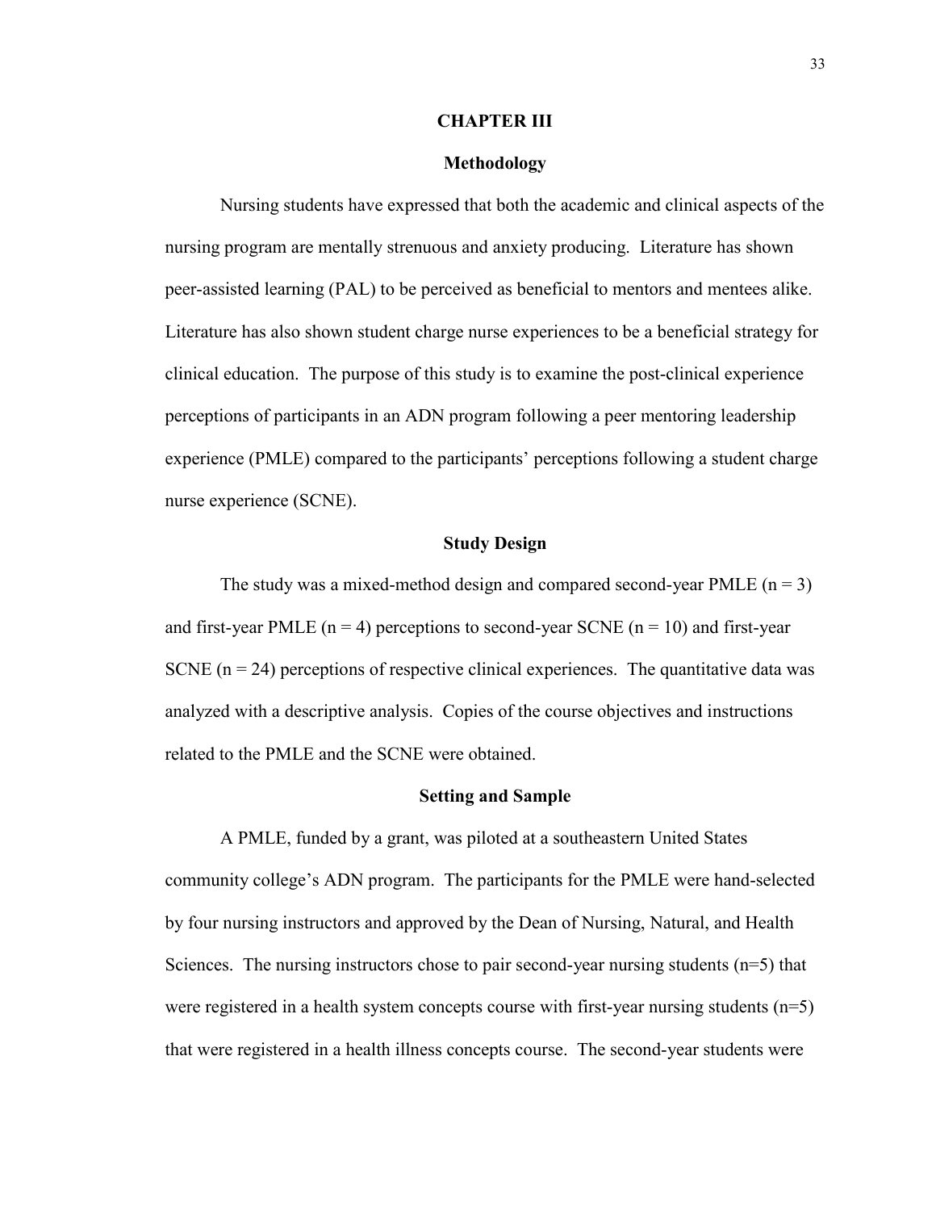# CHAPTER III

## Methodology

Nursing students have expressed that both the academic and clinical aspects of the nursing program are mentally strenuous and anxiety producing. Literature has shown peer-assisted learning (PAL) to be perceived as beneficial to mentors and mentees alike. Literature has also shown student charge nurse experiences to be a beneficial strategy for clinical education. The purpose of this study is to examine the post-clinical experience perceptions of participants in an ADN program following a peer mentoring leadership experience (PMLE) compared to the participants' perceptions following a student charge nurse experience (SCNE).

### Study Design

The study was a mixed-method design and compared second-year PMLE ($n = 3$) and first-year PMLE ($n = 4$) perceptions to second-year SCNE ($n = 10$) and first-year SCNE ($n = 24$) perceptions of respective clinical experiences. The quantitative data was analyzed with a descriptive analysis. Copies of the course objectives and instructions related to the PMLE and the SCNE were obtained.

### Setting and Sample

A PMLE, funded by a grant, was piloted at a southeastern United States community college's ADN program. The participants for the PMLE were hand-selected by four nursing instructors and approved by the Dean of Nursing, Natural, and Health Sciences. The nursing instructors chose to pair second-year nursing students ($n=5$) that were registered in a health system concepts course with first-year nursing students ($n=5$) that were registered in a health illness concepts course. The second-year students were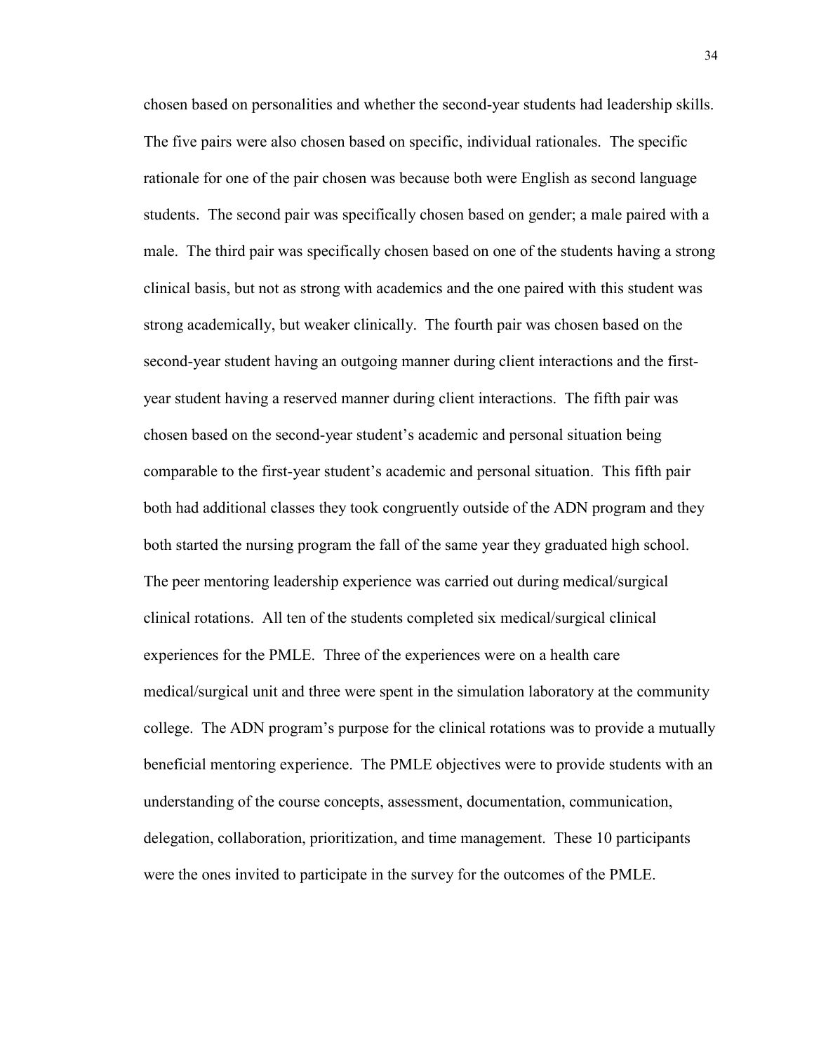chosen based on personalities and whether the second-year students had leadership skills. The five pairs were also chosen based on specific, individual rationales. The specific rationale for one of the pair chosen was because both were English as second language students. The second pair was specifically chosen based on gender; a male paired with a male. The third pair was specifically chosen based on one of the students having a strong clinical basis, but not as strong with academics and the one paired with this student was strong academically, but weaker clinically. The fourth pair was chosen based on the second-year student having an outgoing manner during client interactions and the first-year student having a reserved manner during client interactions. The fifth pair was chosen based on the second-year student's academic and personal situation being comparable to the first-year student's academic and personal situation. This fifth pair both had additional classes they took congruently outside of the ADN program and they both started the nursing program the fall of the same year they graduated high school. The peer mentoring leadership experience was carried out during medical/surgical clinical rotations. All ten of the students completed six medical/surgical clinical experiences for the PMLE. Three of the experiences were on a health care medical/surgical unit and three were spent in the simulation laboratory at the community college. The ADN program's purpose for the clinical rotations was to provide a mutually beneficial mentoring experience. The PMLE objectives were to provide students with an understanding of the course concepts, assessment, documentation, communication, delegation, collaboration, prioritization, and time management. These 10 participants were the ones invited to participate in the survey for the outcomes of the PMLE.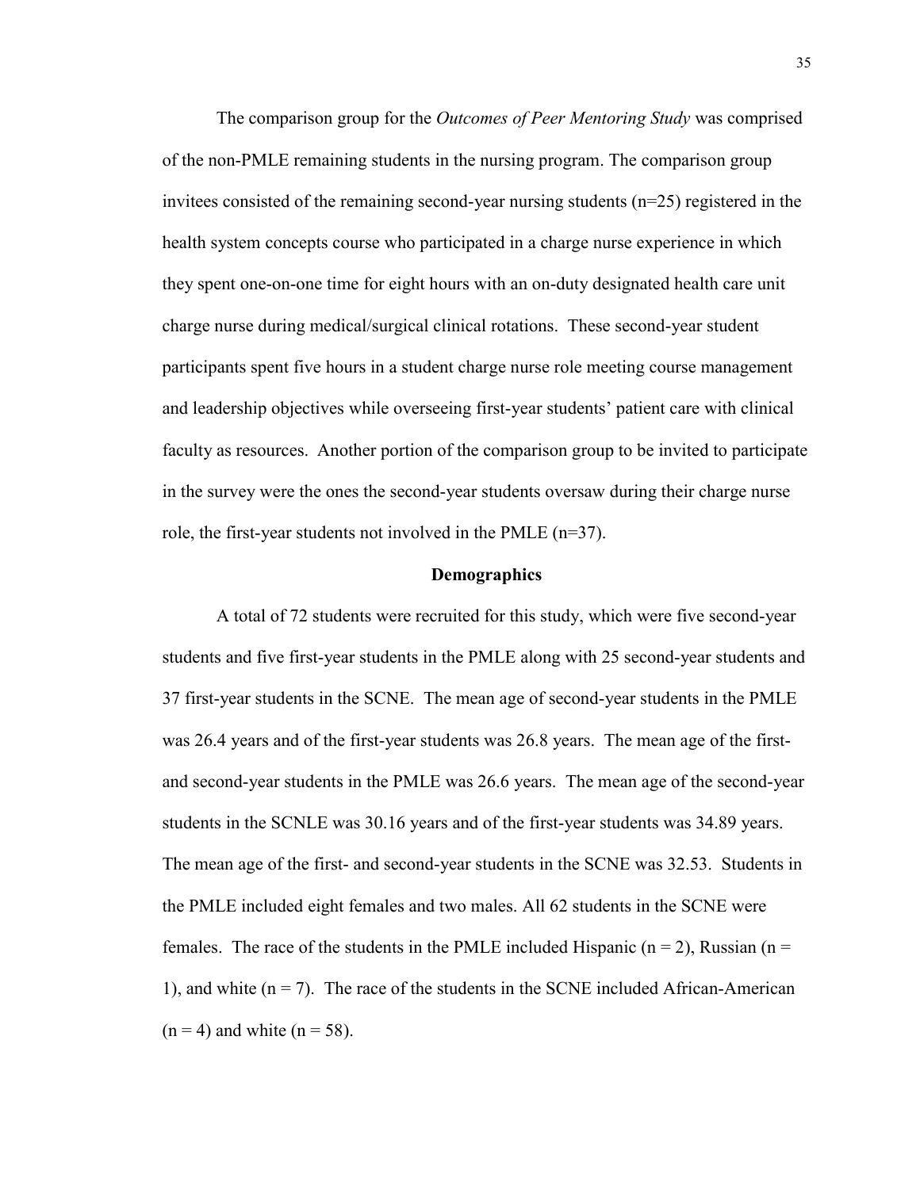The comparison group for the *Outcomes of Peer Mentoring Study* was comprised of the non-PMLE remaining students in the nursing program. The comparison group invitees consisted of the remaining second-year nursing students (n=25) registered in the health system concepts course who participated in a charge nurse experience in which they spent one-on-one time for eight hours with an on-duty designated health care unit charge nurse during medical/surgical clinical rotations. These second-year student participants spent five hours in a student charge nurse role meeting course management and leadership objectives while overseeing first-year students' patient care with clinical faculty as resources. Another portion of the comparison group to be invited to participate in the survey were the ones the second-year students oversaw during their charge nurse role, the first-year students not involved in the PMLE (n=37).

## Demographics

A total of 72 students were recruited for this study, which were five second-year students and five first-year students in the PMLE along with 25 second-year students and 37 first-year students in the SCNE. The mean age of second-year students in the PMLE was 26.4 years and of the first-year students was 26.8 years. The mean age of the first- and second-year students in the PMLE was 26.6 years. The mean age of the second-year students in the SCNLE was 30.16 years and of the first-year students was 34.89 years. The mean age of the first- and second-year students in the SCNE was 32.53. Students in the PMLE included eight females and two males. All 62 students in the SCNE were females. The race of the students in the PMLE included Hispanic (n = 2), Russian (n = 1), and white (n = 7). The race of the students in the SCNE included African-American (n = 4) and white (n = 58).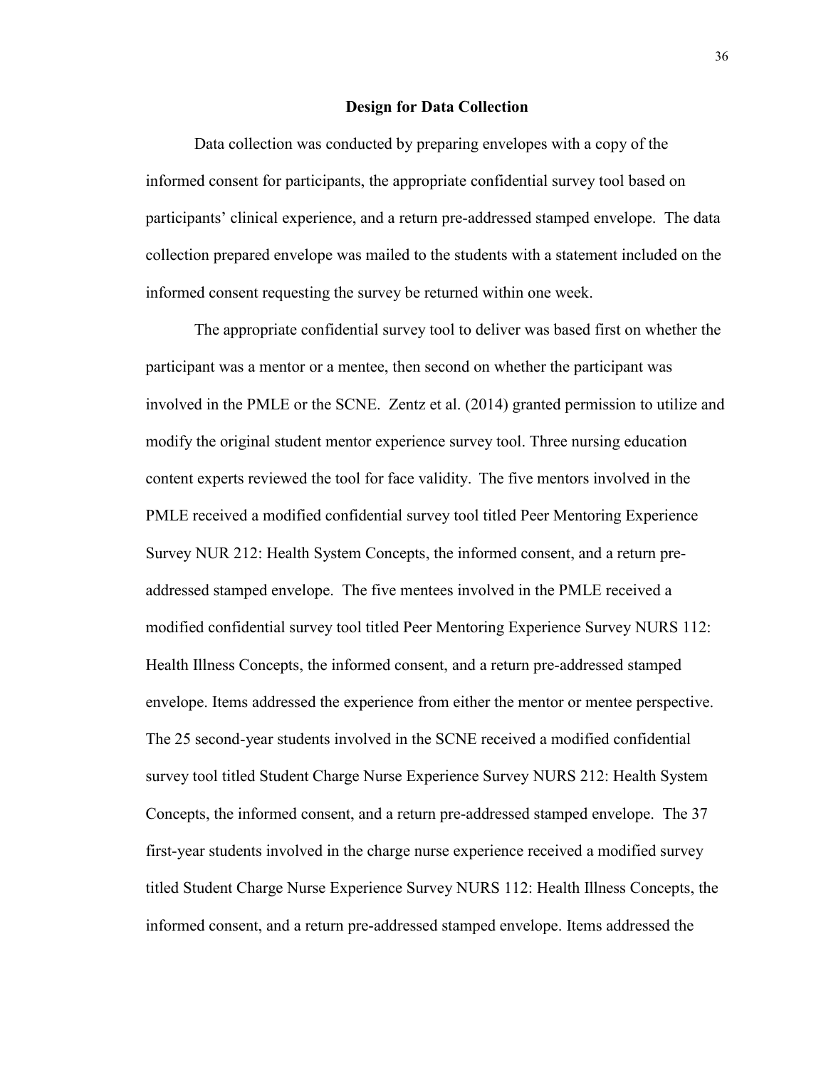## Design for Data Collection

Data collection was conducted by preparing envelopes with a copy of the informed consent for participants, the appropriate confidential survey tool based on participants' clinical experience, and a return pre-addressed stamped envelope. The data collection prepared envelope was mailed to the students with a statement included on the informed consent requesting the survey be returned within one week.

The appropriate confidential survey tool to deliver was based first on whether the participant was a mentor or a mentee, then second on whether the participant was involved in the PMLE or the SCNE. Zentz et al. (2014) granted permission to utilize and modify the original student mentor experience survey tool. Three nursing education content experts reviewed the tool for face validity. The five mentors involved in the PMLE received a modified confidential survey tool titled Peer Mentoring Experience Survey NUR 212: Health System Concepts, the informed consent, and a return pre-addressed stamped envelope. The five mentees involved in the PMLE received a modified confidential survey tool titled Peer Mentoring Experience Survey NURS 112: Health Illness Concepts, the informed consent, and a return pre-addressed stamped envelope. Items addressed the experience from either the mentor or mentee perspective. The 25 second-year students involved in the SCNE received a modified confidential survey tool titled Student Charge Nurse Experience Survey NURS 212: Health System Concepts, the informed consent, and a return pre-addressed stamped envelope. The 37 first-year students involved in the charge nurse experience received a modified survey titled Student Charge Nurse Experience Survey NURS 112: Health Illness Concepts, the informed consent, and a return pre-addressed stamped envelope. Items addressed the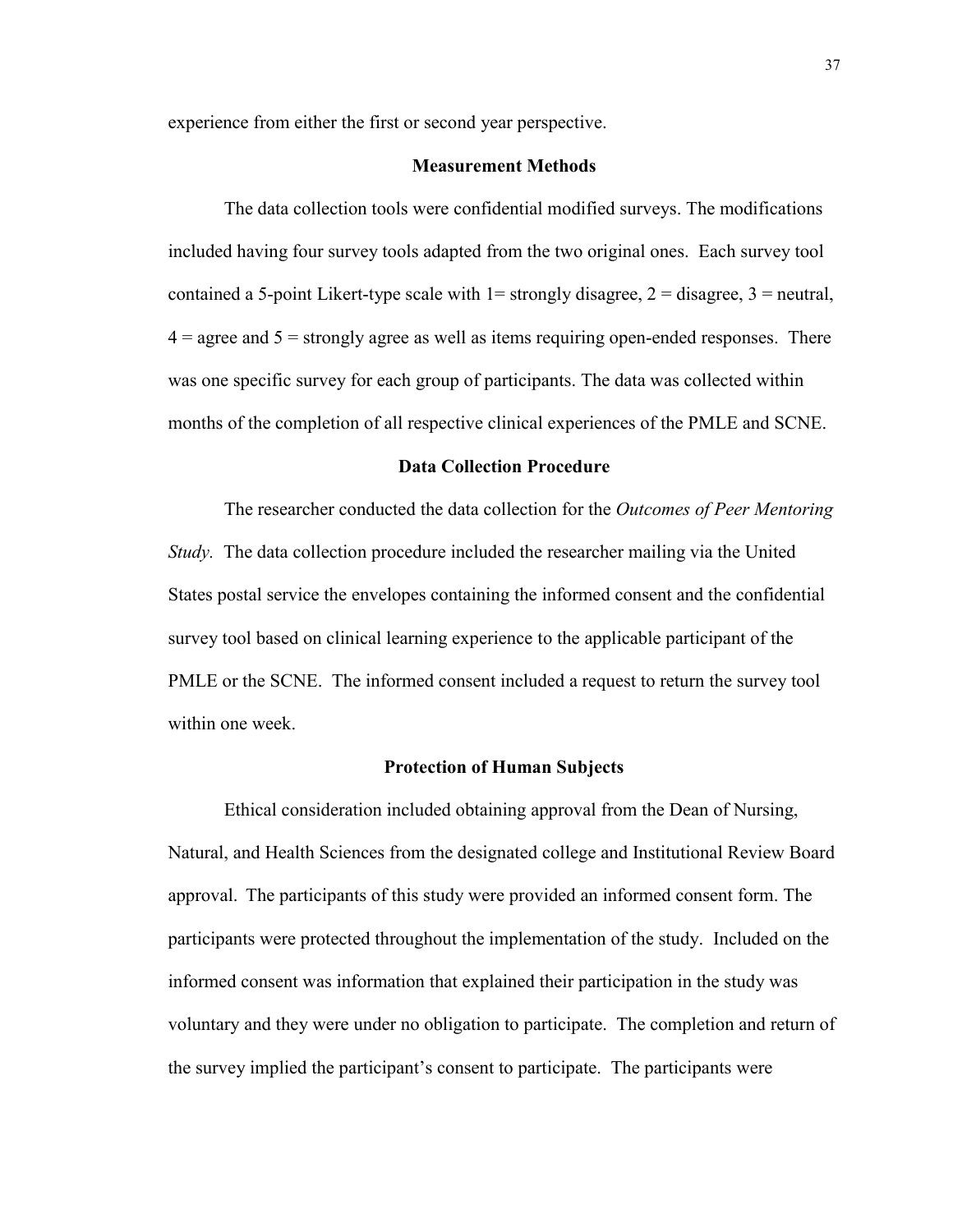experience from either the first or second year perspective.

## Measurement Methods

The data collection tools were confidential modified surveys. The modifications included having four survey tools adapted from the two original ones. Each survey tool contained a 5-point Likert-type scale with 1= strongly disagree, 2 = disagree, 3 = neutral, 4 = agree and 5 = strongly agree as well as items requiring open-ended responses. There was one specific survey for each group of participants. The data was collected within months of the completion of all respective clinical experiences of the PMLE and SCNE.

## Data Collection Procedure

The researcher conducted the data collection for the *Outcomes of Peer Mentoring Study.* The data collection procedure included the researcher mailing via the United States postal service the envelopes containing the informed consent and the confidential survey tool based on clinical learning experience to the applicable participant of the PMLE or the SCNE. The informed consent included a request to return the survey tool within one week.

## Protection of Human Subjects

Ethical consideration included obtaining approval from the Dean of Nursing, Natural, and Health Sciences from the designated college and Institutional Review Board approval. The participants of this study were provided an informed consent form. The participants were protected throughout the implementation of the study. Included on the informed consent was information that explained their participation in the study was voluntary and they were under no obligation to participate. The completion and return of the survey implied the participant's consent to participate. The participants were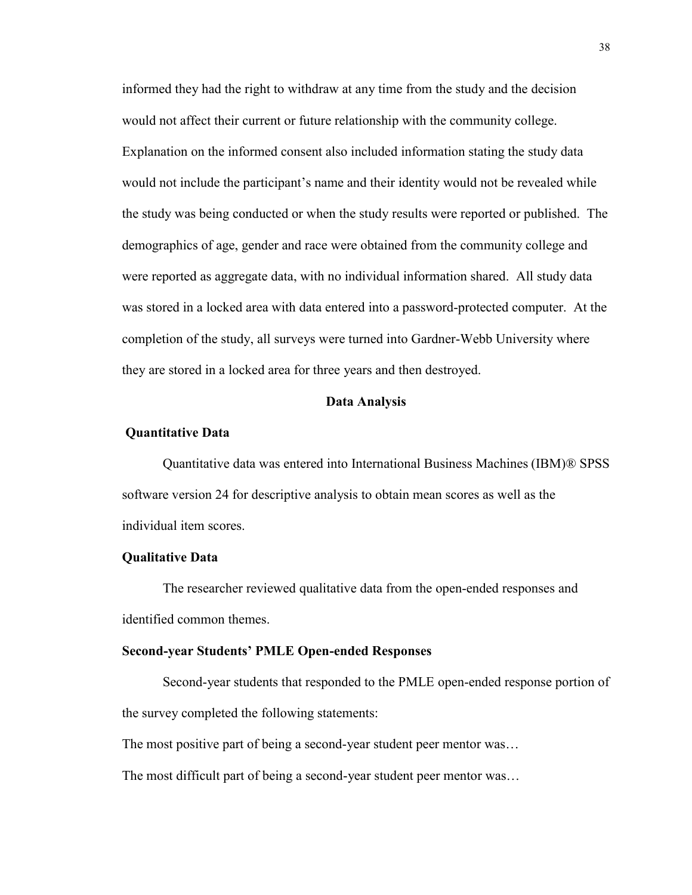informed they had the right to withdraw at any time from the study and the decision would not affect their current or future relationship with the community college. Explanation on the informed consent also included information stating the study data would not include the participant's name and their identity would not be revealed while the study was being conducted or when the study results were reported or published. The demographics of age, gender and race were obtained from the community college and were reported as aggregate data, with no individual information shared. All study data was stored in a locked area with data entered into a password-protected computer. At the completion of the study, all surveys were turned into Gardner-Webb University where they are stored in a locked area for three years and then destroyed.

## Data Analysis

### Quantitative Data

Quantitative data was entered into International Business Machines (IBM)® SPSS software version 24 for descriptive analysis to obtain mean scores as well as the individual item scores.

### Qualitative Data

The researcher reviewed qualitative data from the open-ended responses and identified common themes.

### Second-year Students' PMLE Open-ended Responses

Second-year students that responded to the PMLE open-ended response portion of the survey completed the following statements:

The most positive part of being a second-year student peer mentor was…

The most difficult part of being a second-year student peer mentor was…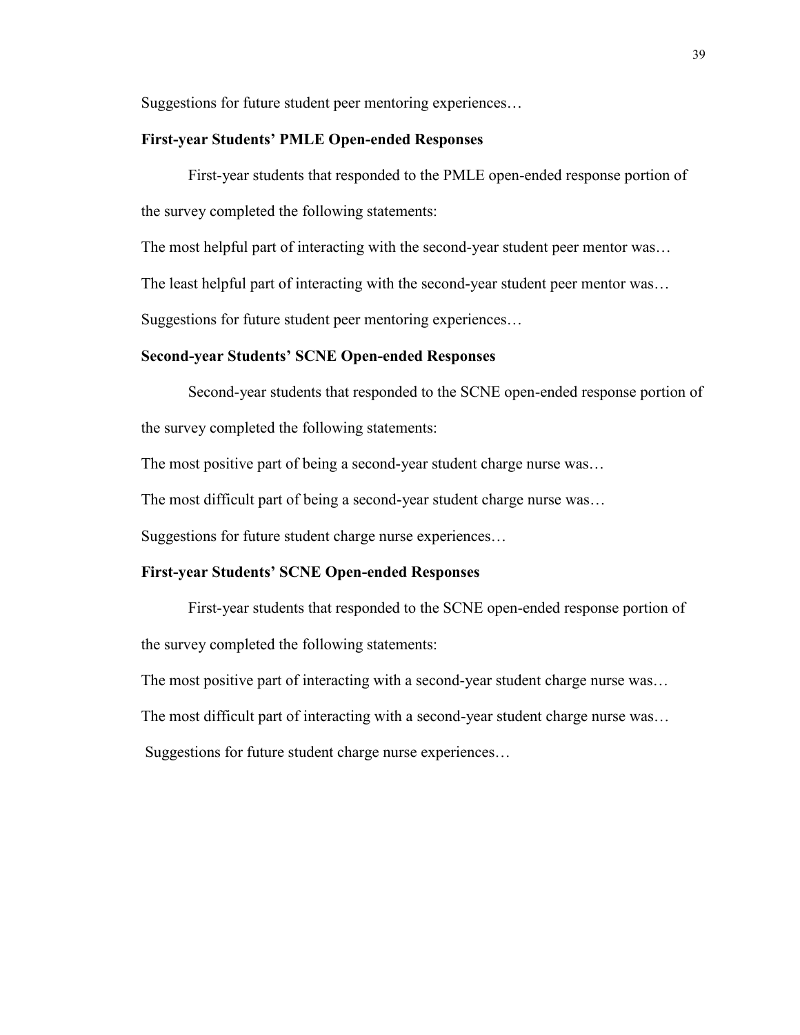Suggestions for future student peer mentoring experiences…

### First-year Students' PMLE Open-ended Responses

First-year students that responded to the PMLE open-ended response portion of the survey completed the following statements:

The most helpful part of interacting with the second-year student peer mentor was…

The least helpful part of interacting with the second-year student peer mentor was…

Suggestions for future student peer mentoring experiences…

### Second-year Students' SCNE Open-ended Responses

Second-year students that responded to the SCNE open-ended response portion of the survey completed the following statements:

The most positive part of being a second-year student charge nurse was…

The most difficult part of being a second-year student charge nurse was…

Suggestions for future student charge nurse experiences…

### First-year Students' SCNE Open-ended Responses

First-year students that responded to the SCNE open-ended response portion of the survey completed the following statements:

The most positive part of interacting with a second-year student charge nurse was…

The most difficult part of interacting with a second-year student charge nurse was…

Suggestions for future student charge nurse experiences…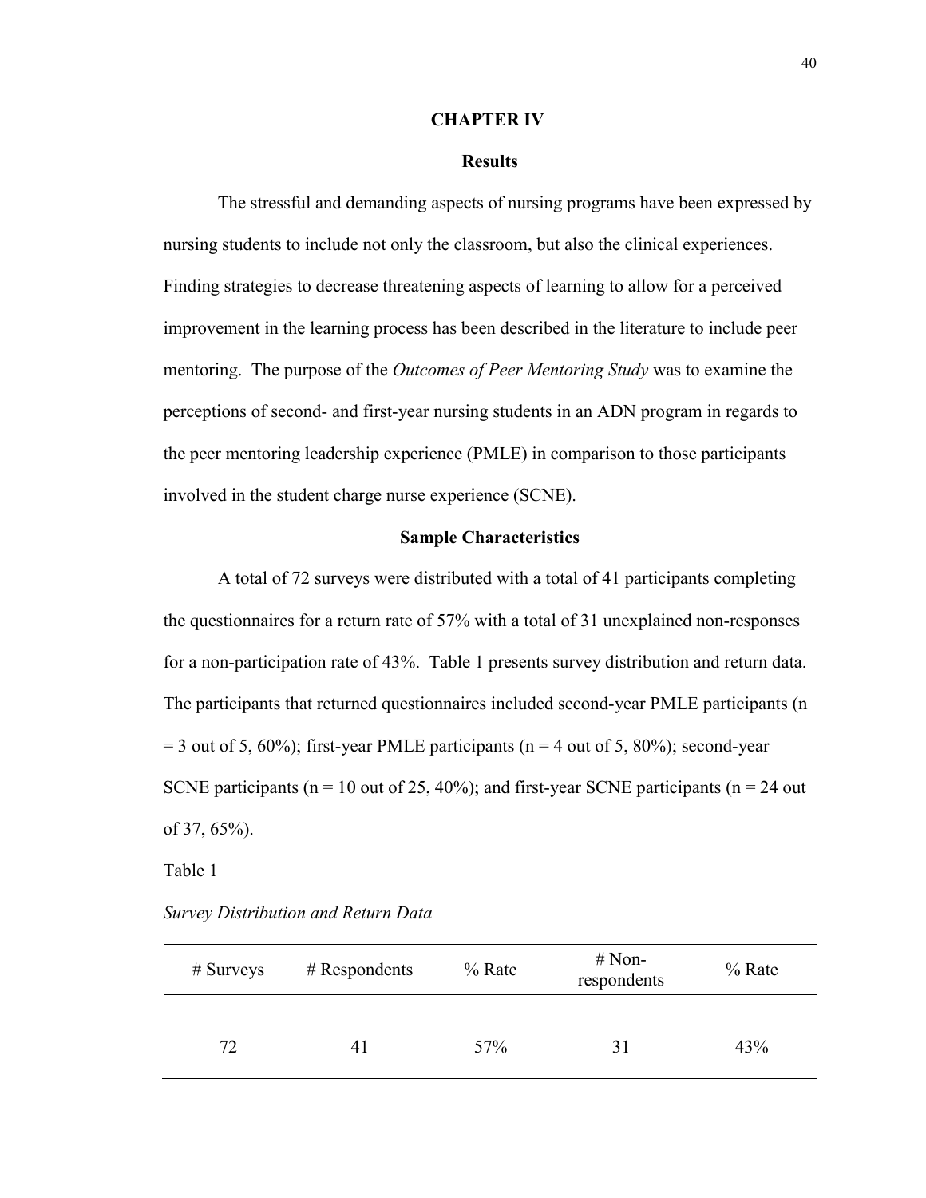# CHAPTER IV

## Results

The stressful and demanding aspects of nursing programs have been expressed by nursing students to include not only the classroom, but also the clinical experiences. Finding strategies to decrease threatening aspects of learning to allow for a perceived improvement in the learning process has been described in the literature to include peer mentoring. The purpose of the *Outcomes of Peer Mentoring Study* was to examine the perceptions of second- and first-year nursing students in an ADN program in regards to the peer mentoring leadership experience (PMLE) in comparison to those participants involved in the student charge nurse experience (SCNE).

### Sample Characteristics

A total of 72 surveys were distributed with a total of 41 participants completing the questionnaires for a return rate of 57% with a total of 31 unexplained non-responses for a non-participation rate of 43%. Table 1 presents survey distribution and return data. The participants that returned questionnaires included second-year PMLE participants (n = 3 out of 5, 60%); first-year PMLE participants (n = 4 out of 5, 80%); second-year SCNE participants (n = 10 out of 25, 40%); and first-year SCNE participants (n = 24 out of 37, 65%).

Table 1

*Survey Distribution and Return Data*

| # Surveys | # Respondents | % Rate | # Non-respondents | % Rate |
|---|---|---|---|---|
| 72 | 41 | 57% | 31 | 43% |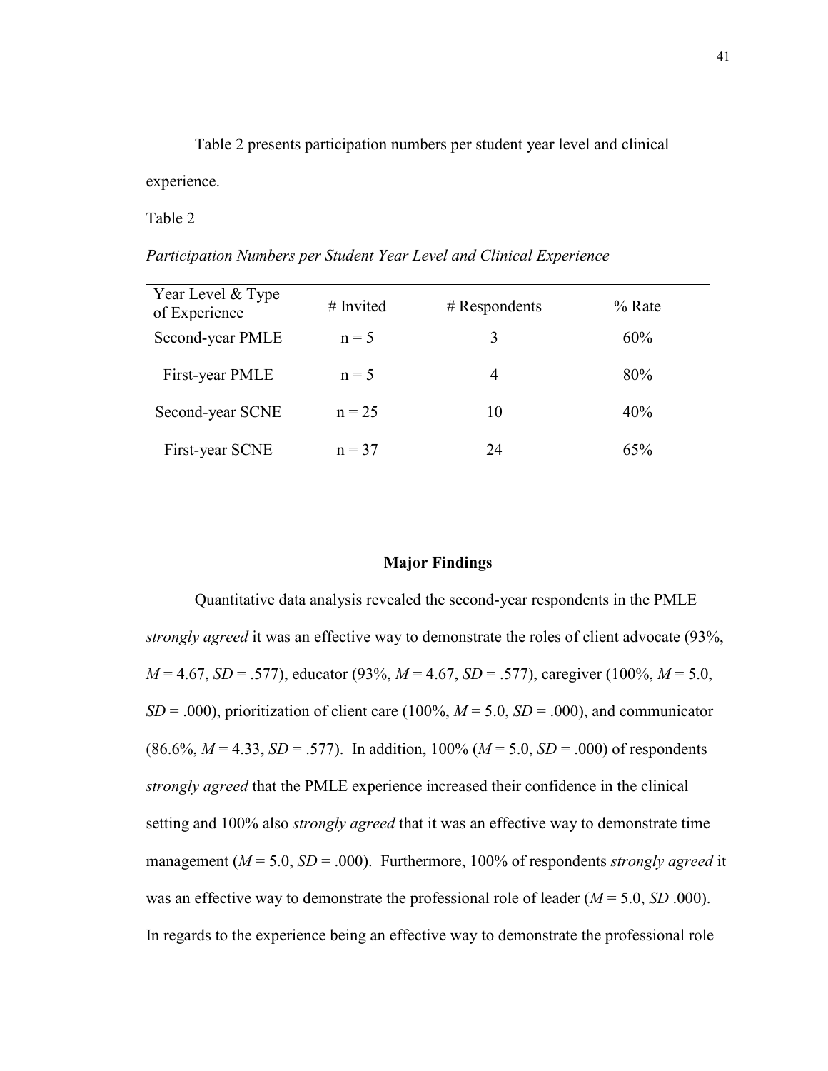Table 2 presents participation numbers per student year level and clinical experience.

Table 2

*Participation Numbers per Student Year Level and Clinical Experience*

| Year Level & Type of Experience | # Invited | # Respondents | % Rate |
|---|---|---|---|
| Second-year PMLE | n = 5 | 3 | 60% |
| First-year PMLE | n = 5 | 4 | 80% |
| Second-year SCNE | n = 25 | 10 | 40% |
| First-year SCNE | n = 37 | 24 | 65% |

**Major Findings**

Quantitative data analysis revealed the second-year respondents in the PMLE *strongly agreed* it was an effective way to demonstrate the roles of client advocate (93%, *M* = 4.67, *SD* = .577), educator (93%, *M* = 4.67, *SD* = .577), caregiver (100%, *M* = 5.0, *SD* = .000), prioritization of client care (100%, *M* = 5.0, *SD* = .000), and communicator (86.6%, *M* = 4.33, *SD* = .577). In addition, 100% (*M* = 5.0, *SD* = .000) of respondents *strongly agreed* that the PMLE experience increased their confidence in the clinical setting and 100% also *strongly agreed* that it was an effective way to demonstrate time management (*M* = 5.0, *SD* = .000). Furthermore, 100% of respondents *strongly agreed* it was an effective way to demonstrate the professional role of leader (*M* = 5.0, *SD* .000). In regards to the experience being an effective way to demonstrate the professional role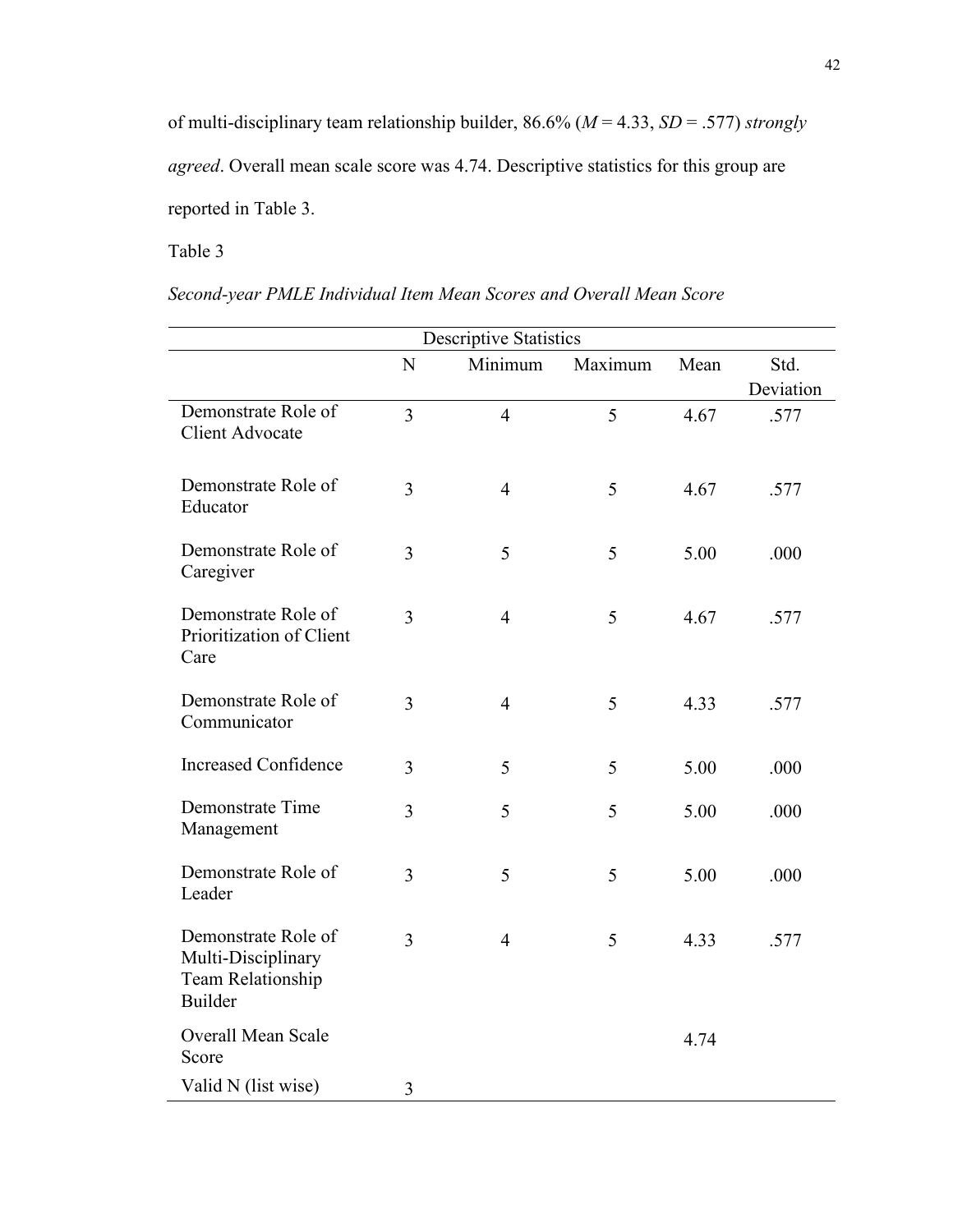of multi-disciplinary team relationship builder, 86.6% (*M* = 4.33, *SD* = .577) *strongly agreed*. Overall mean scale score was 4.74. Descriptive statistics for this group are reported in Table 3.

Table 3

*Second-year PMLE Individual Item Mean Scores and Overall Mean Score*

| Descriptive Statistics | | | | | |
|---|---|---|---|---|---|
| | N | Minimum | Maximum | Mean | Std. Deviation |
| Demonstrate Role of Client Advocate | 3 | 4 | 5 | 4.67 | .577 |
| Demonstrate Role of Educator | 3 | 4 | 5 | 4.67 | .577 |
| Demonstrate Role of Caregiver | 3 | 5 | 5 | 5.00 | .000 |
| Demonstrate Role of Prioritization of Client Care | 3 | 4 | 5 | 4.67 | .577 |
| Demonstrate Role of Communicator | 3 | 4 | 5 | 4.33 | .577 |
| Increased Confidence | 3 | 5 | 5 | 5.00 | .000 |
| Demonstrate Time Management | 3 | 5 | 5 | 5.00 | .000 |
| Demonstrate Role of Leader | 3 | 5 | 5 | 5.00 | .000 |
| Demonstrate Role of Multi-Disciplinary Team Relationship Builder | 3 | 4 | 5 | 4.33 | .577 |
| Overall Mean Scale Score | | | | 4.74 | |
| Valid N (list wise) | 3 | | | | |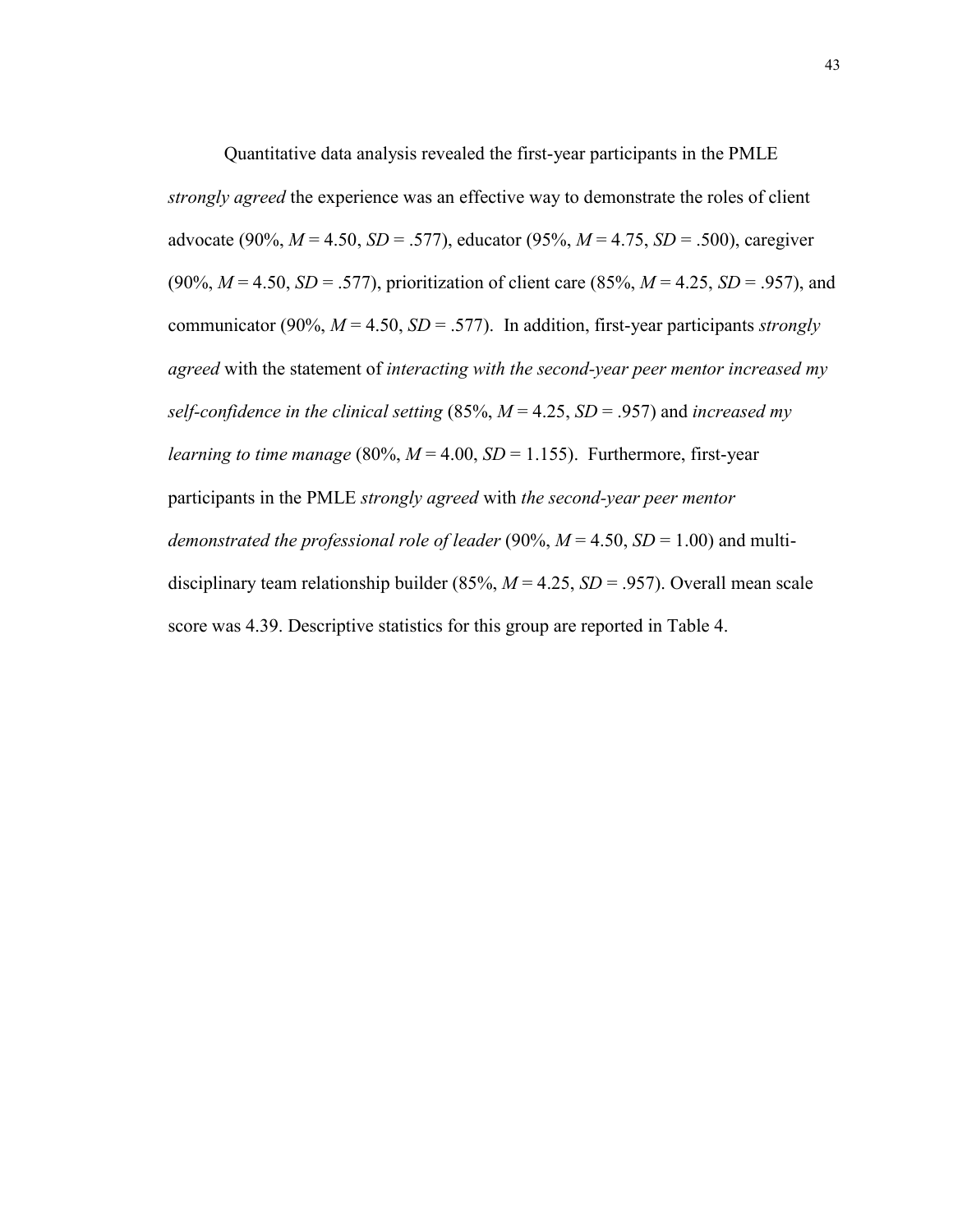Quantitative data analysis revealed the first-year participants in the PMLE *strongly agreed* the experience was an effective way to demonstrate the roles of client advocate (90%, $M$ = 4.50, $SD$ = .577), educator (95%, $M$ = 4.75, $SD$ = .500), caregiver (90%, $M$ = 4.50, $SD$ = .577), prioritization of client care (85%, $M$ = 4.25, $SD$ = .957), and communicator (90%, $M$ = 4.50, $SD$ = .577). In addition, first-year participants *strongly agreed* with the statement of *interacting with the second-year peer mentor increased my self-confidence in the clinical setting* (85%, $M$ = 4.25, $SD$ = .957) and *increased my learning to time manage* (80%, $M$ = 4.00, $SD$ = 1.155). Furthermore, first-year participants in the PMLE *strongly agreed* with *the second-year peer mentor demonstrated the professional role of leader* (90%, $M$ = 4.50, $SD$ = 1.00) and multi-disciplinary team relationship builder (85%, $M$ = 4.25, $SD$ = .957). Overall mean scale score was 4.39. Descriptive statistics for this group are reported in Table 4.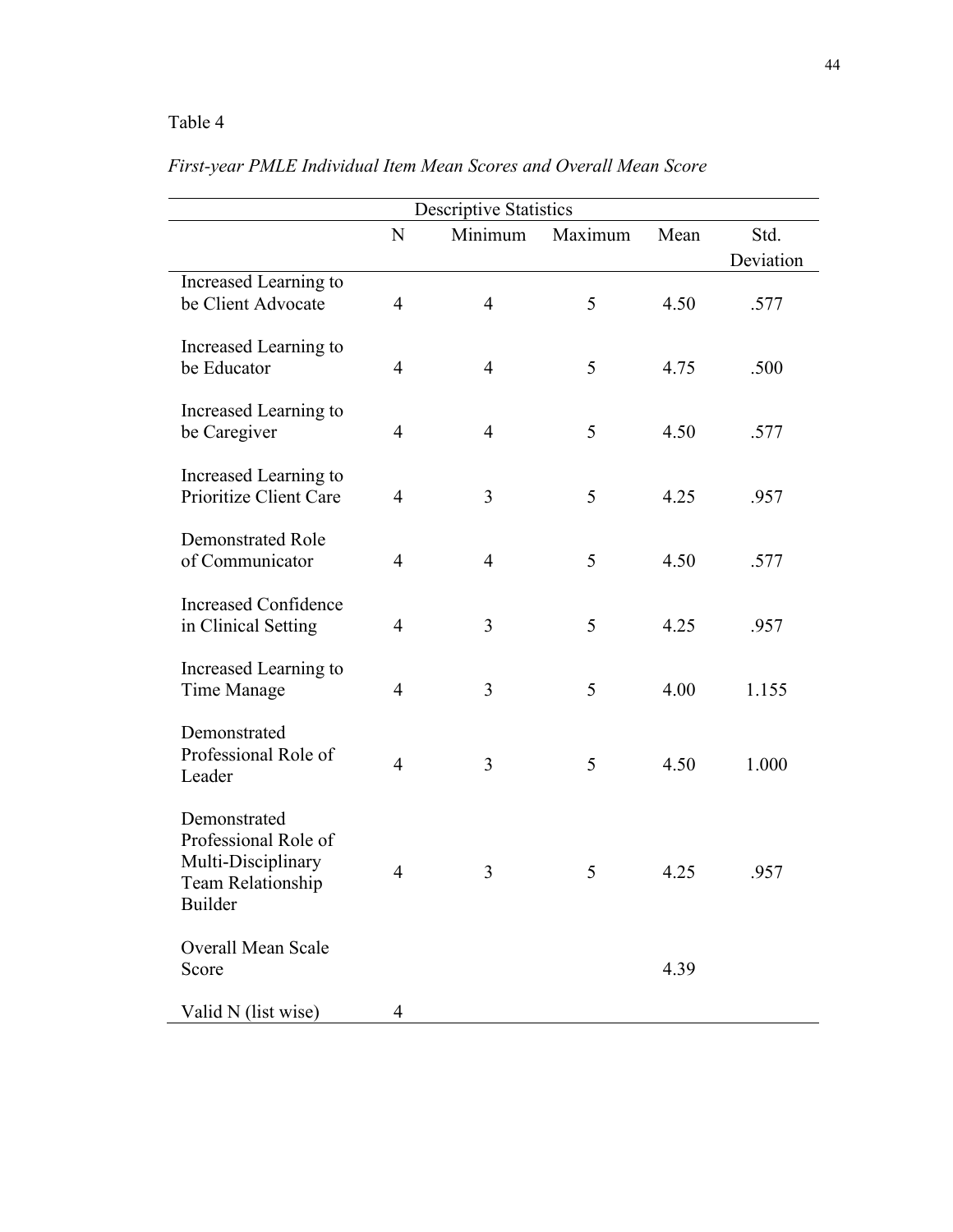Table 4

*First-year PMLE Individual Item Mean Scores and Overall Mean Score*

| Descriptive Statistics | | | | | |
|---|---|---|---|---|---|
| | N | Minimum | Maximum | Mean | Std. Deviation |
| Increased Learning to be Client Advocate | 4 | 4 | 5 | 4.50 | .577 |
| Increased Learning to be Educator | 4 | 4 | 5 | 4.75 | .500 |
| Increased Learning to be Caregiver | 4 | 4 | 5 | 4.50 | .577 |
| Increased Learning to Prioritize Client Care | 4 | 3 | 5 | 4.25 | .957 |
| Demonstrated Role of Communicator | 4 | 4 | 5 | 4.50 | .577 |
| Increased Confidence in Clinical Setting | 4 | 3 | 5 | 4.25 | .957 |
| Increased Learning to Time Manage | 4 | 3 | 5 | 4.00 | 1.155 |
| Demonstrated Professional Role of Leader | 4 | 3 | 5 | 4.50 | 1.000 |
| Demonstrated Professional Role of Multi-Disciplinary Team Relationship Builder | 4 | 3 | 5 | 4.25 | .957 |
| Overall Mean Scale Score | | | | 4.39 | |
| Valid N (list wise) | 4 | | | | |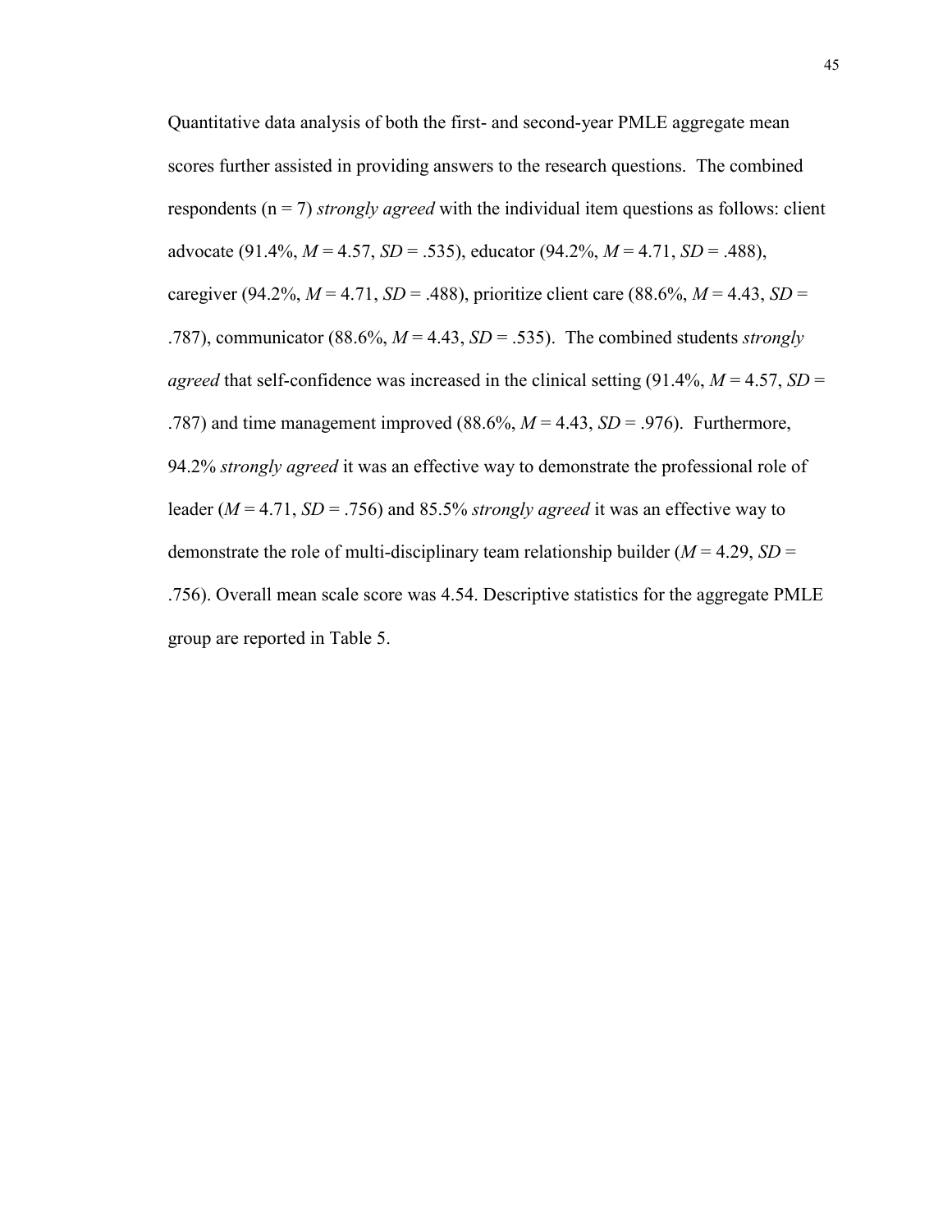Quantitative data analysis of both the first- and second-year PMLE aggregate mean scores further assisted in providing answers to the research questions. The combined respondents (n = 7) *strongly agreed* with the individual item questions as follows: client advocate (91.4%, *M* = 4.57, *SD* = .535), educator (94.2%, *M* = 4.71, *SD* = .488), caregiver (94.2%, *M* = 4.71, *SD* = .488), prioritize client care (88.6%, *M* = 4.43, *SD* = .787), communicator (88.6%, *M* = 4.43, *SD* = .535). The combined students *strongly agreed* that self-confidence was increased in the clinical setting (91.4%, *M* = 4.57, *SD* = .787) and time management improved (88.6%, *M* = 4.43, *SD* = .976). Furthermore, 94.2% *strongly agreed* it was an effective way to demonstrate the professional role of leader (*M* = 4.71, *SD* = .756) and 85.5% *strongly agreed* it was an effective way to demonstrate the role of multi-disciplinary team relationship builder (*M* = 4.29, *SD* = .756). Overall mean scale score was 4.54. Descriptive statistics for the aggregate PMLE group are reported in Table 5.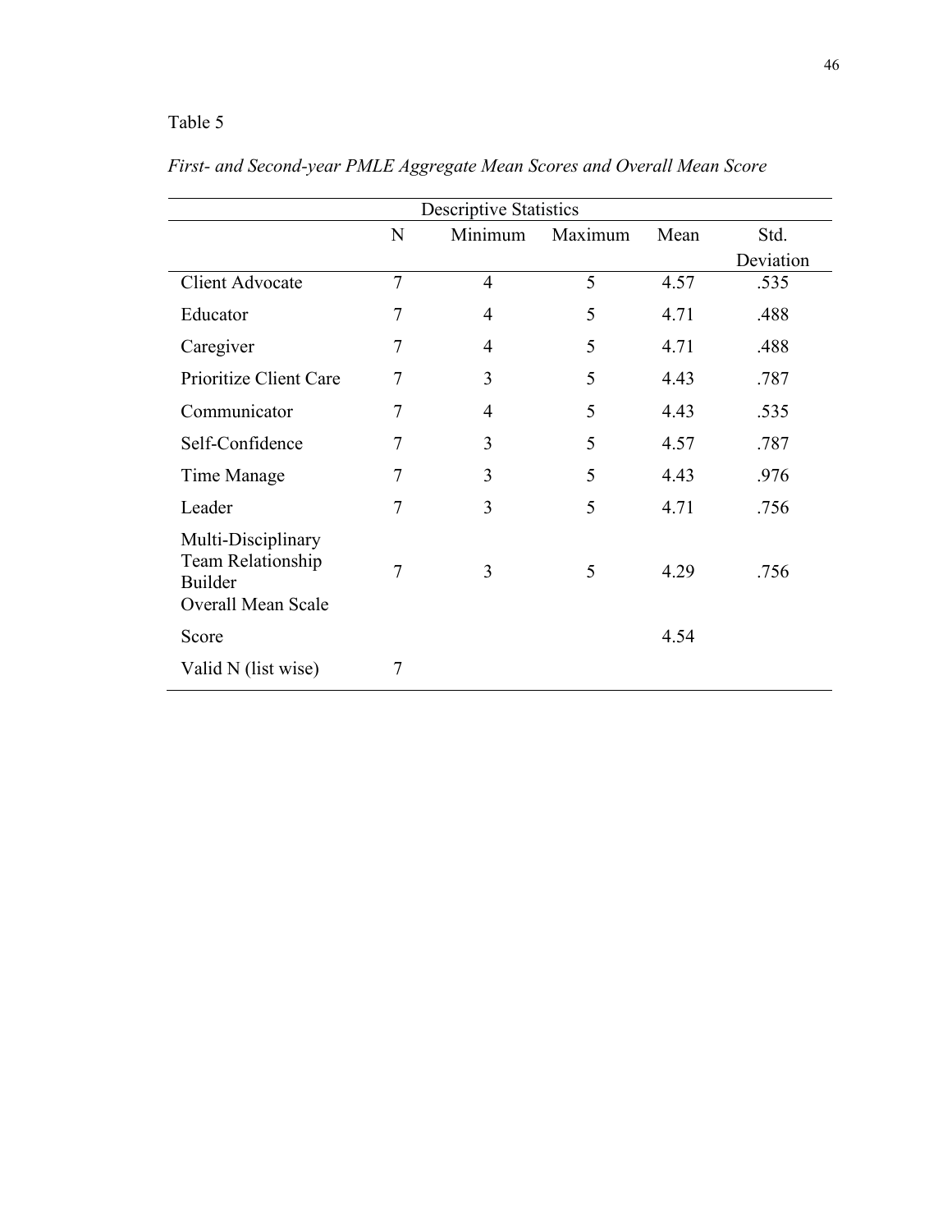Table 5

*First- and Second-year PMLE Aggregate Mean Scores and Overall Mean Score*

| Descriptive Statistics | | | | | |
|---|---|---|---|---|---|
| | N | Minimum | Maximum | Mean | Std. Deviation |
| Client Advocate | 7 | 4 | 5 | 4.57 | .535 |
| Educator | 7 | 4 | 5 | 4.71 | .488 |
| Caregiver | 7 | 4 | 5 | 4.71 | .488 |
| Prioritize Client Care | 7 | 3 | 5 | 4.43 | .787 |
| Communicator | 7 | 4 | 5 | 4.43 | .535 |
| Self-Confidence | 7 | 3 | 5 | 4.57 | .787 |
| Time Manage | 7 | 3 | 5 | 4.43 | .976 |
| Leader | 7 | 3 | 5 | 4.71 | .756 |
| Multi-Disciplinary Team Relationship Builder | 7 | 3 | 5 | 4.29 | .756 |
| Overall Mean Scale Score | | | | 4.54 | |
| Valid N (list wise) | 7 | | | | |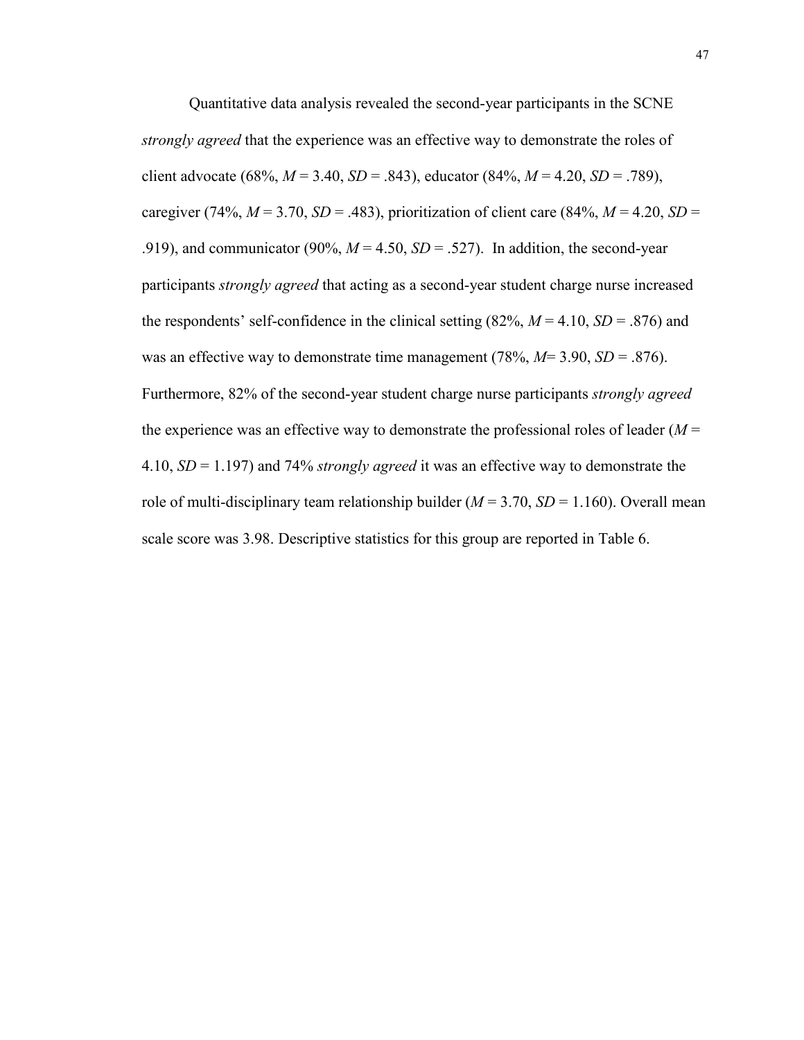Quantitative data analysis revealed the second-year participants in the SCNE *strongly agreed* that the experience was an effective way to demonstrate the roles of client advocate (68%, $M$ = 3.40, $SD$ = .843), educator (84%, $M$ = 4.20, $SD$ = .789), caregiver (74%, $M$ = 3.70, $SD$ = .483), prioritization of client care (84%, $M$ = 4.20, $SD$ = .919), and communicator (90%, $M$ = 4.50, $SD$ = .527). In addition, the second-year participants *strongly agreed* that acting as a second-year student charge nurse increased the respondents' self-confidence in the clinical setting (82%, $M$ = 4.10, $SD$ = .876) and was an effective way to demonstrate time management (78%, $M$= 3.90, $SD$ = .876). Furthermore, 82% of the second-year student charge nurse participants *strongly agreed* the experience was an effective way to demonstrate the professional roles of leader ($M$ = 4.10, $SD$ = 1.197) and 74% *strongly agreed* it was an effective way to demonstrate the role of multi-disciplinary team relationship builder ($M$ = 3.70, $SD$ = 1.160). Overall mean scale score was 3.98. Descriptive statistics for this group are reported in Table 6.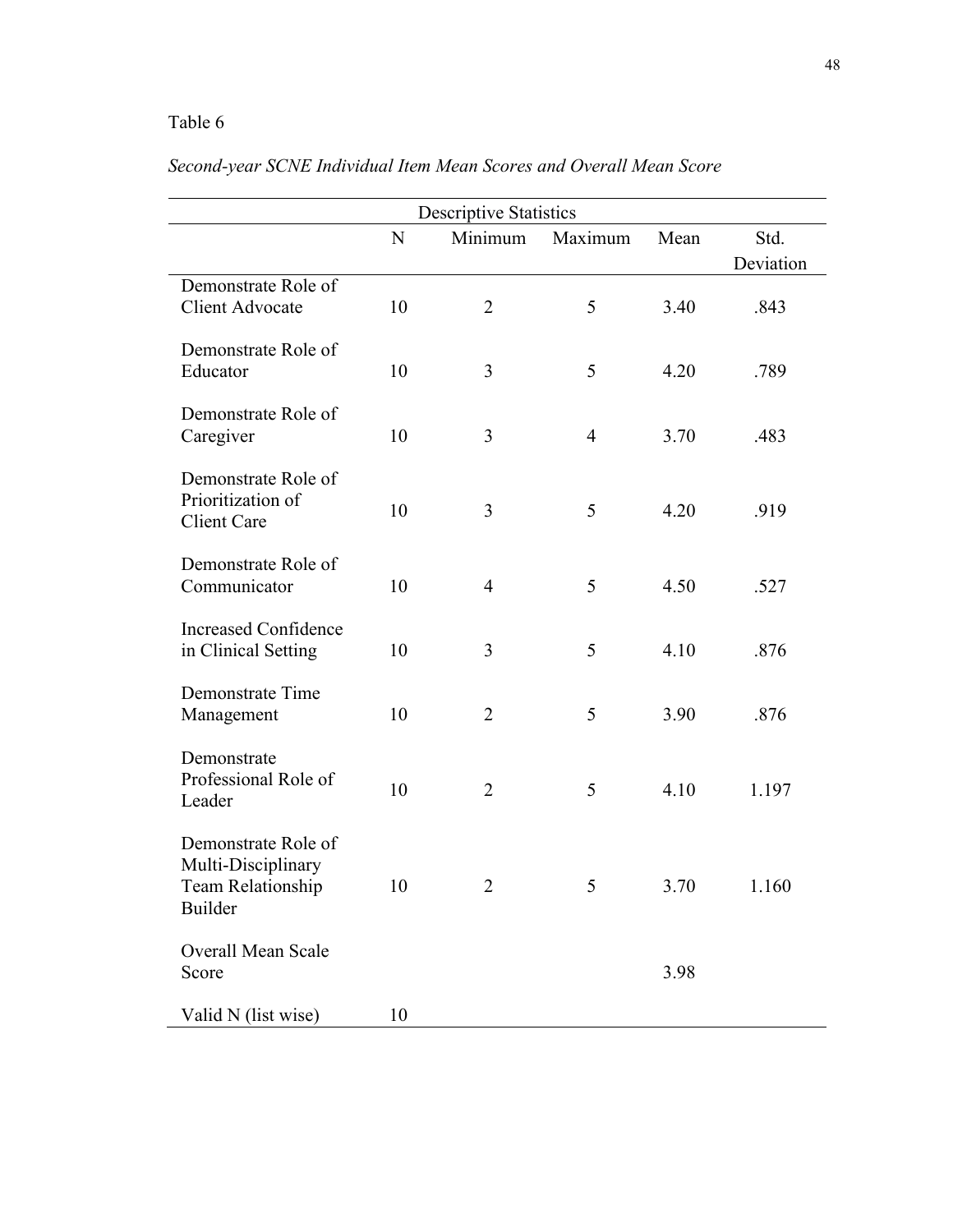Table 6

*Second-year SCNE Individual Item Mean Scores and Overall Mean Score*

| Descriptive Statistics | | | | | |
|---|---|---|---|---|---|
| | N | Minimum | Maximum | Mean | Std. Deviation |
| Demonstrate Role of Client Advocate | 10 | 2 | 5 | 3.40 | .843 |
| Demonstrate Role of Educator | 10 | 3 | 5 | 4.20 | .789 |
| Demonstrate Role of Caregiver | 10 | 3 | 4 | 3.70 | .483 |
| Demonstrate Role of Prioritization of Client Care | 10 | 3 | 5 | 4.20 | .919 |
| Demonstrate Role of Communicator | 10 | 4 | 5 | 4.50 | .527 |
| Increased Confidence in Clinical Setting | 10 | 3 | 5 | 4.10 | .876 |
| Demonstrate Time Management | 10 | 2 | 5 | 3.90 | .876 |
| Demonstrate Professional Role of Leader | 10 | 2 | 5 | 4.10 | 1.197 |
| Demonstrate Role of Multi-Disciplinary Team Relationship Builder | 10 | 2 | 5 | 3.70 | 1.160 |
| Overall Mean Scale Score | | | | 3.98 | |
| Valid N (list wise) | 10 | | | | |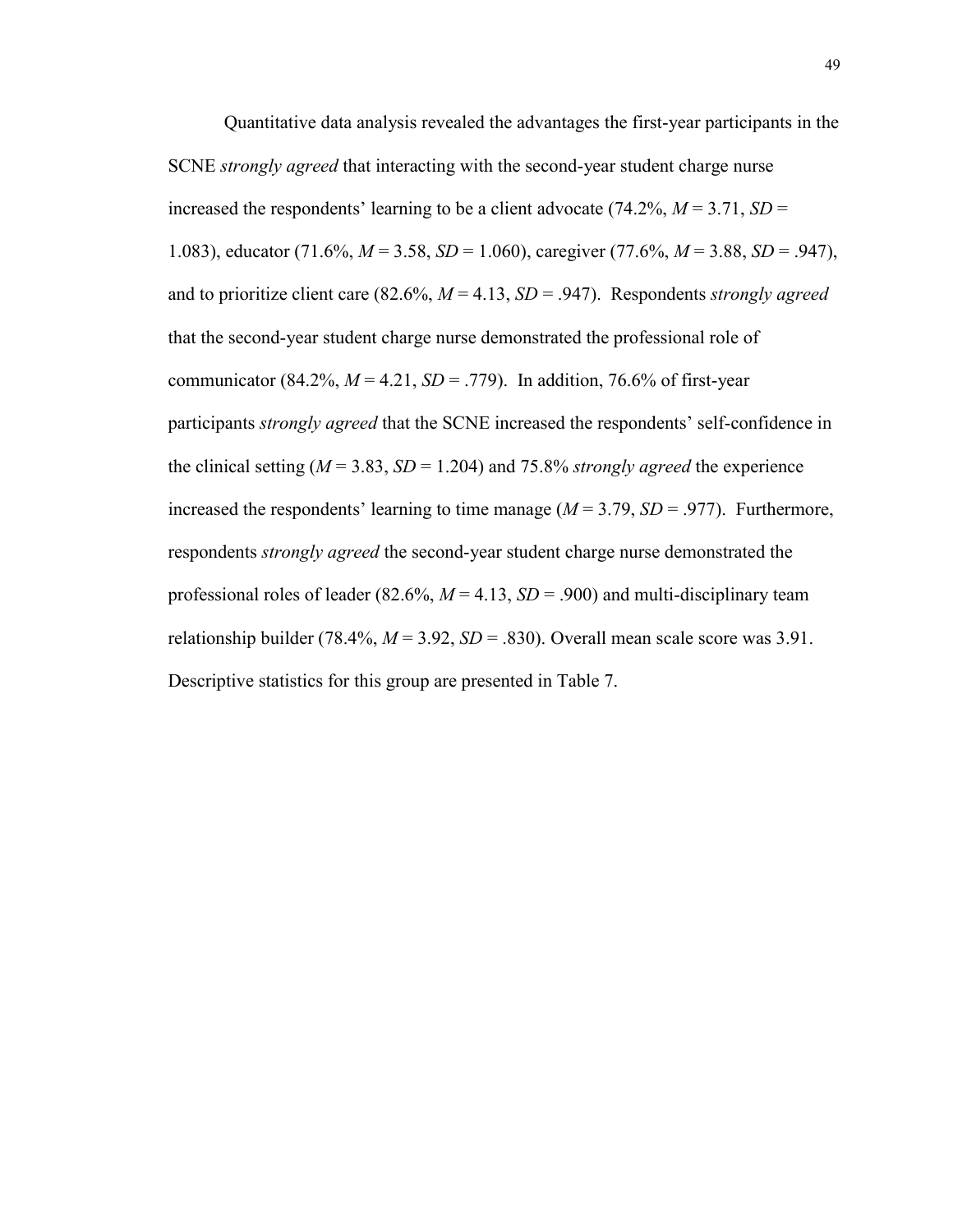Quantitative data analysis revealed the advantages the first-year participants in the SCNE *strongly agreed* that interacting with the second-year student charge nurse increased the respondents' learning to be a client advocate (74.2%, $M = 3.71$, $SD = 1.083$), educator (71.6%, $M = 3.58$, $SD = 1.060$), caregiver (77.6%, $M = 3.88$, $SD = .947$), and to prioritize client care (82.6%, $M = 4.13$, $SD = .947$). Respondents *strongly agreed* that the second-year student charge nurse demonstrated the professional role of communicator (84.2%, $M = 4.21$, $SD = .779$). In addition, 76.6% of first-year participants *strongly agreed* that the SCNE increased the respondents' self-confidence in the clinical setting ($M = 3.83$, $SD = 1.204$) and 75.8% *strongly agreed* the experience increased the respondents' learning to time manage ($M = 3.79$, $SD = .977$). Furthermore, respondents *strongly agreed* the second-year student charge nurse demonstrated the professional roles of leader (82.6%, $M = 4.13$, $SD = .900$) and multi-disciplinary team relationship builder (78.4%, $M = 3.92$, $SD = .830$). Overall mean scale score was 3.91. Descriptive statistics for this group are presented in Table 7.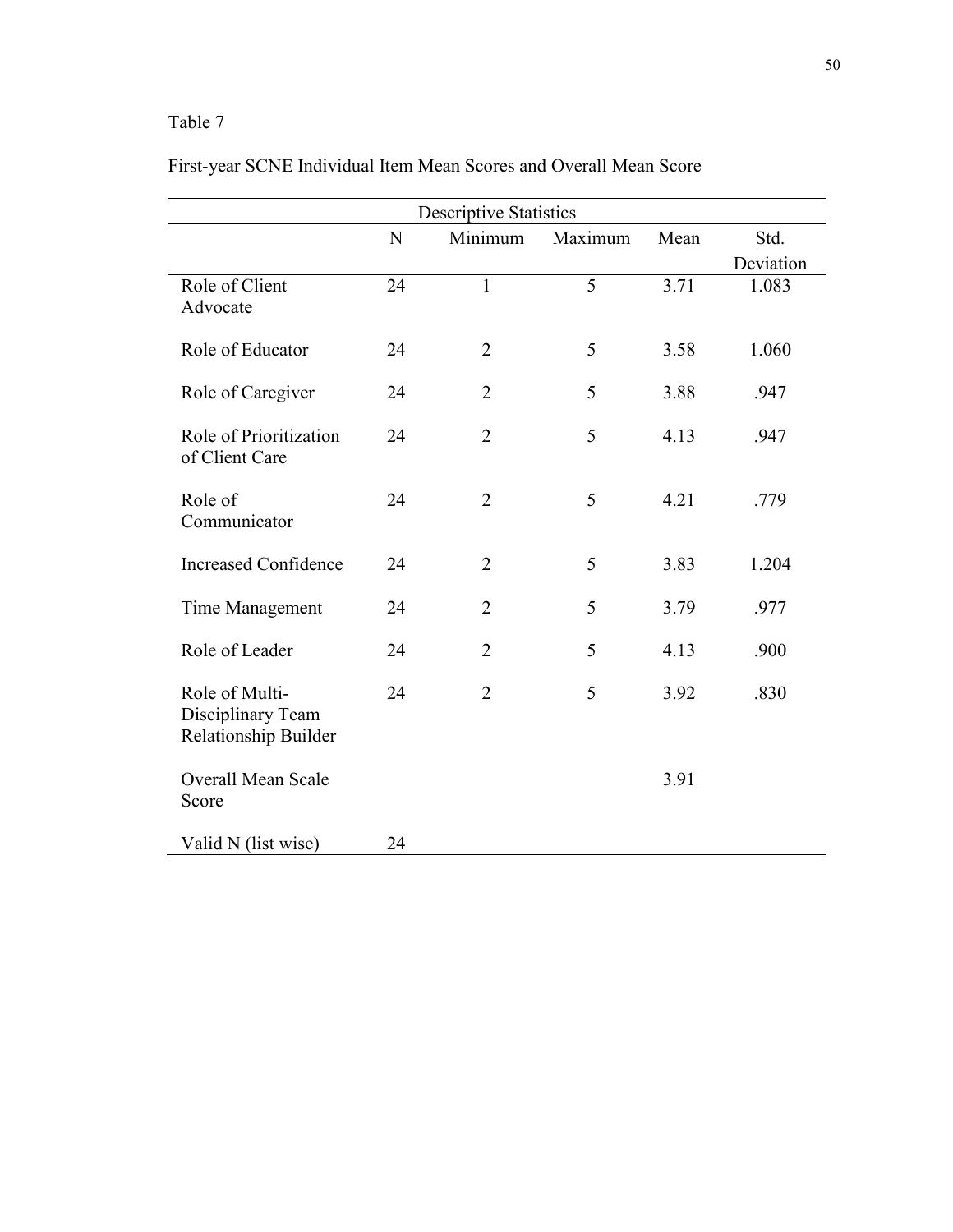Table 7

First-year SCNE Individual Item Mean Scores and Overall Mean Score

| Descriptive Statistics | | | | | |
|---|---|---|---|---|---|
| | N | Minimum | Maximum | Mean | Std. Deviation |
| Role of Client Advocate | 24 | 1 | 5 | 3.71 | 1.083 |
| Role of Educator | 24 | 2 | 5 | 3.58 | 1.060 |
| Role of Caregiver | 24 | 2 | 5 | 3.88 | .947 |
| Role of Prioritization of Client Care | 24 | 2 | 5 | 4.13 | .947 |
| Role of Communicator | 24 | 2 | 5 | 4.21 | .779 |
| Increased Confidence | 24 | 2 | 5 | 3.83 | 1.204 |
| Time Management | 24 | 2 | 5 | 3.79 | .977 |
| Role of Leader | 24 | 2 | 5 | 4.13 | .900 |
| Role of Multi-Disciplinary Team Relationship Builder | 24 | 2 | 5 | 3.92 | .830 |
| Overall Mean Scale Score | | | | 3.91 | |
| Valid N (list wise) | 24 | | | | |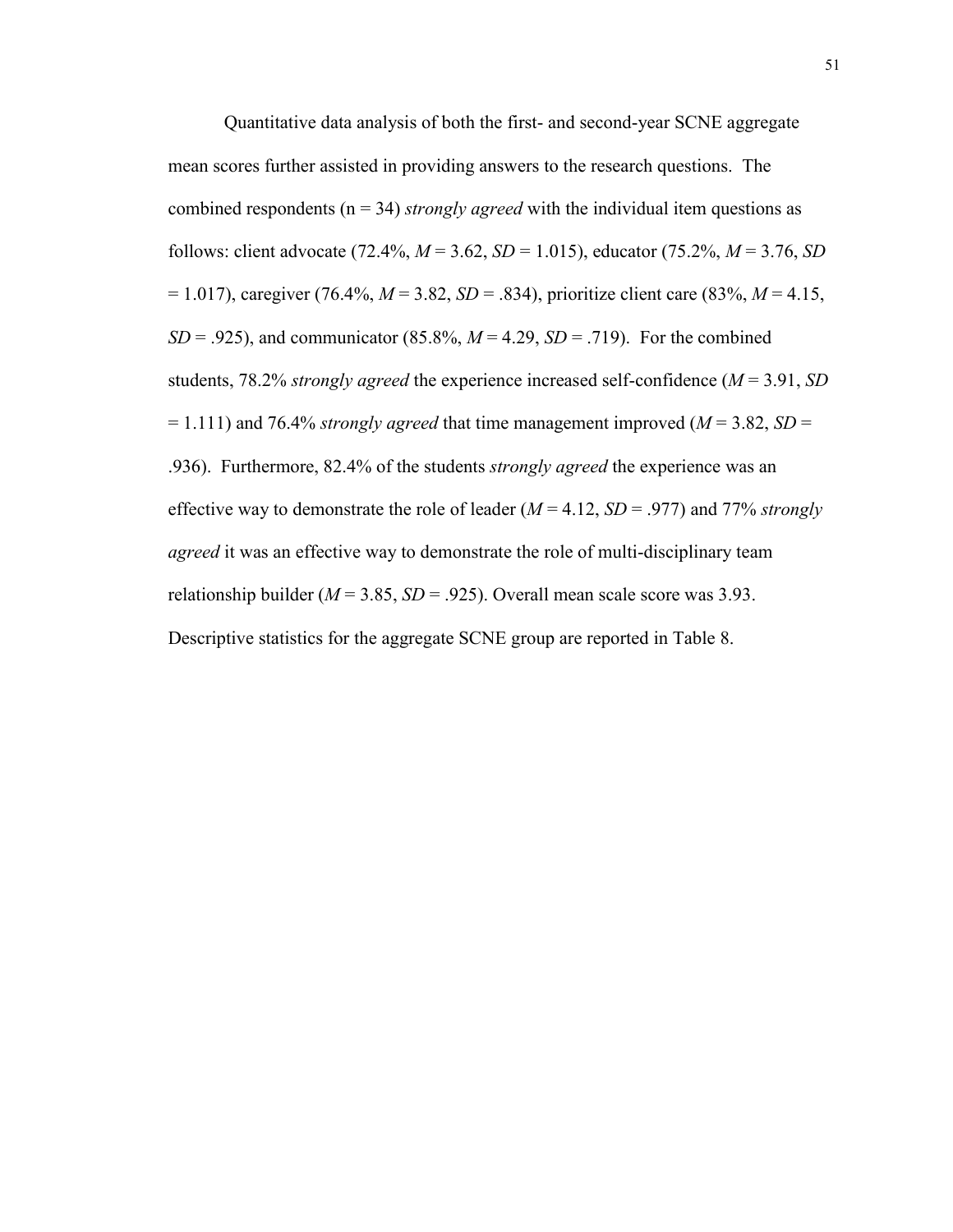Quantitative data analysis of both the first- and second-year SCNE aggregate mean scores further assisted in providing answers to the research questions. The combined respondents (n = 34) *strongly agreed* with the individual item questions as follows: client advocate (72.4%, *M* = 3.62, *SD* = 1.015), educator (75.2%, *M* = 3.76, *SD* = 1.017), caregiver (76.4%, *M* = 3.82, *SD* = .834), prioritize client care (83%, *M* = 4.15, *SD* = .925), and communicator (85.8%, *M* = 4.29, *SD* = .719). For the combined students, 78.2% *strongly agreed* the experience increased self-confidence (*M* = 3.91, *SD* = 1.111) and 76.4% *strongly agreed* that time management improved (*M* = 3.82, *SD* = .936). Furthermore, 82.4% of the students *strongly agreed* the experience was an effective way to demonstrate the role of leader (*M* = 4.12, *SD* = .977) and 77% *strongly agreed* it was an effective way to demonstrate the role of multi-disciplinary team relationship builder (*M* = 3.85, *SD* = .925). Overall mean scale score was 3.93. Descriptive statistics for the aggregate SCNE group are reported in Table 8.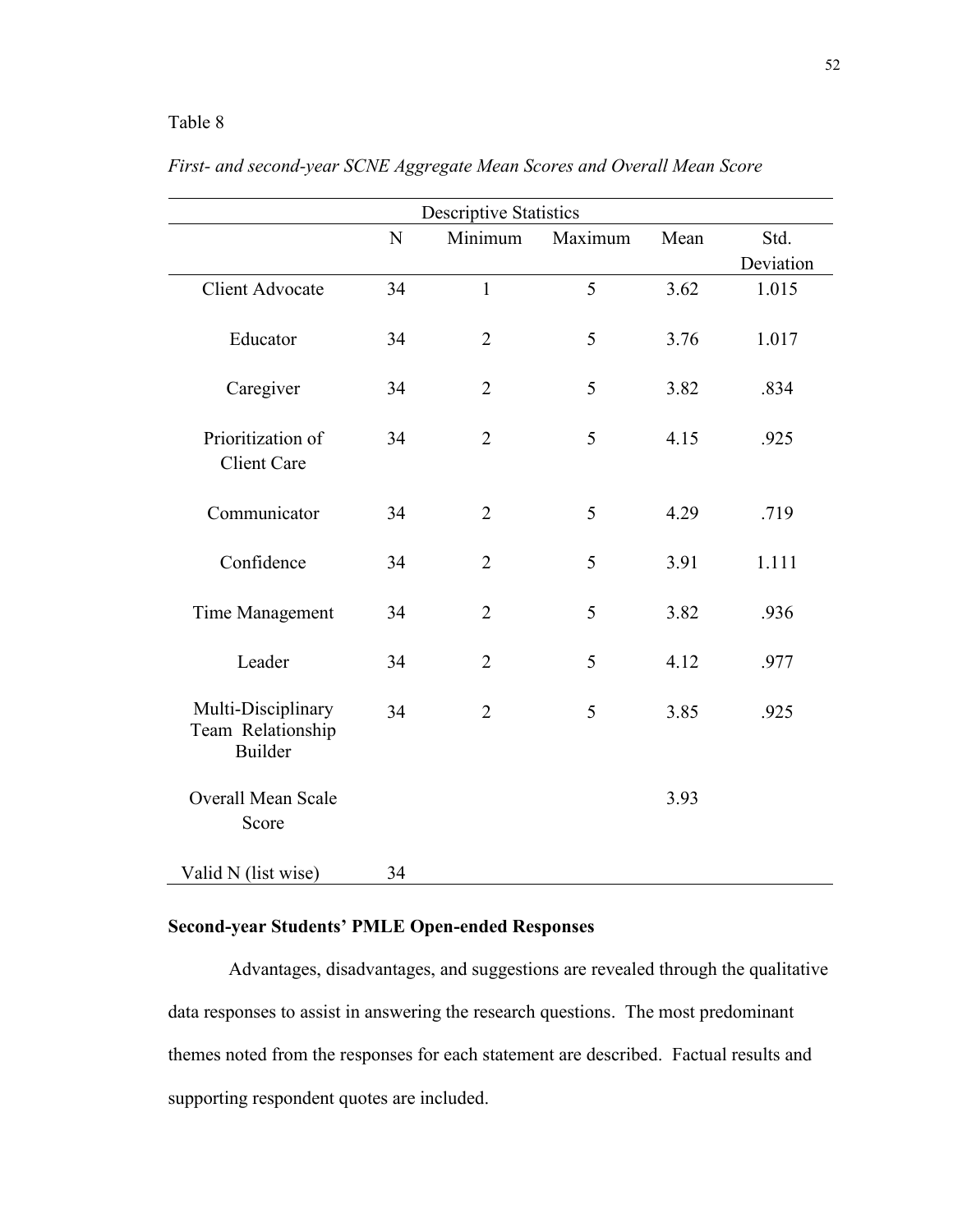Table 8

*First- and second-year SCNE Aggregate Mean Scores and Overall Mean Score*

| Descriptive Statistics | | | | | |
|---|---|---|---|---|---|
| | N | Minimum | Maximum | Mean | Std. Deviation |
| Client Advocate | 34 | 1 | 5 | 3.62 | 1.015 |
| Educator | 34 | 2 | 5 | 3.76 | 1.017 |
| Caregiver | 34 | 2 | 5 | 3.82 | .834 |
| Prioritization of Client Care | 34 | 2 | 5 | 4.15 | .925 |
| Communicator | 34 | 2 | 5 | 4.29 | .719 |
| Confidence | 34 | 2 | 5 | 3.91 | 1.111 |
| Time Management | 34 | 2 | 5 | 3.82 | .936 |
| Leader | 34 | 2 | 5 | 4.12 | .977 |
| Multi-Disciplinary Team Relationship Builder | 34 | 2 | 5 | 3.85 | .925 |
| Overall Mean Scale Score | | | | 3.93 | |
| Valid N (list wise) | 34 | | | | |

**Second-year Students' PMLE Open-ended Responses**

Advantages, disadvantages, and suggestions are revealed through the qualitative data responses to assist in answering the research questions. The most predominant themes noted from the responses for each statement are described. Factual results and supporting respondent quotes are included.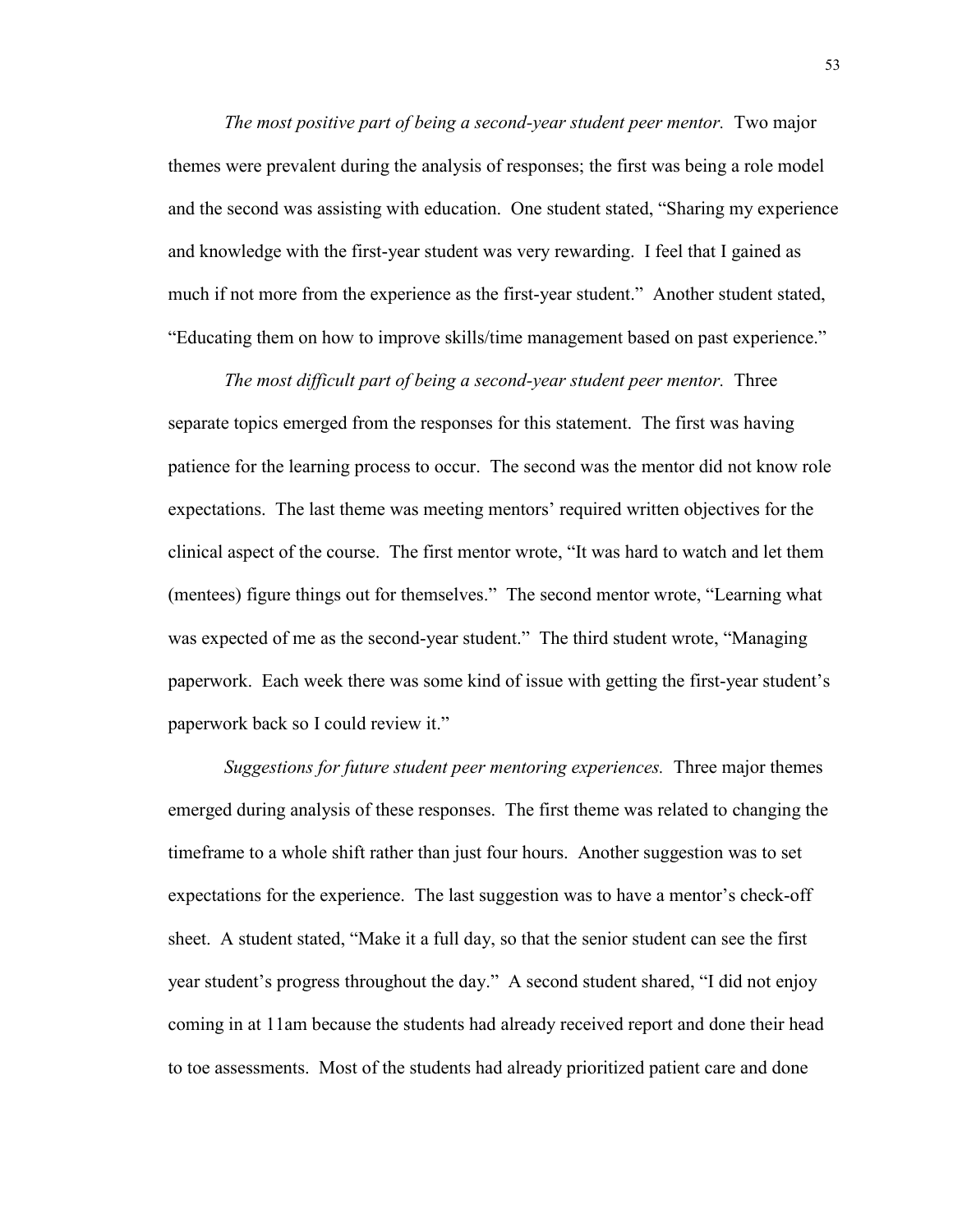*The most positive part of being a second-year student peer mentor.* Two major themes were prevalent during the analysis of responses; the first was being a role model and the second was assisting with education. One student stated, "Sharing my experience and knowledge with the first-year student was very rewarding. I feel that I gained as much if not more from the experience as the first-year student." Another student stated, "Educating them on how to improve skills/time management based on past experience."

*The most difficult part of being a second-year student peer mentor.* Three separate topics emerged from the responses for this statement. The first was having patience for the learning process to occur. The second was the mentor did not know role expectations. The last theme was meeting mentors' required written objectives for the clinical aspect of the course. The first mentor wrote, "It was hard to watch and let them (mentees) figure things out for themselves." The second mentor wrote, "Learning what was expected of me as the second-year student." The third student wrote, "Managing paperwork. Each week there was some kind of issue with getting the first-year student's paperwork back so I could review it."

*Suggestions for future student peer mentoring experiences.* Three major themes emerged during analysis of these responses. The first theme was related to changing the timeframe to a whole shift rather than just four hours. Another suggestion was to set expectations for the experience. The last suggestion was to have a mentor's check-off sheet. A student stated, "Make it a full day, so that the senior student can see the first year student's progress throughout the day." A second student shared, "I did not enjoy coming in at 11am because the students had already received report and done their head to toe assessments. Most of the students had already prioritized patient care and done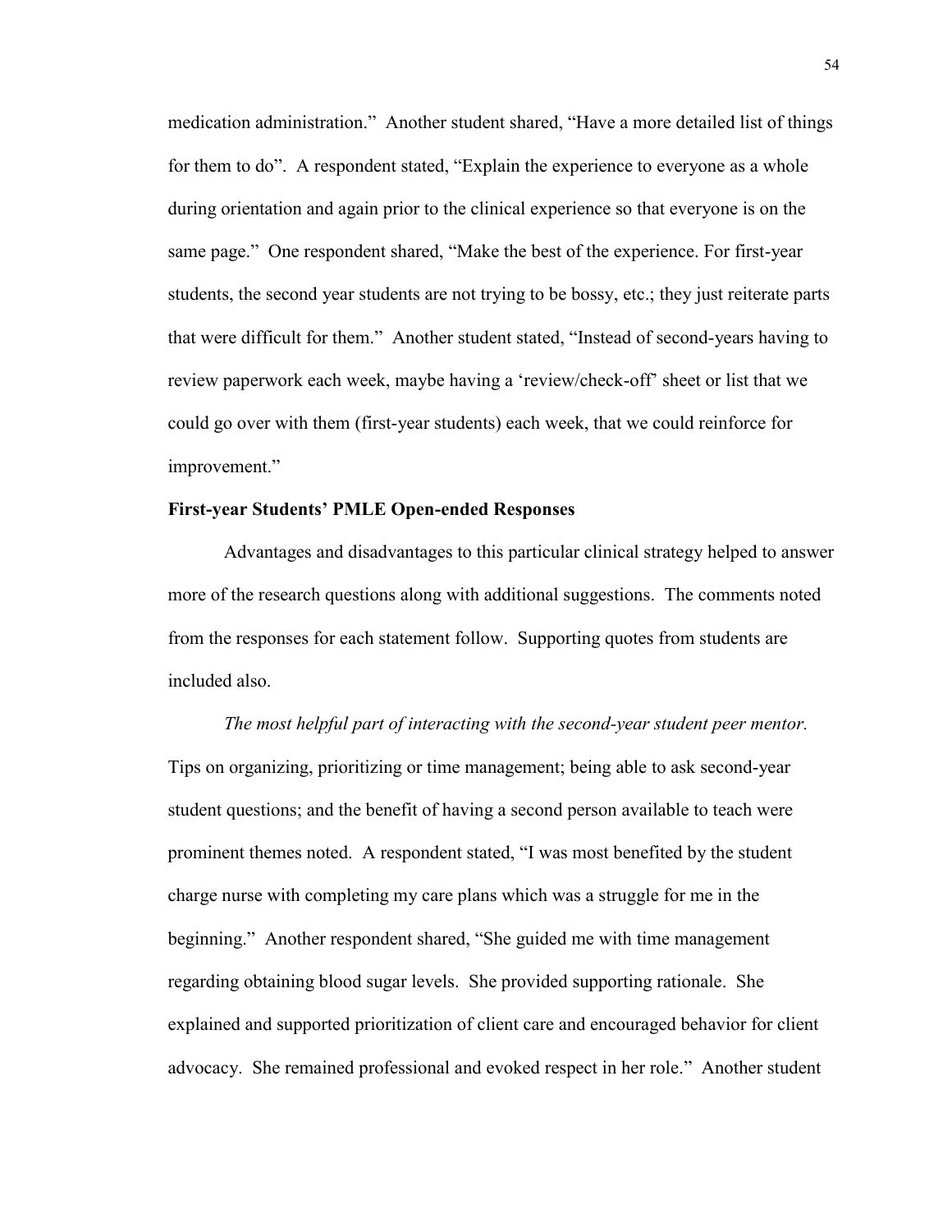medication administration." Another student shared, "Have a more detailed list of things for them to do". A respondent stated, "Explain the experience to everyone as a whole during orientation and again prior to the clinical experience so that everyone is on the same page." One respondent shared, "Make the best of the experience. For first-year students, the second year students are not trying to be bossy, etc.; they just reiterate parts that were difficult for them." Another student stated, "Instead of second-years having to review paperwork each week, maybe having a 'review/check-off' sheet or list that we could go over with them (first-year students) each week, that we could reinforce for improvement."

**First-year Students' PMLE Open-ended Responses**

Advantages and disadvantages to this particular clinical strategy helped to answer more of the research questions along with additional suggestions. The comments noted from the responses for each statement follow. Supporting quotes from students are included also.

*The most helpful part of interacting with the second-year student peer mentor.* Tips on organizing, prioritizing or time management; being able to ask second-year student questions; and the benefit of having a second person available to teach were prominent themes noted. A respondent stated, "I was most benefited by the student charge nurse with completing my care plans which was a struggle for me in the beginning." Another respondent shared, "She guided me with time management regarding obtaining blood sugar levels. She provided supporting rationale. She explained and supported prioritization of client care and encouraged behavior for client advocacy. She remained professional and evoked respect in her role." Another student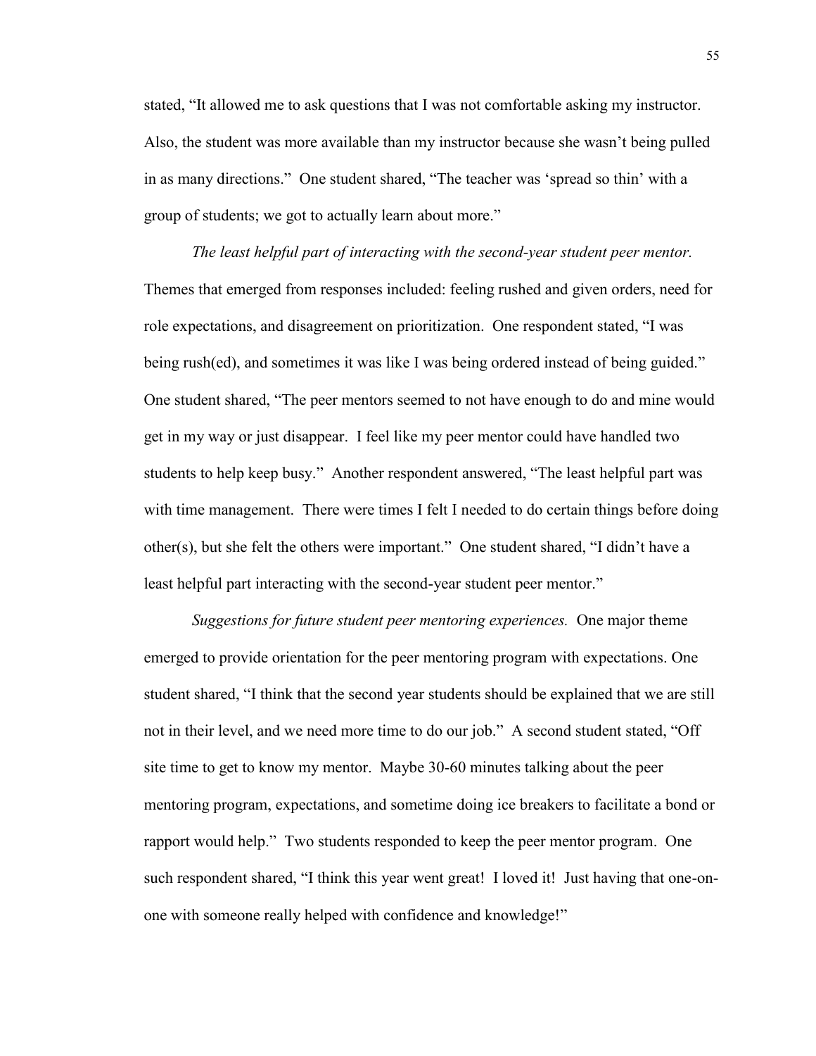stated, "It allowed me to ask questions that I was not comfortable asking my instructor. Also, the student was more available than my instructor because she wasn't being pulled in as many directions." One student shared, "The teacher was 'spread so thin' with a group of students; we got to actually learn about more."

*The least helpful part of interacting with the second-year student peer mentor.* Themes that emerged from responses included: feeling rushed and given orders, need for role expectations, and disagreement on prioritization. One respondent stated, "I was being rush(ed), and sometimes it was like I was being ordered instead of being guided." One student shared, "The peer mentors seemed to not have enough to do and mine would get in my way or just disappear. I feel like my peer mentor could have handled two students to help keep busy." Another respondent answered, "The least helpful part was with time management. There were times I felt I needed to do certain things before doing other(s), but she felt the others were important." One student shared, "I didn't have a least helpful part interacting with the second-year student peer mentor."

*Suggestions for future student peer mentoring experiences.* One major theme emerged to provide orientation for the peer mentoring program with expectations. One student shared, "I think that the second year students should be explained that we are still not in their level, and we need more time to do our job." A second student stated, "Off site time to get to know my mentor. Maybe 30-60 minutes talking about the peer mentoring program, expectations, and sometime doing ice breakers to facilitate a bond or rapport would help." Two students responded to keep the peer mentor program. One such respondent shared, "I think this year went great! I loved it! Just having that one-on-one with someone really helped with confidence and knowledge!"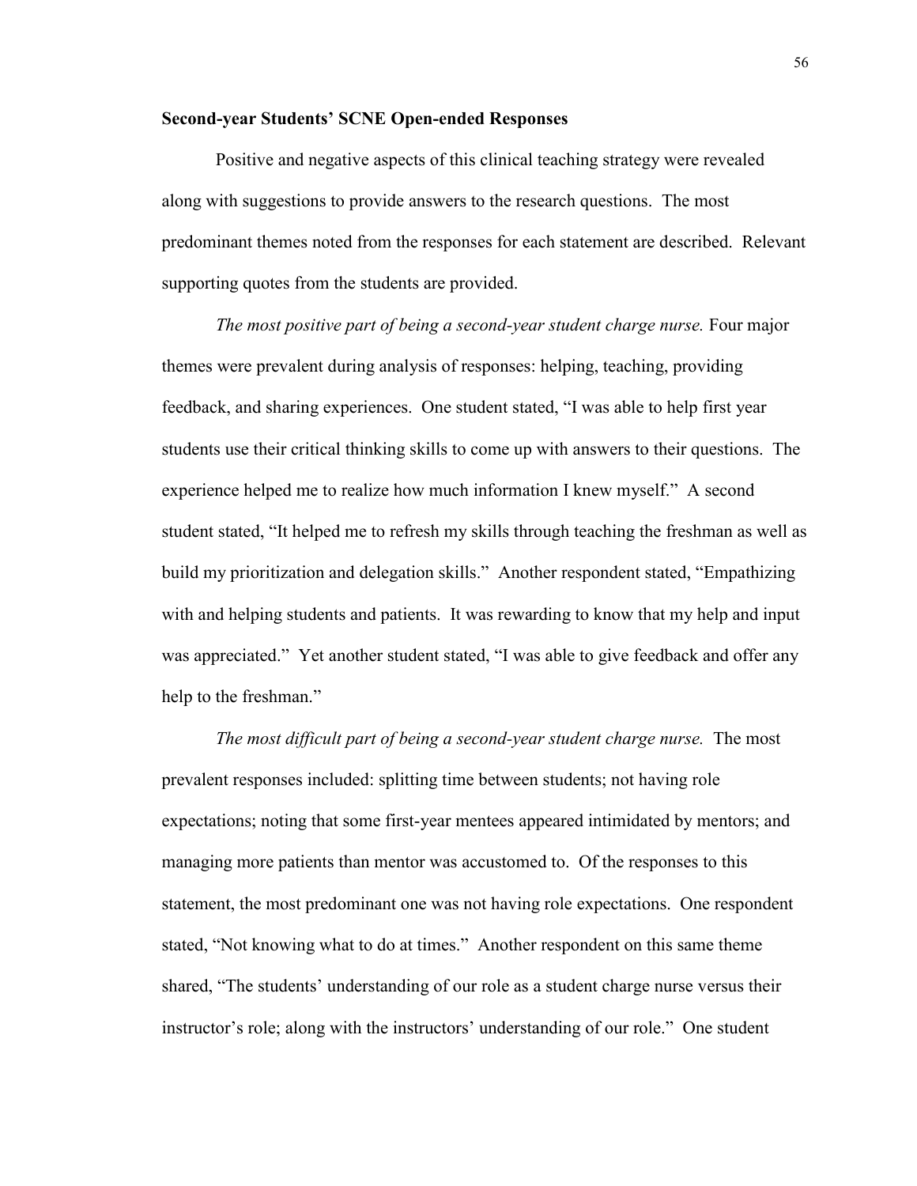### Second-year Students' SCNE Open-ended Responses

Positive and negative aspects of this clinical teaching strategy were revealed along with suggestions to provide answers to the research questions. The most predominant themes noted from the responses for each statement are described. Relevant supporting quotes from the students are provided.

*The most positive part of being a second-year student charge nurse.* Four major themes were prevalent during analysis of responses: helping, teaching, providing feedback, and sharing experiences. One student stated, "I was able to help first year students use their critical thinking skills to come up with answers to their questions. The experience helped me to realize how much information I knew myself." A second student stated, "It helped me to refresh my skills through teaching the freshman as well as build my prioritization and delegation skills." Another respondent stated, "Empathizing with and helping students and patients. It was rewarding to know that my help and input was appreciated." Yet another student stated, "I was able to give feedback and offer any help to the freshman."

*The most difficult part of being a second-year student charge nurse.* The most prevalent responses included: splitting time between students; not having role expectations; noting that some first-year mentees appeared intimidated by mentors; and managing more patients than mentor was accustomed to. Of the responses to this statement, the most predominant one was not having role expectations. One respondent stated, "Not knowing what to do at times." Another respondent on this same theme shared, "The students' understanding of our role as a student charge nurse versus their instructor's role; along with the instructors' understanding of our role." One student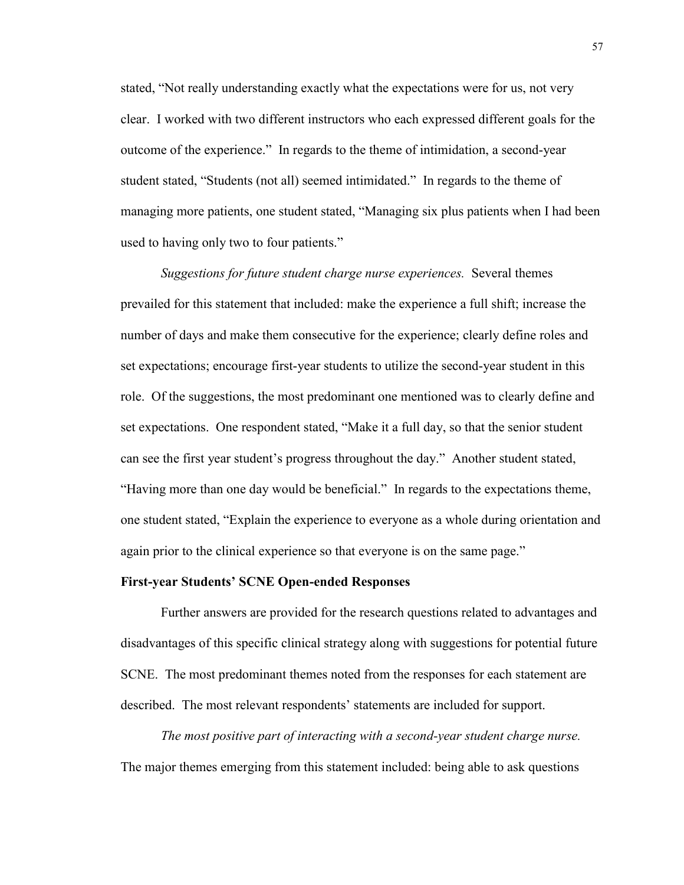stated, “Not really understanding exactly what the expectations were for us, not very clear. I worked with two different instructors who each expressed different goals for the outcome of the experience.” In regards to the theme of intimidation, a second-year student stated, “Students (not all) seemed intimidated.” In regards to the theme of managing more patients, one student stated, “Managing six plus patients when I had been used to having only two to four patients.”

*Suggestions for future student charge nurse experiences.* Several themes prevailed for this statement that included: make the experience a full shift; increase the number of days and make them consecutive for the experience; clearly define roles and set expectations; encourage first-year students to utilize the second-year student in this role. Of the suggestions, the most predominant one mentioned was to clearly define and set expectations. One respondent stated, “Make it a full day, so that the senior student can see the first year student’s progress throughout the day.” Another student stated, “Having more than one day would be beneficial.” In regards to the expectations theme, one student stated, “Explain the experience to everyone as a whole during orientation and again prior to the clinical experience so that everyone is on the same page.”

**First-year Students’ SCNE Open-ended Responses**

Further answers are provided for the research questions related to advantages and disadvantages of this specific clinical strategy along with suggestions for potential future SCNE. The most predominant themes noted from the responses for each statement are described. The most relevant respondents’ statements are included for support.

*The most positive part of interacting with a second-year student charge nurse.* The major themes emerging from this statement included: being able to ask questions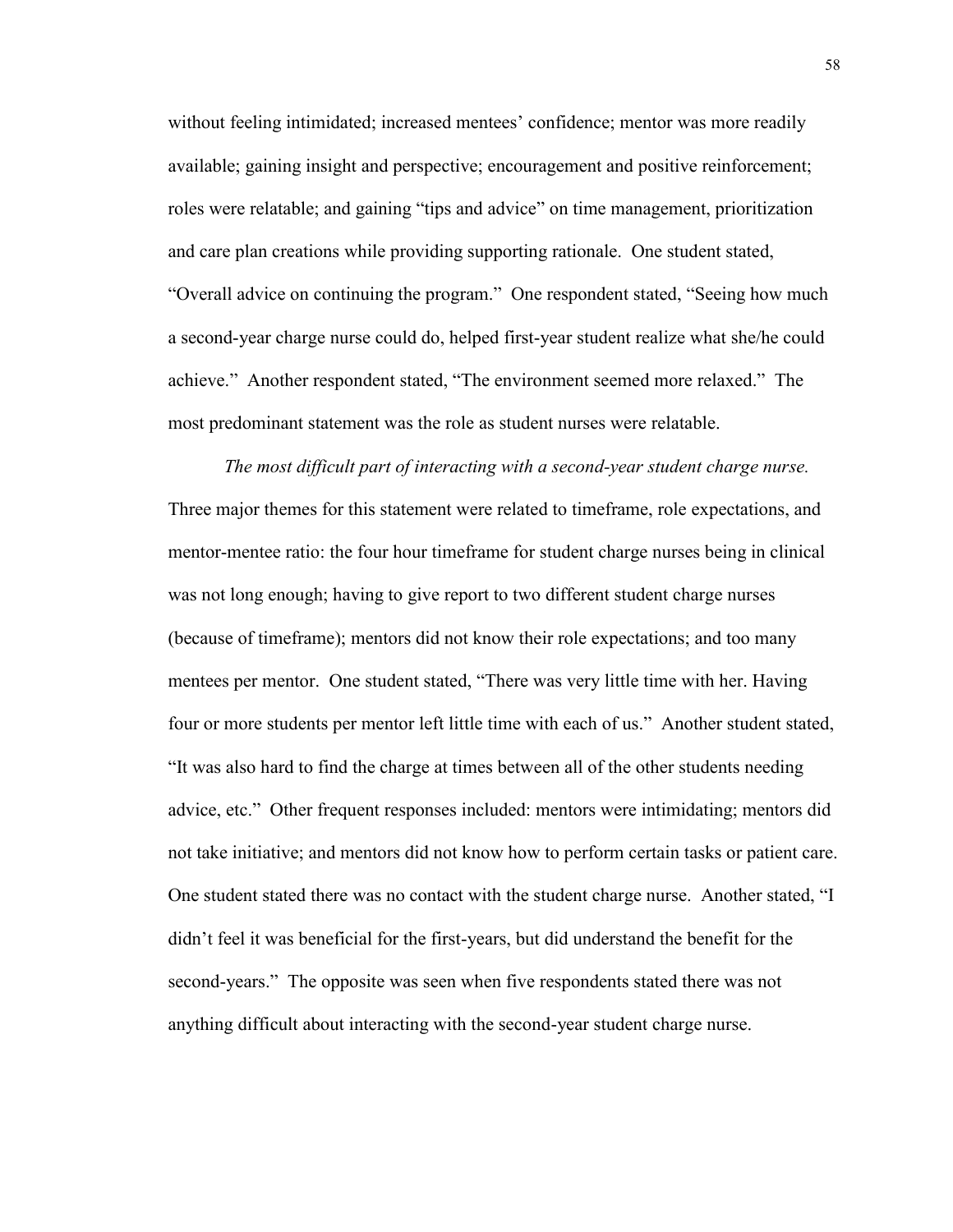without feeling intimidated; increased mentees' confidence; mentor was more readily available; gaining insight and perspective; encouragement and positive reinforcement; roles were relatable; and gaining "tips and advice" on time management, prioritization and care plan creations while providing supporting rationale. One student stated, "Overall advice on continuing the program." One respondent stated, "Seeing how much a second-year charge nurse could do, helped first-year student realize what she/he could achieve." Another respondent stated, "The environment seemed more relaxed." The most predominant statement was the role as student nurses were relatable.

*The most difficult part of interacting with a second-year student charge nurse.* Three major themes for this statement were related to timeframe, role expectations, and mentor-mentee ratio: the four hour timeframe for student charge nurses being in clinical was not long enough; having to give report to two different student charge nurses (because of timeframe); mentors did not know their role expectations; and too many mentees per mentor. One student stated, "There was very little time with her. Having four or more students per mentor left little time with each of us." Another student stated, "It was also hard to find the charge at times between all of the other students needing advice, etc." Other frequent responses included: mentors were intimidating; mentors did not take initiative; and mentors did not know how to perform certain tasks or patient care. One student stated there was no contact with the student charge nurse. Another stated, "I didn't feel it was beneficial for the first-years, but did understand the benefit for the second-years." The opposite was seen when five respondents stated there was not anything difficult about interacting with the second-year student charge nurse.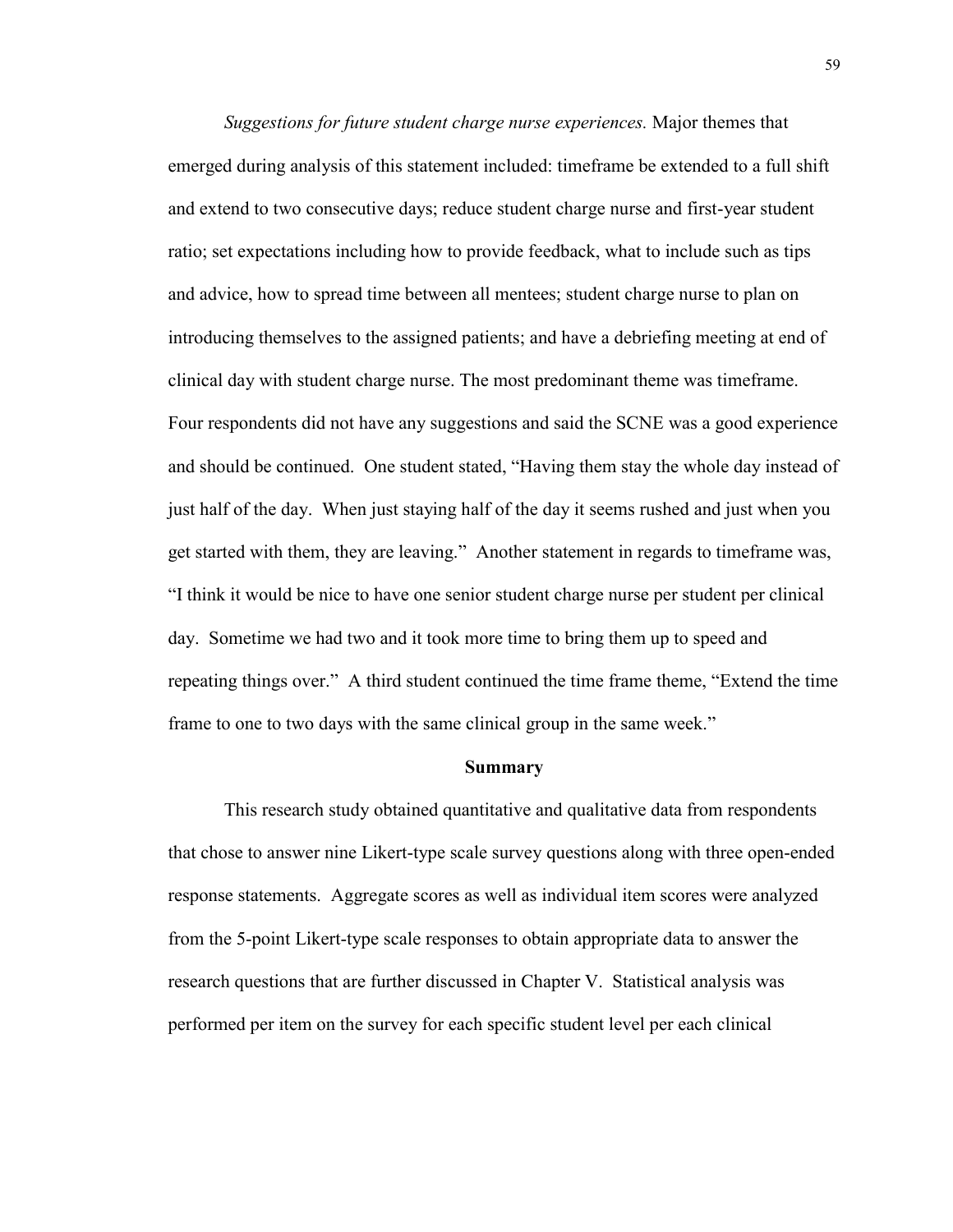*Suggestions for future student charge nurse experiences.* Major themes that emerged during analysis of this statement included: timeframe be extended to a full shift and extend to two consecutive days; reduce student charge nurse and first-year student ratio; set expectations including how to provide feedback, what to include such as tips and advice, how to spread time between all mentees; student charge nurse to plan on introducing themselves to the assigned patients; and have a debriefing meeting at end of clinical day with student charge nurse. The most predominant theme was timeframe. Four respondents did not have any suggestions and said the SCNE was a good experience and should be continued. One student stated, "Having them stay the whole day instead of just half of the day. When just staying half of the day it seems rushed and just when you get started with them, they are leaving." Another statement in regards to timeframe was, "I think it would be nice to have one senior student charge nurse per student per clinical day. Sometime we had two and it took more time to bring them up to speed and repeating things over." A third student continued the time frame theme, "Extend the time frame to one to two days with the same clinical group in the same week."

## Summary

This research study obtained quantitative and qualitative data from respondents that chose to answer nine Likert-type scale survey questions along with three open-ended response statements. Aggregate scores as well as individual item scores were analyzed from the 5-point Likert-type scale responses to obtain appropriate data to answer the research questions that are further discussed in Chapter V. Statistical analysis was performed per item on the survey for each specific student level per each clinical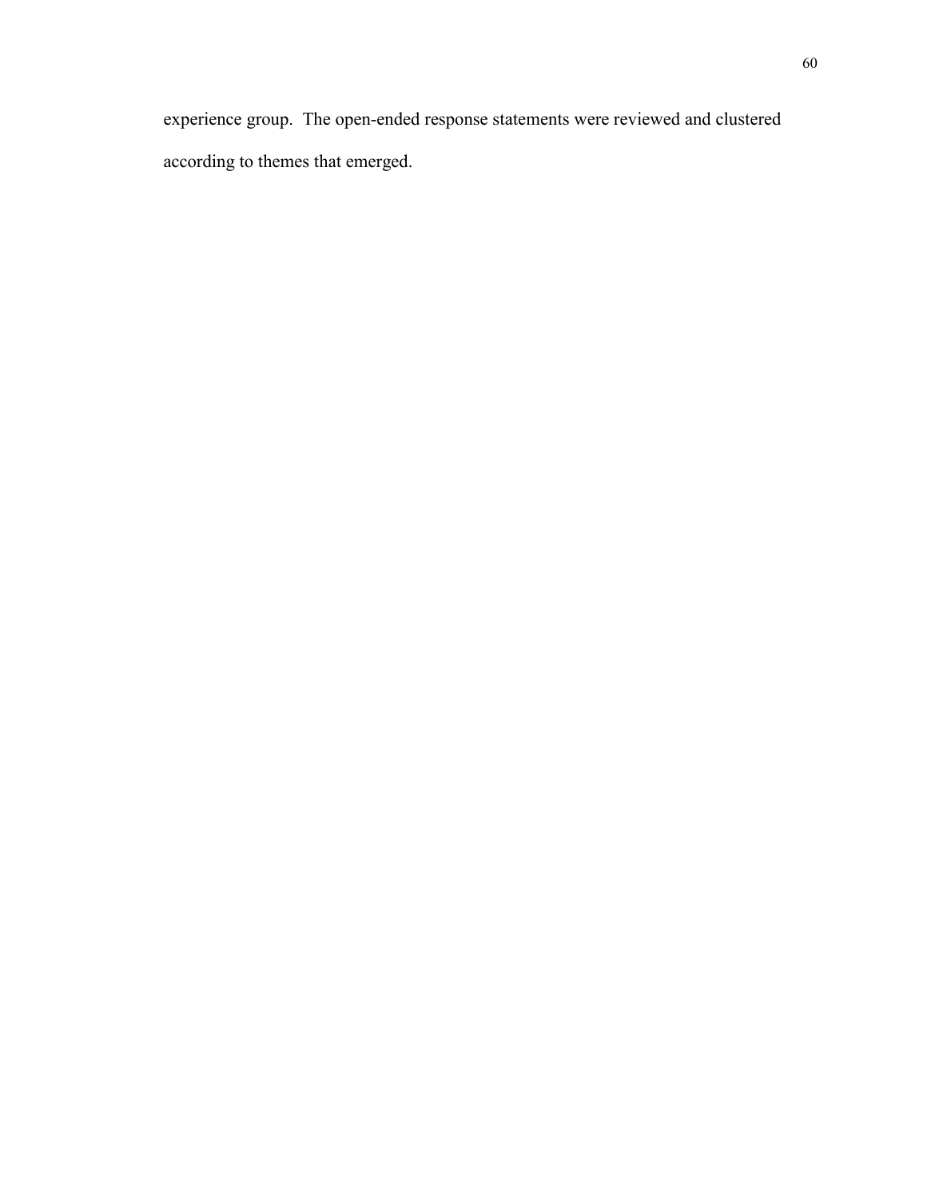experience group. The open-ended response statements were reviewed and clustered according to themes that emerged.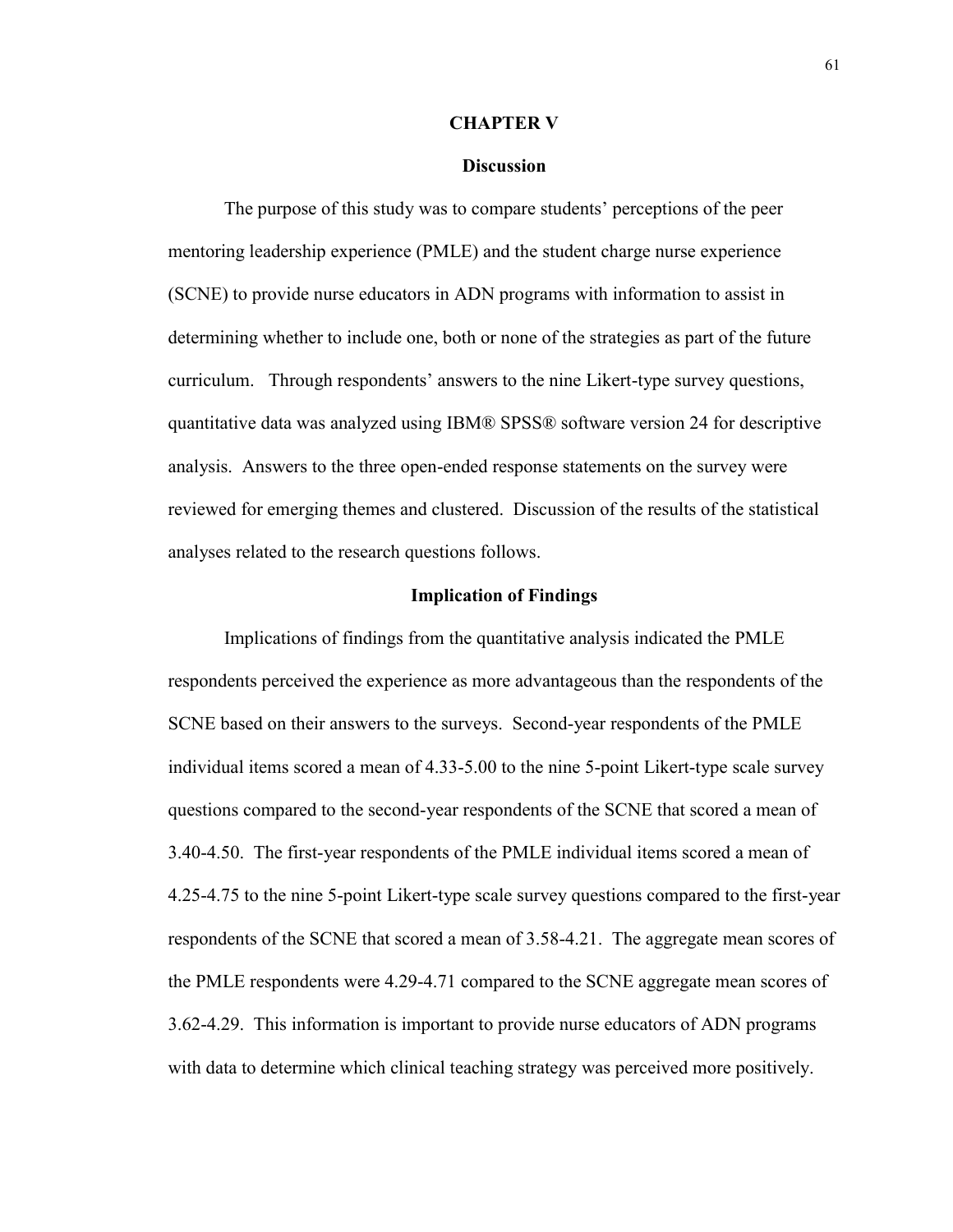# CHAPTER V

## Discussion

The purpose of this study was to compare students' perceptions of the peer mentoring leadership experience (PMLE) and the student charge nurse experience (SCNE) to provide nurse educators in ADN programs with information to assist in determining whether to include one, both or none of the strategies as part of the future curriculum. Through respondents' answers to the nine Likert-type survey questions, quantitative data was analyzed using IBM® SPSS® software version 24 for descriptive analysis. Answers to the three open-ended response statements on the survey were reviewed for emerging themes and clustered. Discussion of the results of the statistical analyses related to the research questions follows.

## Implication of Findings

Implications of findings from the quantitative analysis indicated the PMLE respondents perceived the experience as more advantageous than the respondents of the SCNE based on their answers to the surveys. Second-year respondents of the PMLE individual items scored a mean of 4.33-5.00 to the nine 5-point Likert-type scale survey questions compared to the second-year respondents of the SCNE that scored a mean of 3.40-4.50. The first-year respondents of the PMLE individual items scored a mean of 4.25-4.75 to the nine 5-point Likert-type scale survey questions compared to the first-year respondents of the SCNE that scored a mean of 3.58-4.21. The aggregate mean scores of the PMLE respondents were 4.29-4.71 compared to the SCNE aggregate mean scores of 3.62-4.29. This information is important to provide nurse educators of ADN programs with data to determine which clinical teaching strategy was perceived more positively.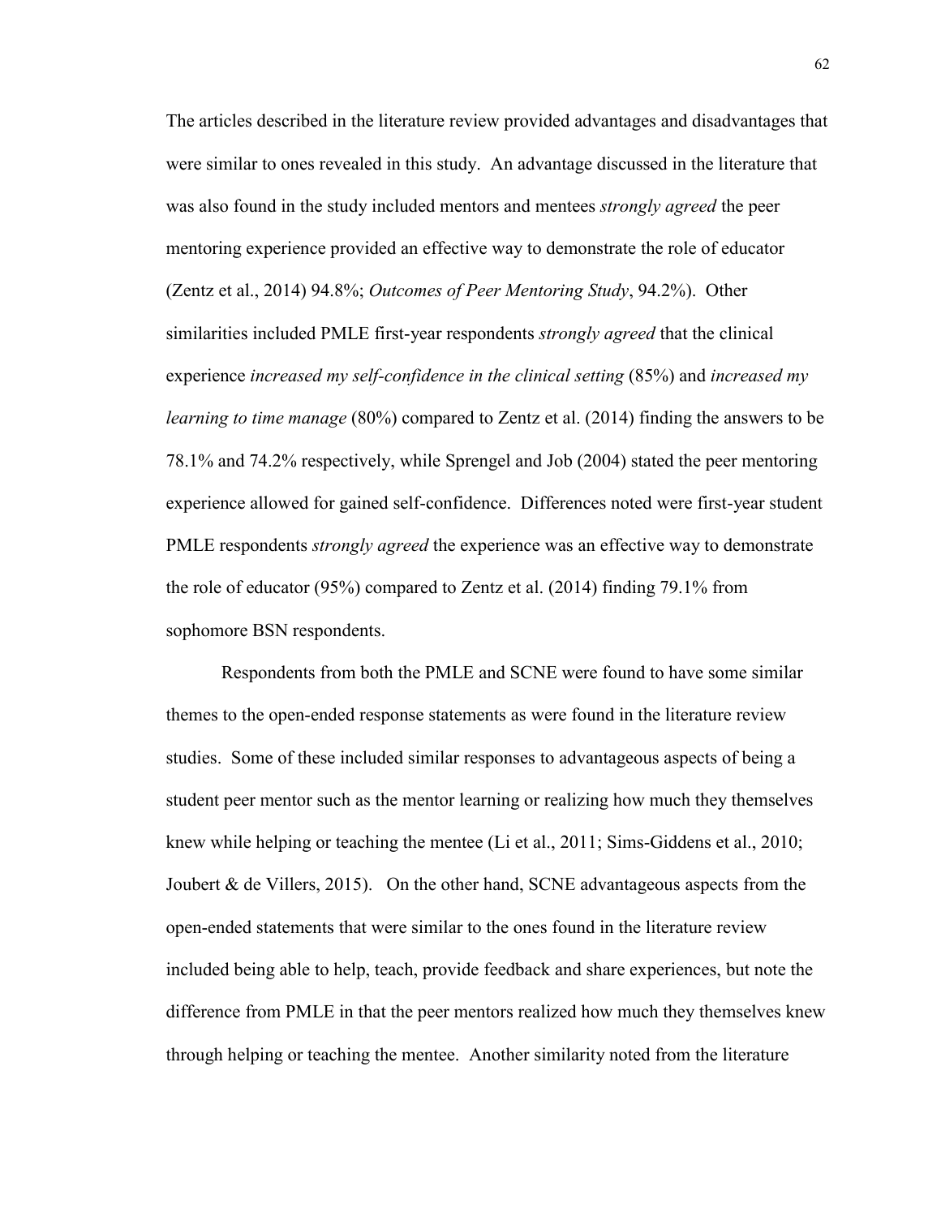The articles described in the literature review provided advantages and disadvantages that were similar to ones revealed in this study. An advantage discussed in the literature that was also found in the study included mentors and mentees *strongly agreed* the peer mentoring experience provided an effective way to demonstrate the role of educator (Zentz et al., 2014) 94.8%; *Outcomes of Peer Mentoring Study*, 94.2%). Other similarities included PMLE first-year respondents *strongly agreed* that the clinical experience *increased my self-confidence in the clinical setting* (85%) and *increased my learning to time manage* (80%) compared to Zentz et al. (2014) finding the answers to be 78.1% and 74.2% respectively, while Sprengel and Job (2004) stated the peer mentoring experience allowed for gained self-confidence. Differences noted were first-year student PMLE respondents *strongly agreed* the experience was an effective way to demonstrate the role of educator (95%) compared to Zentz et al. (2014) finding 79.1% from sophomore BSN respondents.

Respondents from both the PMLE and SCNE were found to have some similar themes to the open-ended response statements as were found in the literature review studies. Some of these included similar responses to advantageous aspects of being a student peer mentor such as the mentor learning or realizing how much they themselves knew while helping or teaching the mentee (Li et al., 2011; Sims-Giddens et al., 2010; Joubert & de Villers, 2015). On the other hand, SCNE advantageous aspects from the open-ended statements that were similar to the ones found in the literature review included being able to help, teach, provide feedback and share experiences, but note the difference from PMLE in that the peer mentors realized how much they themselves knew through helping or teaching the mentee. Another similarity noted from the literature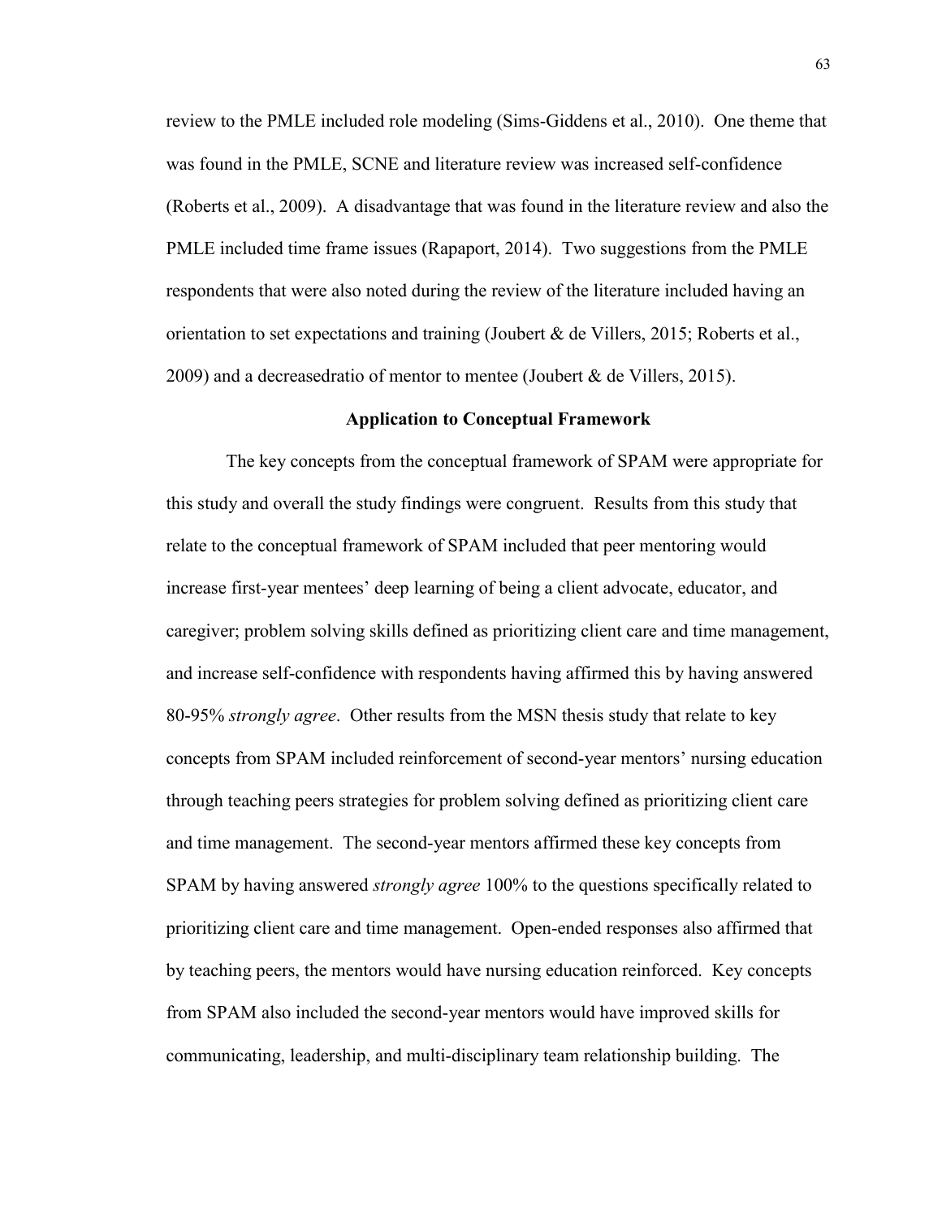review to the PMLE included role modeling (Sims-Giddens et al., 2010). One theme that was found in the PMLE, SCNE and literature review was increased self-confidence (Roberts et al., 2009). A disadvantage that was found in the literature review and also the PMLE included time frame issues (Rapaport, 2014). Two suggestions from the PMLE respondents that were also noted during the review of the literature included having an orientation to set expectations and training (Joubert & de Villers, 2015; Roberts et al., 2009) and a decreasedratio of mentor to mentee (Joubert & de Villers, 2015).

## Application to Conceptual Framework

The key concepts from the conceptual framework of SPAM were appropriate for this study and overall the study findings were congruent. Results from this study that relate to the conceptual framework of SPAM included that peer mentoring would increase first-year mentees' deep learning of being a client advocate, educator, and caregiver; problem solving skills defined as prioritizing client care and time management, and increase self-confidence with respondents having affirmed this by having answered 80-95% *strongly agree*. Other results from the MSN thesis study that relate to key concepts from SPAM included reinforcement of second-year mentors' nursing education through teaching peers strategies for problem solving defined as prioritizing client care and time management. The second-year mentors affirmed these key concepts from SPAM by having answered *strongly agree* 100% to the questions specifically related to prioritizing client care and time management. Open-ended responses also affirmed that by teaching peers, the mentors would have nursing education reinforced. Key concepts from SPAM also included the second-year mentors would have improved skills for communicating, leadership, and multi-disciplinary team relationship building. The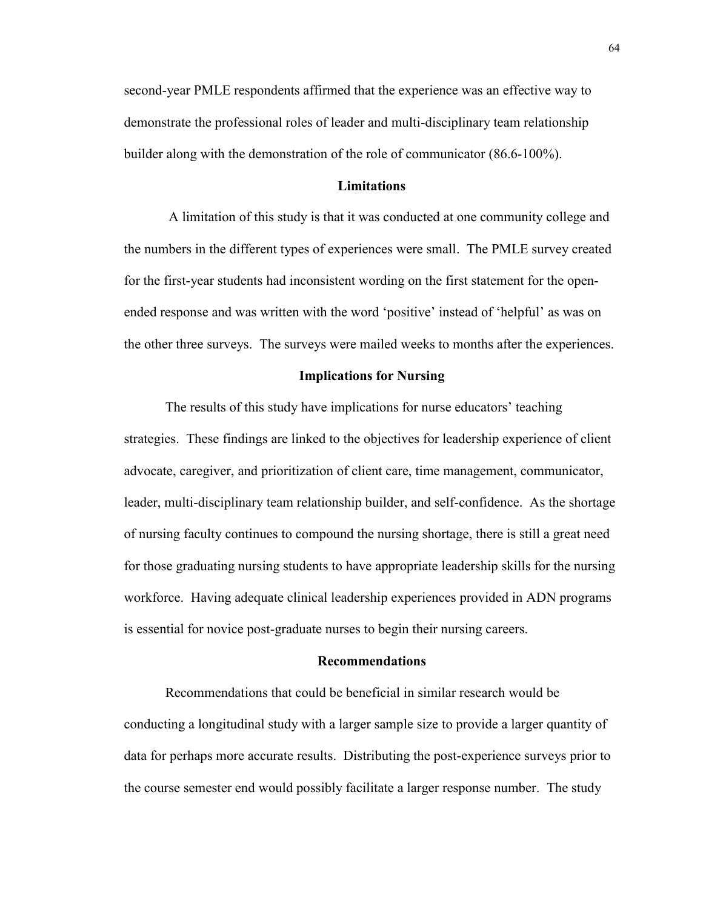second-year PMLE respondents affirmed that the experience was an effective way to demonstrate the professional roles of leader and multi-disciplinary team relationship builder along with the demonstration of the role of communicator (86.6-100%).

## Limitations

A limitation of this study is that it was conducted at one community college and the numbers in the different types of experiences were small. The PMLE survey created for the first-year students had inconsistent wording on the first statement for the open-ended response and was written with the word 'positive' instead of 'helpful' as was on the other three surveys. The surveys were mailed weeks to months after the experiences.

## Implications for Nursing

The results of this study have implications for nurse educators' teaching strategies. These findings are linked to the objectives for leadership experience of client advocate, caregiver, and prioritization of client care, time management, communicator, leader, multi-disciplinary team relationship builder, and self-confidence. As the shortage of nursing faculty continues to compound the nursing shortage, there is still a great need for those graduating nursing students to have appropriate leadership skills for the nursing workforce. Having adequate clinical leadership experiences provided in ADN programs is essential for novice post-graduate nurses to begin their nursing careers.

## Recommendations

Recommendations that could be beneficial in similar research would be conducting a longitudinal study with a larger sample size to provide a larger quantity of data for perhaps more accurate results. Distributing the post-experience surveys prior to the course semester end would possibly facilitate a larger response number. The study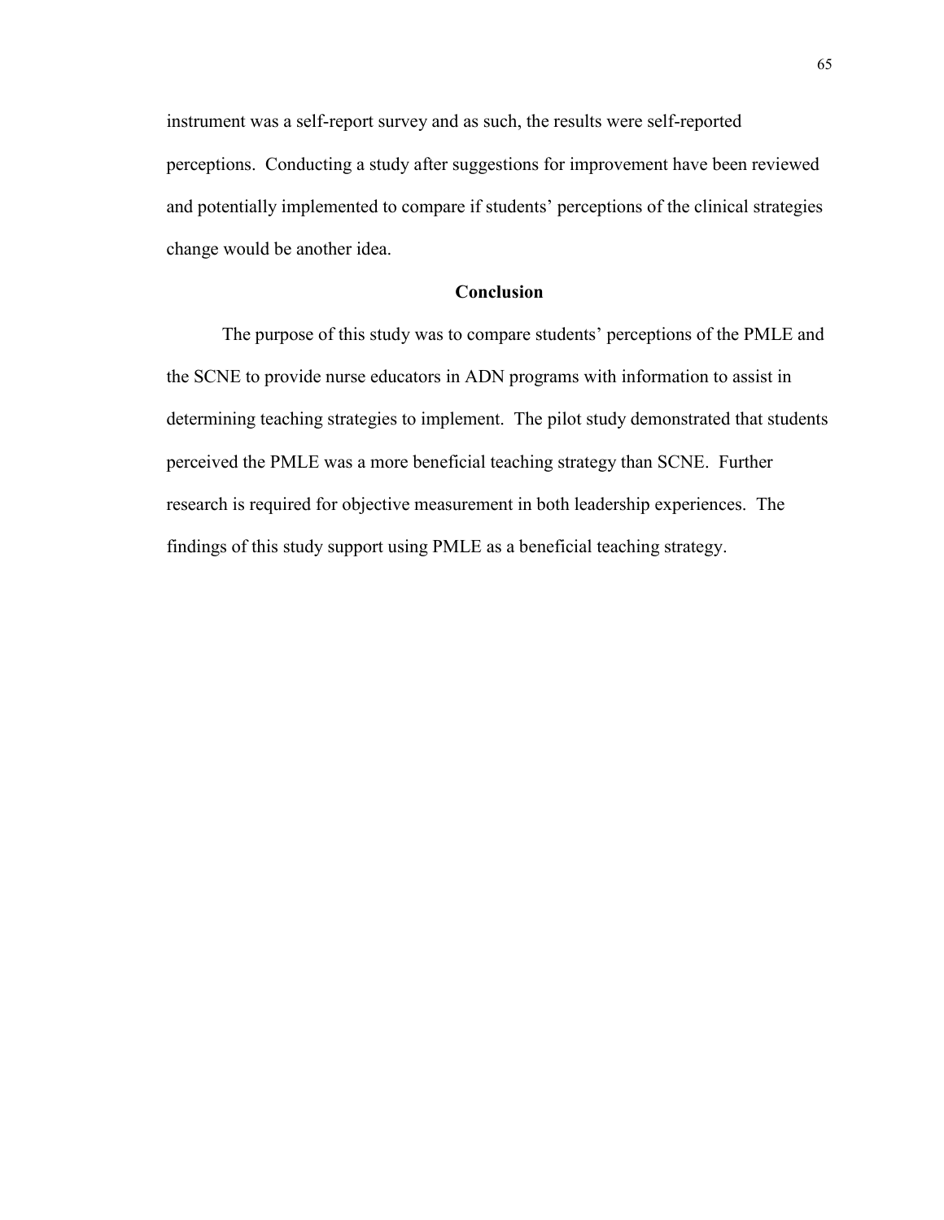instrument was a self-report survey and as such, the results were self-reported perceptions. Conducting a study after suggestions for improvement have been reviewed and potentially implemented to compare if students' perceptions of the clinical strategies change would be another idea.

## Conclusion

The purpose of this study was to compare students' perceptions of the PMLE and the SCNE to provide nurse educators in ADN programs with information to assist in determining teaching strategies to implement. The pilot study demonstrated that students perceived the PMLE was a more beneficial teaching strategy than SCNE. Further research is required for objective measurement in both leadership experiences. The findings of this study support using PMLE as a beneficial teaching strategy.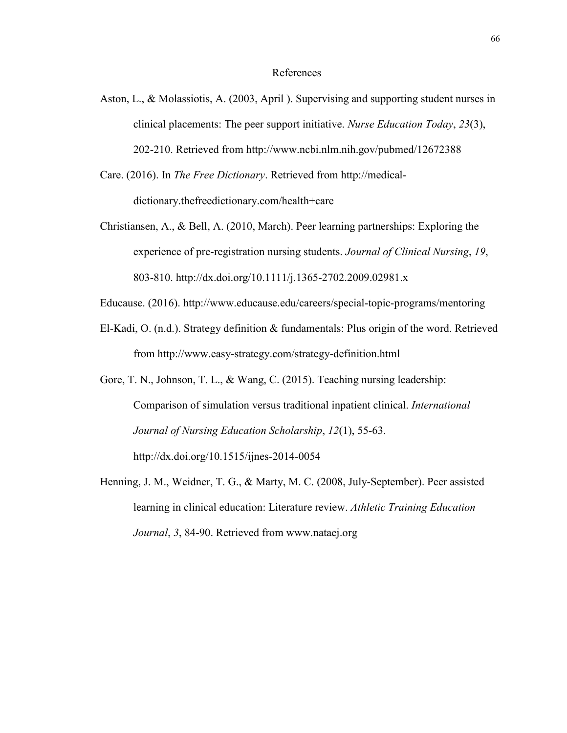# References

Aston, L., & Molassiotis, A. (2003, April ). Supervising and supporting student nurses in clinical placements: The peer support initiative. *Nurse Education Today*, *23*(3), 202-210. Retrieved from http://www.ncbi.nlm.nih.gov/pubmed/12672388

Care. (2016). In *The Free Dictionary*. Retrieved from http://medical-dictionary.thefreedictionary.com/health+care

Christiansen, A., & Bell, A. (2010, March). Peer learning partnerships: Exploring the experience of pre-registration nursing students. *Journal of Clinical Nursing*, *19*, 803-810. http://dx.doi.org/10.1111/j.1365-2702.2009.02981.x

Educause. (2016). http://www.educause.edu/careers/special-topic-programs/mentoring

El-Kadi, O. (n.d.). Strategy definition & fundamentals: Plus origin of the word. Retrieved from http://www.easy-strategy.com/strategy-definition.html

Gore, T. N., Johnson, T. L., & Wang, C. (2015). Teaching nursing leadership: Comparison of simulation versus traditional inpatient clinical. *International Journal of Nursing Education Scholarship*, *12*(1), 55-63. http://dx.doi.org/10.1515/ijnes-2014-0054

Henning, J. M., Weidner, T. G., & Marty, M. C. (2008, July-September). Peer assisted learning in clinical education: Literature review. *Athletic Training Education Journal*, *3*, 84-90. Retrieved from www.nataej.org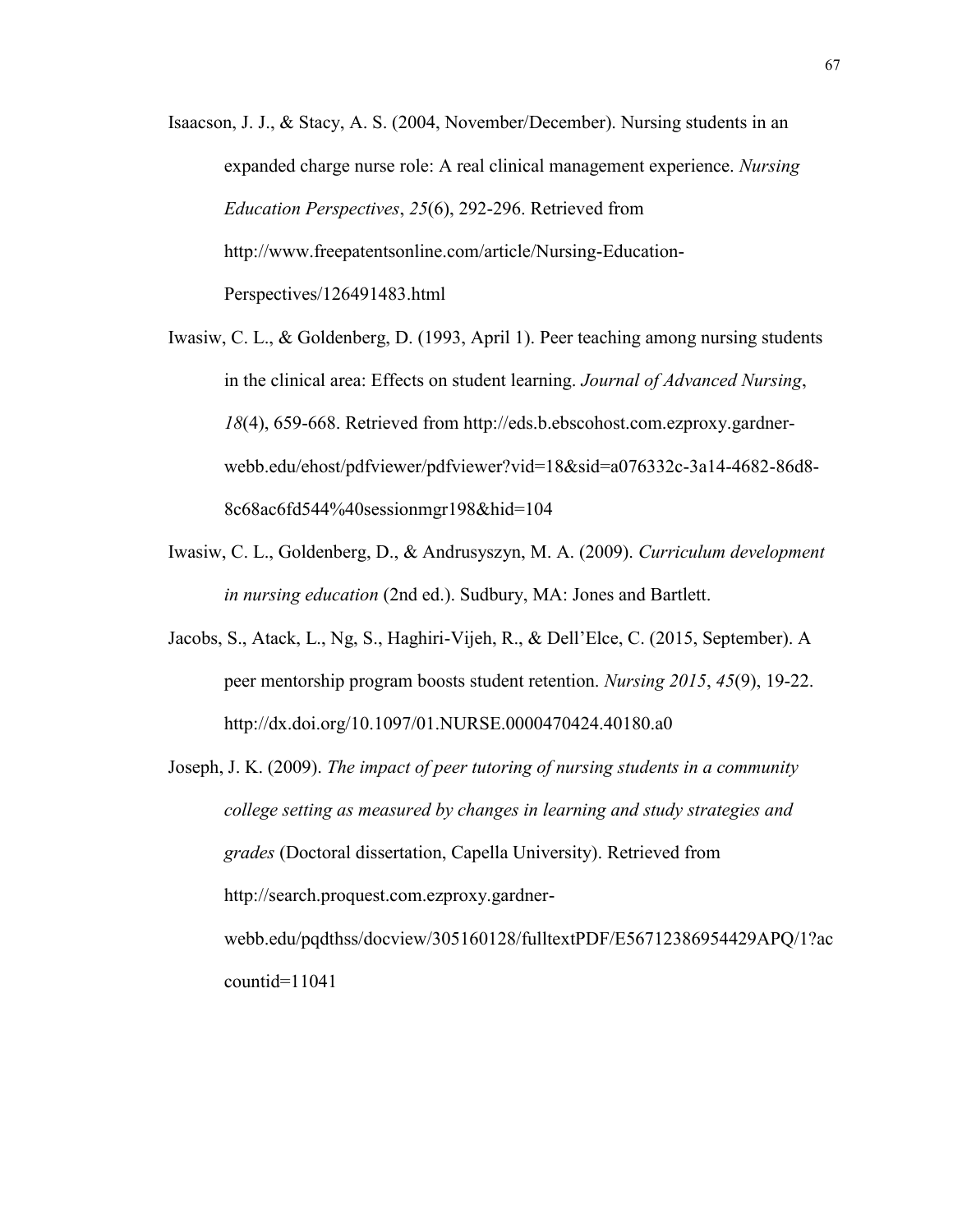Isaacson, J. J., & Stacy, A. S. (2004, November/December). Nursing students in an expanded charge nurse role: A real clinical management experience. *Nursing Education Perspectives*, *25*(6), 292-296. Retrieved from http://www.freepatentsonline.com/article/Nursing-Education-Perspectives/126491483.html

Iwasiw, C. L., & Goldenberg, D. (1993, April 1). Peer teaching among nursing students in the clinical area: Effects on student learning. *Journal of Advanced Nursing*, *18*(4), 659-668. Retrieved from http://eds.b.ebscohost.com.ezproxy.gardner-webb.edu/ehost/pdfviewer/pdfviewer?vid=18&sid=a076332c-3a14-4682-86d8-8c68ac6fd544%40sessionmgr198&hid=104

Iwasiw, C. L., Goldenberg, D., & Andrusyszyn, M. A. (2009). *Curriculum development in nursing education* (2nd ed.). Sudbury, MA: Jones and Bartlett.

Jacobs, S., Atack, L., Ng, S., Haghiri-Vijeh, R., & Dell'Elce, C. (2015, September). A peer mentorship program boosts student retention. *Nursing 2015*, *45*(9), 19-22. http://dx.doi.org/10.1097/01.NURSE.0000470424.40180.a0

Joseph, J. K. (2009). *The impact of peer tutoring of nursing students in a community college setting as measured by changes in learning and study strategies and grades* (Doctoral dissertation, Capella University). Retrieved from http://search.proquest.com.ezproxy.gardner-webb.edu/pqdthss/docview/305160128/fulltextPDF/E56712386954429APQ/1?accountid=11041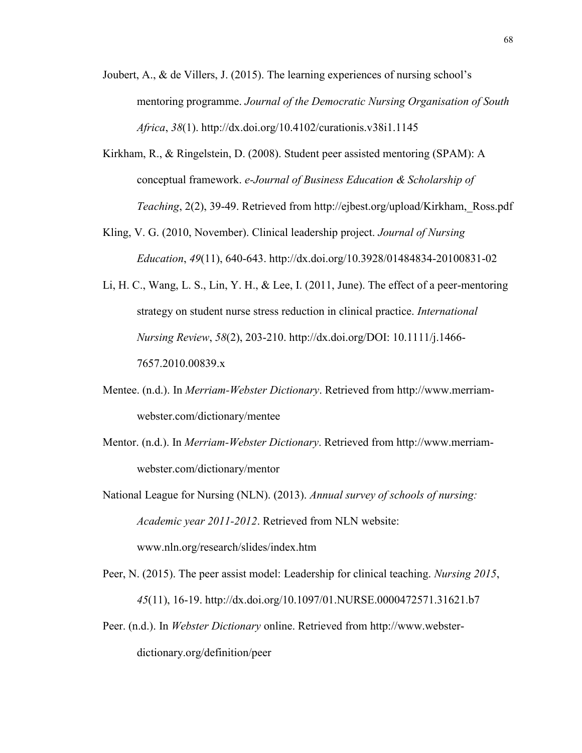Joubert, A., & de Villers, J. (2015). The learning experiences of nursing school's mentoring programme. *Journal of the Democratic Nursing Organisation of South Africa*, *38*(1). http://dx.doi.org/10.4102/curationis.v38i1.1145

Kirkham, R., & Ringelstein, D. (2008). Student peer assisted mentoring (SPAM): A conceptual framework. *e-Journal of Business Education & Scholarship of Teaching*, 2(2), 39-49. Retrieved from http://ejbest.org/upload/Kirkham,_Ross.pdf

Kling, V. G. (2010, November). Clinical leadership project. *Journal of Nursing Education*, *49*(11), 640-643. http://dx.doi.org/10.3928/01484834-20100831-02

Li, H. C., Wang, L. S., Lin, Y. H., & Lee, I. (2011, June). The effect of a peer-mentoring strategy on student nurse stress reduction in clinical practice. *International Nursing Review*, *58*(2), 203-210. http://dx.doi.org/DOI: 10.1111/j.1466-7657.2010.00839.x

Mentee. (n.d.). In *Merriam-Webster Dictionary*. Retrieved from http://www.merriam-webster.com/dictionary/mentee

Mentor. (n.d.). In *Merriam-Webster Dictionary*. Retrieved from http://www.merriam-webster.com/dictionary/mentor

National League for Nursing (NLN). (2013). *Annual survey of schools of nursing: Academic year 2011-2012*. Retrieved from NLN website: www.nln.org/research/slides/index.htm

Peer, N. (2015). The peer assist model: Leadership for clinical teaching. *Nursing 2015*, *45*(11), 16-19. http://dx.doi.org/10.1097/01.NURSE.0000472571.31621.b7

Peer. (n.d.). In *Webster Dictionary* online. Retrieved from http://www.webster-dictionary.org/definition/peer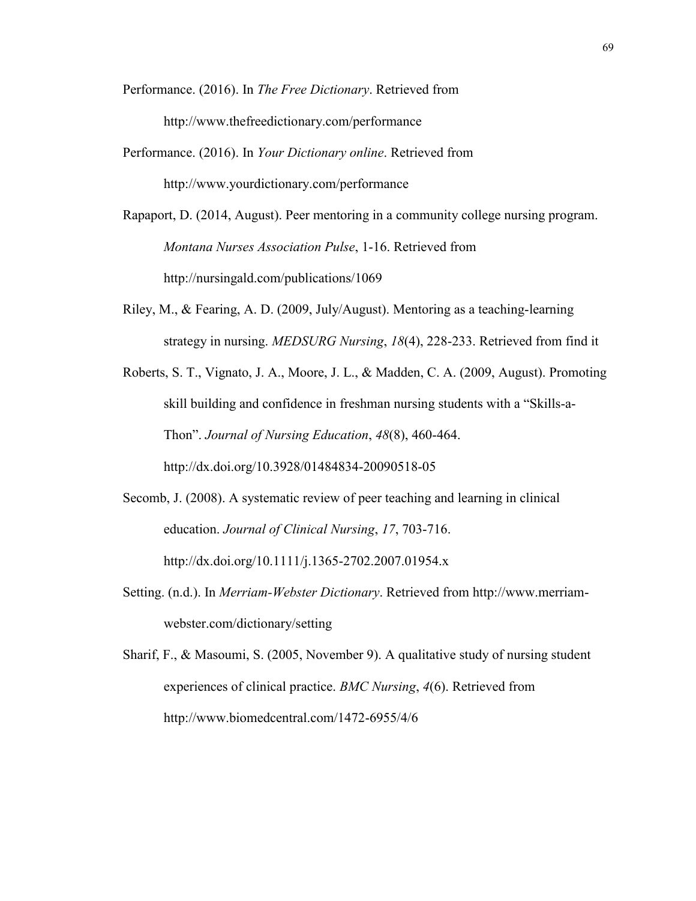Performance. (2016). In *The Free Dictionary*. Retrieved from http://www.thefreedictionary.com/performance

Performance. (2016). In *Your Dictionary online*. Retrieved from http://www.yourdictionary.com/performance

Rapaport, D. (2014, August). Peer mentoring in a community college nursing program. *Montana Nurses Association Pulse*, 1-16. Retrieved from http://nursingald.com/publications/1069

Riley, M., & Fearing, A. D. (2009, July/August). Mentoring as a teaching-learning strategy in nursing. *MEDSURG Nursing*, *18*(4), 228-233. Retrieved from find it

Roberts, S. T., Vignato, J. A., Moore, J. L., & Madden, C. A. (2009, August). Promoting skill building and confidence in freshman nursing students with a "Skills-a-Thon". *Journal of Nursing Education*, *48*(8), 460-464. http://dx.doi.org/10.3928/01484834-20090518-05

Secomb, J. (2008). A systematic review of peer teaching and learning in clinical education. *Journal of Clinical Nursing*, *17*, 703-716. http://dx.doi.org/10.1111/j.1365-2702.2007.01954.x

Setting. (n.d.). In *Merriam-Webster Dictionary*. Retrieved from http://www.merriam-webster.com/dictionary/setting

Sharif, F., & Masoumi, S. (2005, November 9). A qualitative study of nursing student experiences of clinical practice. *BMC Nursing*, *4*(6). Retrieved from http://www.biomedcentral.com/1472-6955/4/6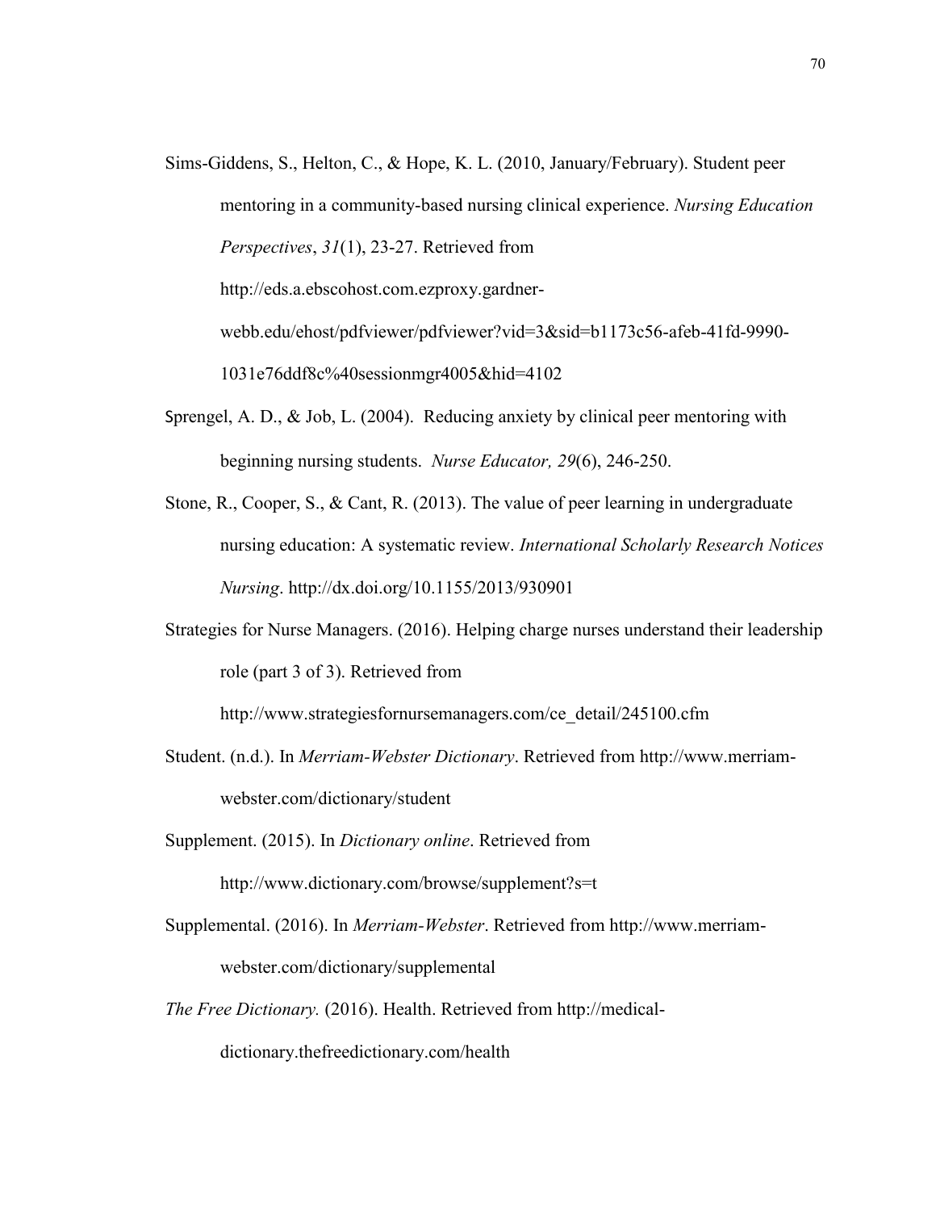Sims-Giddens, S., Helton, C., & Hope, K. L. (2010, January/February). Student peer mentoring in a community-based nursing clinical experience. *Nursing Education Perspectives*, *31*(1), 23-27. Retrieved from http://eds.a.ebscohost.com.ezproxy.gardner-webb.edu/ehost/pdfviewer/pdfviewer?vid=3&sid=b1173c56-afeb-41fd-9990-1031e76ddf8c%40sessionmgr4005&hid=4102

Sprengel, A. D., & Job, L. (2004). Reducing anxiety by clinical peer mentoring with beginning nursing students. *Nurse Educator, 29*(6), 246-250.

Stone, R., Cooper, S., & Cant, R. (2013). The value of peer learning in undergraduate nursing education: A systematic review. *International Scholarly Research Notices Nursing*. http://dx.doi.org/10.1155/2013/930901

Strategies for Nurse Managers. (2016). Helping charge nurses understand their leadership role (part 3 of 3). Retrieved from http://www.strategiesfornursemanagers.com/ce_detail/245100.cfm

Student. (n.d.). In *Merriam-Webster Dictionary*. Retrieved from http://www.merriam-webster.com/dictionary/student

Supplement. (2015). In *Dictionary online*. Retrieved from http://www.dictionary.com/browse/supplement?s=t

Supplemental. (2016). In *Merriam-Webster*. Retrieved from http://www.merriam-webster.com/dictionary/supplemental

*The Free Dictionary.* (2016). Health. Retrieved from http://medical-dictionary.thefreedictionary.com/health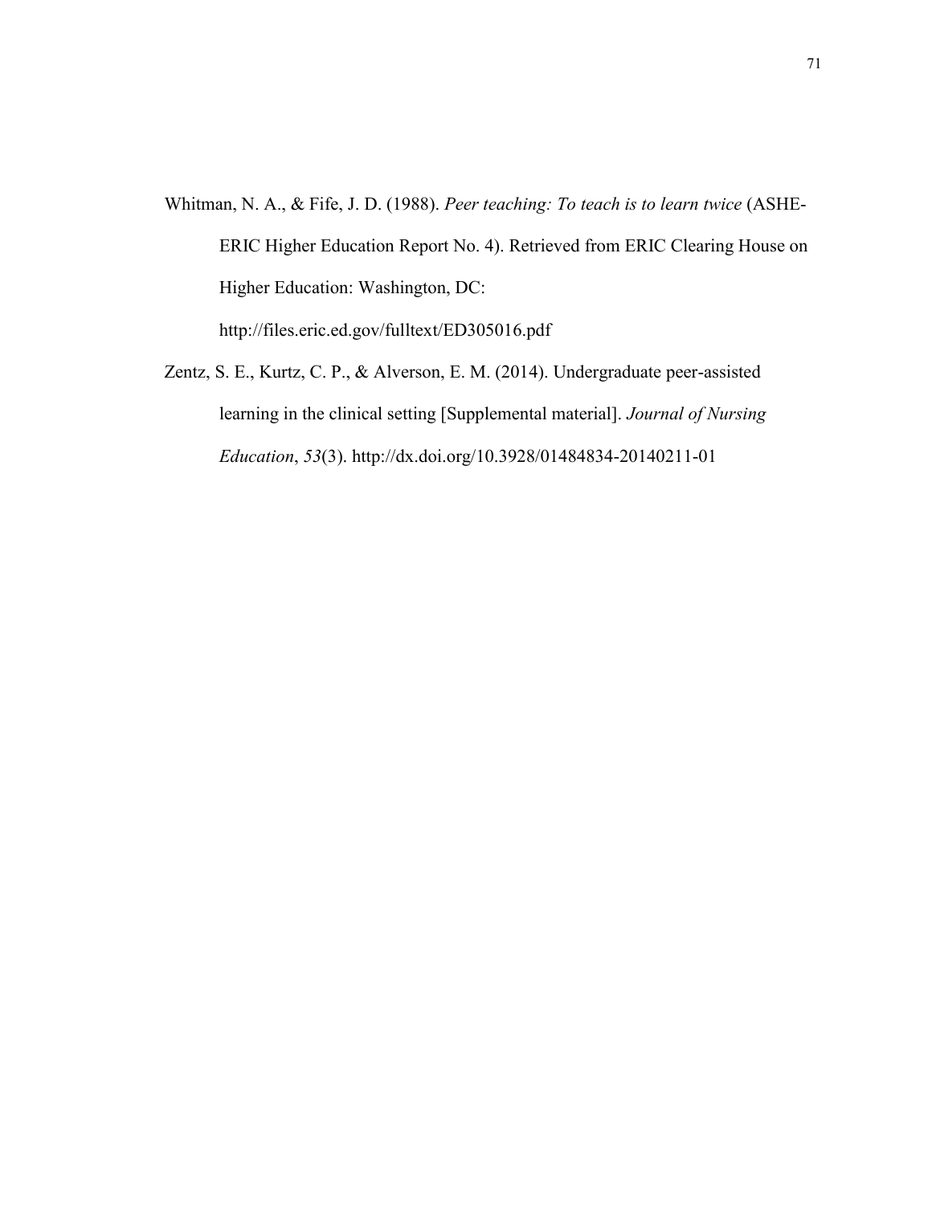Whitman, N. A., & Fife, J. D. (1988). *Peer teaching: To teach is to learn twice* (ASHE-ERIC Higher Education Report No. 4). Retrieved from ERIC Clearing House on Higher Education: Washington, DC: http://files.eric.ed.gov/fulltext/ED305016.pdf

Zentz, S. E., Kurtz, C. P., & Alverson, E. M. (2014). Undergraduate peer-assisted learning in the clinical setting [Supplemental material]. *Journal of Nursing Education*, *53*(3). http://dx.doi.org/10.3928/01484834-20140211-01